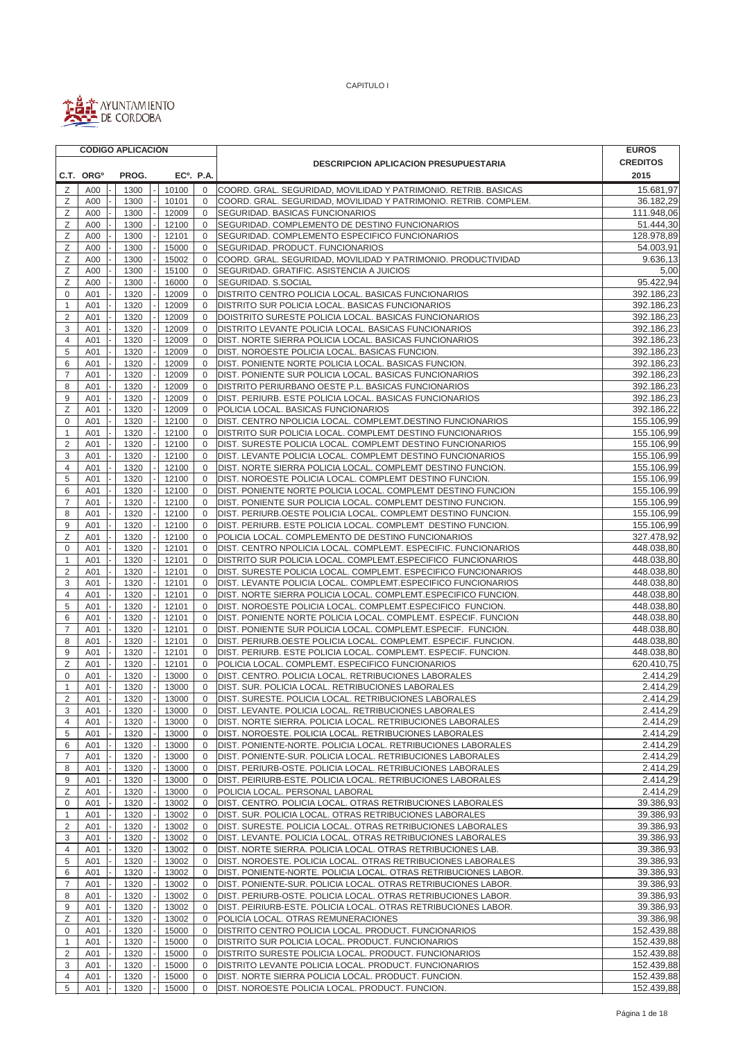CAPITULO I

AYUNTAMIENTO DE CORDOBA

| CÓDIGO APLICACIÓN | | | | | DESCRIPCION APLICACION PRESUPUESTARIA | EUROS CREDITOS |
|---|---|---|---|---|---|---|
| C.T. | ORGº | PROG. | ECº. | P.A. | | 2015 |
| Z | A00 | 1300 | 10100 | 0 | COORD. GRAL. SEGURIDAD, MOVILIDAD Y PATRIMONIO. RETRIB. BASICAS | 15.681,97 |
| Z | A00 | 1300 | 10101 | 0 | COORD. GRAL. SEGURIDAD, MOVILIDAD Y PATRIMONIO. RETRIB. COMPLEM. | 36.182,29 |
| Z | A00 | 1300 | 12009 | 0 | SEGURIDAD. BASICAS FUNCIONARIOS | 111.948,06 |
| Z | A00 | 1300 | 12100 | 0 | SEGURIDAD. COMPLEMENTO DE DESTINO FUNCIONARIOS | 51.444,30 |
| Z | A00 | 1300 | 12101 | 0 | SEGURIDAD. COMPLEMENTO ESPECIFICO FUNCIONARIOS | 128.978,89 |
| Z | A00 | 1300 | 15000 | 0 | SEGURIDAD. PRODUCT. FUNCIONARIOS | 54.003,91 |
| Z | A00 | 1300 | 15002 | 0 | COORD. GRAL. SEGURIDAD, MOVILIDAD Y PATRIMONIO. PRODUCTIVIDAD | 9.636,13 |
| Z | A00 | 1300 | 15100 | 0 | SEGURIDAD. GRATIFIC. ASISTENCIA A JUICIOS | 5,00 |
| Z | A00 | 1300 | 16000 | 0 | SEGURIDAD. S.SOCIAL | 95.422,94 |
| 0 | A01 | 1320 | 12009 | 0 | DISTRITO CENTRO POLICIA LOCAL. BASICAS FUNCIONARIOS | 392.186,23 |
| 1 | A01 | 1320 | 12009 | 0 | DISTRITO SUR POLICIA LOCAL. BASICAS FUNCIONARIOS | 392.186,23 |
| 2 | A01 | 1320 | 12009 | 0 | DOISTRITO SURESTE POLICIA LOCAL. BASICAS FUNCIONARIOS | 392.186,23 |
| 3 | A01 | 1320 | 12009 | 0 | DISTRITO LEVANTE POLICIA LOCAL. BASICAS FUNCIONARIOS | 392.186,23 |
| 4 | A01 | 1320 | 12009 | 0 | DIST. NORTE SIERRA POLICIA LOCAL. BASICAS FUNCIONARIOS | 392.186,23 |
| 5 | A01 | 1320 | 12009 | 0 | DIST. NOROESTE POLICIA LOCAL. BASICAS FUNCION. | 392.186,23 |
| 6 | A01 | 1320 | 12009 | 0 | DIST. PONIENTE NORTE POLICIA LOCAL. BASICAS FUNCION. | 392.186,23 |
| 7 | A01 | 1320 | 12009 | 0 | DIST. PONIENTE SUR POLICIA LOCAL. BASICAS FUNCIONARIOS | 392.186,23 |
| 8 | A01 | 1320 | 12009 | 0 | DISTRITO PERIURBANO OESTE P.L. BASICAS FUNCIONARIOS | 392.186,23 |
| 9 | A01 | 1320 | 12009 | 0 | DIST. PERIURB. ESTE POLICIA LOCAL. BASICAS FUNCIONARIOS | 392.186,23 |
| Z | A01 | 1320 | 12009 | 0 | POLICIA LOCAL. BASICAS FUNCIONARIOS | 392.186,22 |
| 0 | A01 | 1320 | 12100 | 0 | DIST. CENTRO NPOLICIA LOCAL. COMPLEMT.DESTINO FUNCIONARIOS | 155.106,99 |
| 1 | A01 | 1320 | 12100 | 0 | DISTRITO SUR POLICIA LOCAL. COMPLEMT DESTINO FUNCIONARIOS | 155.106,99 |
| 2 | A01 | 1320 | 12100 | 0 | DIST. SURESTE POLICIA LOCAL. COMPLEMT DESTINO FUNCIONARIOS | 155.106,99 |
| 3 | A01 | 1320 | 12100 | 0 | DIST. LEVANTE POLICIA LOCAL. COMPLEMT DESTINO FUNCIONARIOS | 155.106,99 |
| 4 | A01 | 1320 | 12100 | 0 | DIST. NORTE SIERRA POLICIA LOCAL. COMPLEMT DESTINO FUNCION. | 155.106,99 |
| 5 | A01 | 1320 | 12100 | 0 | DIST. NOROESTE POLICIA LOCAL. COMPLEMT DESTINO FUNCION. | 155.106,99 |
| 6 | A01 | 1320 | 12100 | 0 | DIST. PONIENTE NORTE POLICIA LOCAL. COMPLEMT DESTINO FUNCION | 155.106,99 |
| 7 | A01 | 1320 | 12100 | 0 | DIST. PONIENTE SUR POLICIA LOCAL. COMPLEMT DESTINO FUNCION. | 155.106,99 |
| 8 | A01 | 1320 | 12100 | 0 | DIST. PERIURB.OESTE POLICIA LOCAL. COMPLEMT DESTINO FUNCION. | 155.106,99 |
| 9 | A01 | 1320 | 12100 | 0 | DIST. PERIURB. ESTE POLICIA LOCAL. COMPLEMT DESTINO FUNCION. | 155.106,99 |
| Z | A01 | 1320 | 12100 | 0 | POLICIA LOCAL. COMPLEMENTO DE DESTINO FUNCIONARIOS | 327.478,92 |
| 0 | A01 | 1320 | 12101 | 0 | DIST. CENTRO NPOLICIA LOCAL. COMPLEMT. ESPECIFIC. FUNCIONARIOS | 448.038,80 |
| 1 | A01 | 1320 | 12101 | 0 | DISTRITO SUR POLICIA LOCAL. COMPLEMT.ESPECIFICO FUNCIONARIOS | 448.038,80 |
| 2 | A01 | 1320 | 12101 | 0 | DIST. SURESTE POLICIA LOCAL. COMPLEMT. ESPECIFICO FUNCIONARIOS | 448.038,80 |
| 3 | A01 | 1320 | 12101 | 0 | DIST. LEVANTE POLICIA LOCAL. COMPLEMT.ESPECIFICO FUNCIONARIOS | 448.038,80 |
| 4 | A01 | 1320 | 12101 | 0 | DIST. NORTE SIERRA POLICIA LOCAL. COMPLEMT.ESPECIFICO FUNCION. | 448.038,80 |
| 5 | A01 | 1320 | 12101 | 0 | DIST. NOROESTE POLICIA LOCAL. COMPLEMT.ESPECIFICO FUNCION. | 448.038,80 |
| 6 | A01 | 1320 | 12101 | 0 | DIST. PONIENTE NORTE POLICIA LOCAL. COMPLEMT. ESPECIF. FUNCION | 448.038,80 |
| 7 | A01 | 1320 | 12101 | 0 | DIST. PONIENTE SUR POLICIA LOCAL. COMPLEMT.ESPECIF. FUNCION. | 448.038,80 |
| 8 | A01 | 1320 | 12101 | 0 | DIST. PERIURB.OESTE POLICIA LOCAL. COMPLEMT. ESPECIF. FUNCION. | 448.038,80 |
| 9 | A01 | 1320 | 12101 | 0 | DIST. PERIURB. ESTE POLICIA LOCAL. COMPLEMT. ESPECIF. FUNCION. | 448.038,80 |
| Z | A01 | 1320 | 12101 | 0 | POLICIA LOCAL. COMPLEMT. ESPECIFICO FUNCIONARIOS | 620.410,75 |
| 0 | A01 | 1320 | 13000 | 0 | DIST. CENTRO. POLICIA LOCAL. RETRIBUCIONES LABORALES | 2.414,29 |
| 1 | A01 | 1320 | 13000 | 0 | DIST. SUR. POLICIA LOCAL. RETRIBUCIONES LABORALES | 2.414,29 |
| 2 | A01 | 1320 | 13000 | 0 | DIST. SURESTE. POLICIA LOCAL. RETRIBUCIONES LABORALES | 2.414,29 |
| 3 | A01 | 1320 | 13000 | 0 | DIST. LEVANTE. POLICIA LOCAL. RETRIBUCIONES LABORALES | 2.414,29 |
| 4 | A01 | 1320 | 13000 | 0 | DIST. NORTE SIERRA. POLICIA LOCAL. RETRIBUCIONES LABORALES | 2.414,29 |
| 5 | A01 | 1320 | 13000 | 0 | DIST. NOROESTE. POLICIA LOCAL. RETRIBUCIONES LABORALES | 2.414,29 |
| 6 | A01 | 1320 | 13000 | 0 | DIST. PONIENTE-NORTE. POLICIA LOCAL. RETRIBUCIONES LABORALES | 2.414,29 |
| 7 | A01 | 1320 | 13000 | 0 | DIST. PONIENTE-SUR. POLICIA LOCAL. RETRIBUCIONES LABORALES | 2.414,29 |
| 8 | A01 | 1320 | 13000 | 0 | DIST. PERIURB-OSTE. POLICIA LOCAL. RETRIBUCIONES LABORALES | 2.414,29 |
| 9 | A01 | 1320 | 13000 | 0 | DIST. PEIRIURB-ESTE. POLICIA LOCAL. RETRIBUCIONES LABORALES | 2.414,29 |
| Z | A01 | 1320 | 13000 | 0 | POLICIA LOCAL. PERSONAL LABORAL | 2.414,29 |
| 0 | A01 | 1320 | 13002 | 0 | DIST. CENTRO. POLICIA LOCAL. OTRAS RETRIBUCIONES LABORALES | 39.386,93 |
| 1 | A01 | 1320 | 13002 | 0 | DIST. SUR. POLICIA LOCAL. OTRAS RETRIBUCIONES LABORALES | 39.386,93 |
| 2 | A01 | 1320 | 13002 | 0 | DIST. SURESTE. POLICIA LOCAL. OTRAS RETRIBUCIONES LABORALES | 39.386,93 |
| 3 | A01 | 1320 | 13002 | 0 | DIST. LEVANTE. POLICIA LOCAL. OTRAS RETRIBUCIONES LABORALES | 39.386,93 |
| 4 | A01 | 1320 | 13002 | 0 | DIST. NORTE SIERRA. POLICIA LOCAL. OTRAS RETRIBUCIONES LAB. | 39.386,93 |
| 5 | A01 | 1320 | 13002 | 0 | DIST. NOROESTE. POLICIA LOCAL. OTRAS RETRIBUCIONES LABORALES | 39.386,93 |
| 6 | A01 | 1320 | 13002 | 0 | DIST. PONIENTE-NORTE. POLICIA LOCAL. OTRAS RETRIBUCIONES LABOR. | 39.386,93 |
| 7 | A01 | 1320 | 13002 | 0 | DIST. PONIENTE-SUR. POLICIA LOCAL. OTRAS RETRIBUCIONES LABOR. | 39.386,93 |
| 8 | A01 | 1320 | 13002 | 0 | DIST. PERIURB-OSTE. POLICIA LOCAL. OTRAS RETRIBUCIONES LABOR. | 39.386,93 |
| 9 | A01 | 1320 | 13002 | 0 | DIST. PEIRIURB-ESTE. POLICIA LOCAL. OTRAS RETRIBUCIONES LABOR. | 39.386,93 |
| Z | A01 | 1320 | 13002 | 0 | POLICÍA LOCAL. OTRAS REMUNERACIONES | 39.386,98 |
| 0 | A01 | 1320 | 15000 | 0 | DISTRITO CENTRO POLICIA LOCAL. PRODUCT. FUNCIONARIOS | 152.439,88 |
| 1 | A01 | 1320 | 15000 | 0 | DISTRITO SUR POLICIA LOCAL. PRODUCT. FUNCIONARIOS | 152.439,88 |
| 2 | A01 | 1320 | 15000 | 0 | DISTRITO SURESTE POLICIA LOCAL. PRODUCT. FUNCIONARIOS | 152.439,88 |
| 3 | A01 | 1320 | 15000 | 0 | DISTRITO LEVANTE POLICIA LOCAL. PRODUCT. FUNCIONARIOS | 152.439,88 |
| 4 | A01 | 1320 | 15000 | 0 | DIST. NORTE SIERRA POLICIA LOCAL. PRODUCT. FUNCION. | 152.439,88 |
| 5 | A01 | 1320 | 15000 | 0 | DIST. NOROESTE POLICIA LOCAL. PRODUCT. FUNCION. | 152.439,88 |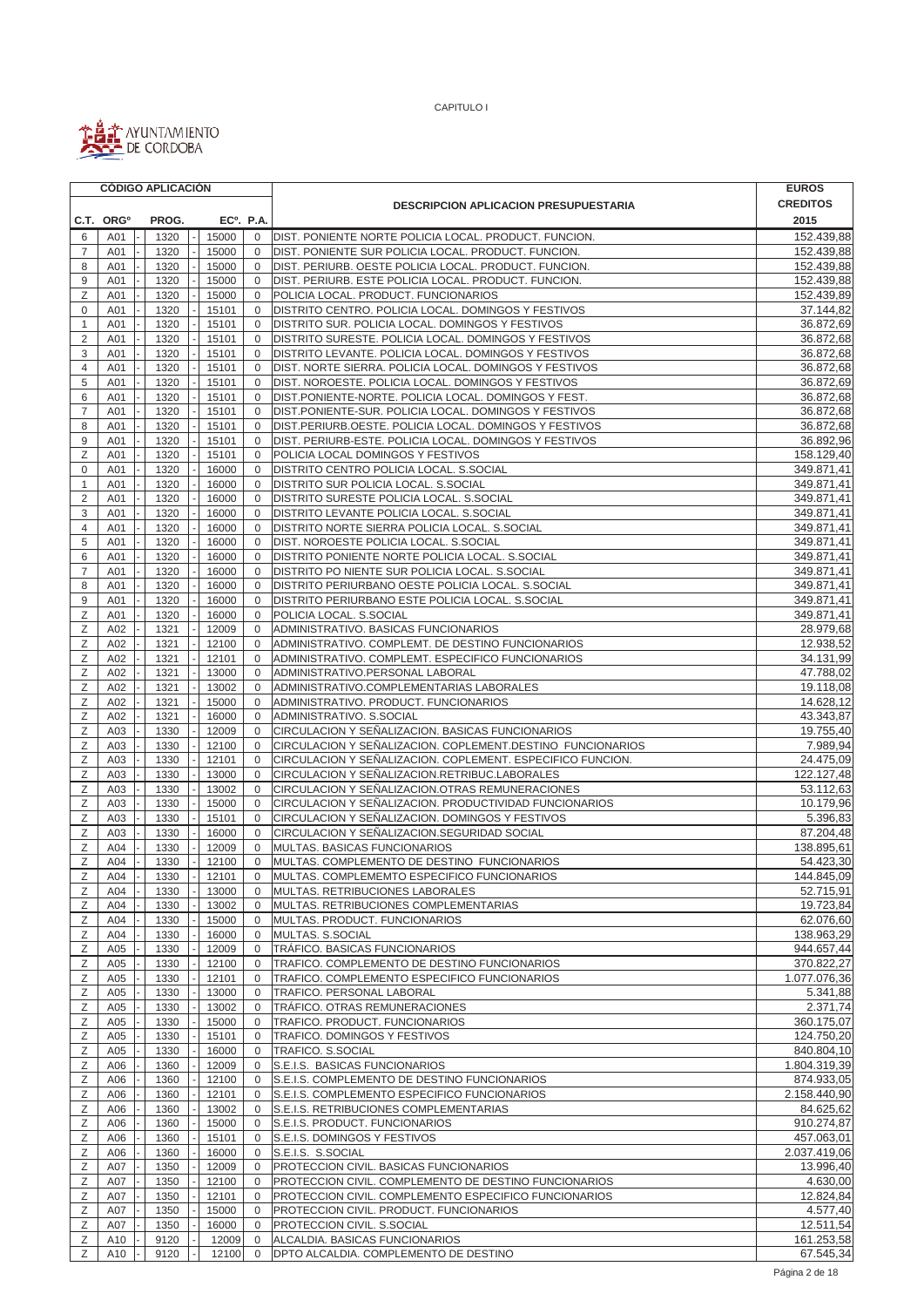CAPITULO I

AYUNTAMIENTO DE CORDOBA

| CÓDIGO APLICACIÓN | | | | | DESCRIPCION APLICACION PRESUPUESTARIA | EUROS CREDITOS |
|---|---|---|---|---|---|---|
| C.T. | ORGº | PROG. | ECº. | P.A. | | 2015 |
| 6 | A01 | 1320 | 15000 | 0 | DIST. PONIENTE NORTE POLICIA LOCAL. PRODUCT. FUNCION. | 152.439,88 |
| 7 | A01 | 1320 | 15000 | 0 | DIST. PONIENTE SUR POLICIA LOCAL. PRODUCT. FUNCION. | 152.439,88 |
| 8 | A01 | 1320 | 15000 | 0 | DIST. PERIURB. OESTE POLICIA LOCAL. PRODUCT. FUNCION. | 152.439,88 |
| 9 | A01 | 1320 | 15000 | 0 | DIST. PERIURB. ESTE POLICIA LOCAL. PRODUCT. FUNCION | 152.439,88 |
| Z | A01 | 1320 | 15000 | 0 | POLICIA LOCAL. PRODUCT. FUNCIONARIOS | 152.439,89 |
| 0 | A01 | 1320 | 15101 | 0 | DISTRITO CENTRO. POLICIA LOCAL. DOMINGOS Y FESTIVOS | 37.144,82 |
| 1 | A01 | 1320 | 15101 | 0 | DISTRITO SUR. POLICIA LOCAL. DOMINGOS Y FESTIVOS | 36.872,69 |
| 2 | A01 | 1320 | 15101 | 0 | DISTRITO SURESTE. POLICIA LOCAL. DOMINGOS Y FESTIVOS | 36.872,68 |
| 3 | A01 | 1320 | 15101 | 0 | DISTRITO LEVANTE. POLICIA LOCAL. DOMINGOS Y FESTIVOS | 36.872,68 |
| 4 | A01 | 1320 | 15101 | 0 | DIST. NORTE SIERRA. POLICIA LOCAL. DOMINGOS Y FESTIVOS | 36.872,68 |
| 5 | A01 | 1320 | 15101 | 0 | DIST. NOROESTE. POLICIA LOCAL. DOMINGOS Y FESTIVOS | 36.872,69 |
| 6 | A01 | 1320 | 15101 | 0 | DIST.PONIENTE-NORTE. POLICIA LOCAL. DOMINGOS Y FEST. | 36.872,68 |
| 7 | A01 | 1320 | 15101 | 0 | DIST.PONIENTE-SUR. POLICIA LOCAL. DOMINGOS Y FESTIVOS | 36.872,68 |
| 8 | A01 | 1320 | 15101 | 0 | DIST.PERIURB.OESTE. POLICIA LOCAL. DOMINGOS Y FESTIVOS | 36.872,68 |
| 9 | A01 | 1320 | 15101 | 0 | DIST. PERIURB-ESTE. POLICIA LOCAL. DOMINGOS Y FESTIVOS | 36.892,96 |
| Z | A01 | 1320 | 15101 | 0 | POLICIA LOCAL DOMINGOS Y FESTIVOS | 158.129,40 |
| 0 | A01 | 1320 | 16000 | 0 | DISTRITO CENTRO POLICIA LOCAL. S.SOCIAL | 349.871,41 |
| 1 | A01 | 1320 | 16000 | 0 | DISTRITO SUR POLICIA LOCAL. S.SOCIAL | 349.871,41 |
| 2 | A01 | 1320 | 16000 | 0 | DISTRITO SURESTE POLICIA LOCAL. S.SOCIAL | 349.871,41 |
| 3 | A01 | 1320 | 16000 | 0 | DISTRITO LEVANTE POLICIA LOCAL. S.SOCIAL | 349.871,41 |
| 4 | A01 | 1320 | 16000 | 0 | DISTRITO NORTE SIERRA POLICIA LOCAL. S.SOCIAL | 349.871,41 |
| 5 | A01 | 1320 | 16000 | 0 | DIST. NOROESTE POLICIA LOCAL. S.SOCIAL | 349.871,41 |
| 6 | A01 | 1320 | 16000 | 0 | DISTRITO PONIENTE NORTE POLICIA LOCAL. S.SOCIAL | 349.871,41 |
| 7 | A01 | 1320 | 16000 | 0 | DISTRITO PO NIENTE SUR POLICIA LOCAL. S.SOCIAL | 349.871,41 |
| 8 | A01 | 1320 | 16000 | 0 | DISTRITO PERIURBANO OESTE POLICIA LOCAL. S.SOCIAL | 349.871,41 |
| 9 | A01 | 1320 | 16000 | 0 | DISTRITO PERIURBANO ESTE POLICIA LOCAL. S.SOCIAL | 349.871,41 |
| Z | A01 | 1320 | 16000 | 0 | POLICIA LOCAL. S.SOCIAL | 349.871,41 |
| Z | A02 | 1321 | 12009 | 0 | ADMINISTRATIVO. BASICAS FUNCIONARIOS | 28.979,68 |
| Z | A02 | 1321 | 12100 | 0 | ADMINISTRATIVO. COMPLEMT. DE DESTINO FUNCIONARIOS | 12.938,52 |
| Z | A02 | 1321 | 12101 | 0 | ADMINISTRATIVO. COMPLEMT. ESPECIFICO FUNCIONARIOS | 34.131,99 |
| Z | A02 | 1321 | 13000 | 0 | ADMINISTRATIVO.PERSONAL LABORAL | 47.788,02 |
| Z | A02 | 1321 | 13002 | 0 | ADMINISTRATIVO.COMPLEMENTARIAS LABORALES | 19.118,08 |
| Z | A02 | 1321 | 15000 | 0 | ADMINISTRATIVO. PRODUCT. FUNCIONARIOS | 14.628,12 |
| Z | A02 | 1321 | 16000 | 0 | ADMINISTRATIVO. S.SOCIAL | 43.343,87 |
| Z | A03 | 1330 | 12009 | 0 | CIRCULACION Y SEÑALIZACION. BASICAS FUNCIONARIOS | 19.755,40 |
| Z | A03 | 1330 | 12100 | 0 | CIRCULACION Y SEÑALIZACION. COPLEMENT.DESTINO FUNCIONARIOS | 7.989,94 |
| Z | A03 | 1330 | 12101 | 0 | CIRCULACION Y SEÑALIZACION. COPLEMENT. ESPECIFICO FUNCION. | 24.475,09 |
| Z | A03 | 1330 | 13000 | 0 | CIRCULACION Y SEÑALIZACION.RETRIBUC.LABORALES | 122.127,48 |
| Z | A03 | 1330 | 13002 | 0 | CIRCULACION Y SEÑALIZACION.OTRAS REMUNERACIONES | 53.112,63 |
| Z | A03 | 1330 | 15000 | 0 | CIRCULACION Y SEÑALIZACION. PRODUCTIVIDAD FUNCIONARIOS | 10.179,96 |
| Z | A03 | 1330 | 15101 | 0 | CIRCULACION Y SEÑALIZACION. DOMINGOS Y FESTIVOS | 5.396,83 |
| Z | A03 | 1330 | 16000 | 0 | CIRCULACION Y SEÑALIZACION.SEGURIDAD SOCIAL | 87.204,48 |
| Z | A04 | 1330 | 12009 | 0 | MULTAS. BASICAS FUNCIONARIOS | 138.895,61 |
| Z | A04 | 1330 | 12100 | 0 | MULTAS. COMPLEMENTO DE DESTINO FUNCIONARIOS | 54.423,30 |
| Z | A04 | 1330 | 12101 | 0 | MULTAS. COMPLEMEMTO ESPECIFICO FUNCIONARIOS | 144.845,09 |
| Z | A04 | 1330 | 13000 | 0 | MULTAS. RETRIBUCIONES LABORALES | 52.715,91 |
| Z | A04 | 1330 | 13002 | 0 | MULTAS. RETRIBUCIONES COMPLEMENTARIAS | 19.723,84 |
| Z | A04 | 1330 | 15000 | 0 | MULTAS. PRODUCT. FUNCIONARIOS | 62.076,60 |
| Z | A04 | 1330 | 16000 | 0 | MULTAS. S.SOCIAL | 138.963,29 |
| Z | A05 | 1330 | 12009 | 0 | TRÁFICO. BASICAS FUNCIONARIOS | 944.657,44 |
| Z | A05 | 1330 | 12100 | 0 | TRAFICO. COMPLEMENTO DE DESTINO FUNCIONARIOS | 370.822,27 |
| Z | A05 | 1330 | 12101 | 0 | TRAFICO. COMPLEMENTO ESPECIFICO FUNCIONARIOS | 1.077.076,36 |
| Z | A05 | 1330 | 13000 | 0 | TRAFICO. PERSONAL LABORAL | 5.341,88 |
| Z | A05 | 1330 | 13002 | 0 | TRÁFICO. OTRAS REMUNERACIONES | 2.371,74 |
| Z | A05 | 1330 | 15000 | 0 | TRAFICO. PRODUCT. FUNCIONARIOS | 360.175,07 |
| Z | A05 | 1330 | 15101 | 0 | TRAFICO. DOMINGOS Y FESTIVOS | 124.750,20 |
| Z | A05 | 1330 | 16000 | 0 | TRAFICO. S.SOCIAL | 840.804,10 |
| Z | A06 | 1360 | 12009 | 0 | S.E.I.S. BASICAS FUNCIONARIOS | 1.804.319,39 |
| Z | A06 | 1360 | 12100 | 0 | S.E.I.S. COMPLEMENTO DE DESTINO FUNCIONARIOS | 874.933,05 |
| Z | A06 | 1360 | 12101 | 0 | S.E.I.S. COMPLEMENTO ESPECIFICO FUNCIONARIOS | 2.158.440,90 |
| Z | A06 | 1360 | 13002 | 0 | S.E.I.S. RETRIBUCIONES COMPLEMENTARIAS | 84.625,62 |
| Z | A06 | 1360 | 15000 | 0 | S.E.I.S. PRODUCT. FUNCIONARIOS | 910.274,87 |
| Z | A06 | 1360 | 15101 | 0 | S.E.I.S. DOMINGOS Y FESTIVOS | 457.063,01 |
| Z | A06 | 1360 | 16000 | 0 | S.E.I.S. S.SOCIAL | 2.037.419,06 |
| Z | A07 | 1350 | 12009 | 0 | PROTECCION CIVIL. BASICAS FUNCIONARIOS | 13.996,40 |
| Z | A07 | 1350 | 12100 | 0 | PROTECCION CIVIL. COMPLEMENTO DE DESTINO FUNCIONARIOS | 4.630,00 |
| Z | A07 | 1350 | 12101 | 0 | PROTECCION CIVIL. COMPLEMENTO ESPECIFICO FUNCIONARIOS | 12.824,84 |
| Z | A07 | 1350 | 15000 | 0 | PROTECCION CIVIL. PRODUCT. FUNCIONARIOS | 4.577,40 |
| Z | A07 | 1350 | 16000 | 0 | PROTECCION CIVIL. S.SOCIAL | 12.511,54 |
| Z | A10 | 9120 | 12009 | 0 | ALCALDIA. BASICAS FUNCIONARIOS | 161.253,58 |
| Z | A10 | 9120 | 12100 | 0 | DPTO ALCALDIA. COMPLEMENTO DE DESTINO | 67.545,34 |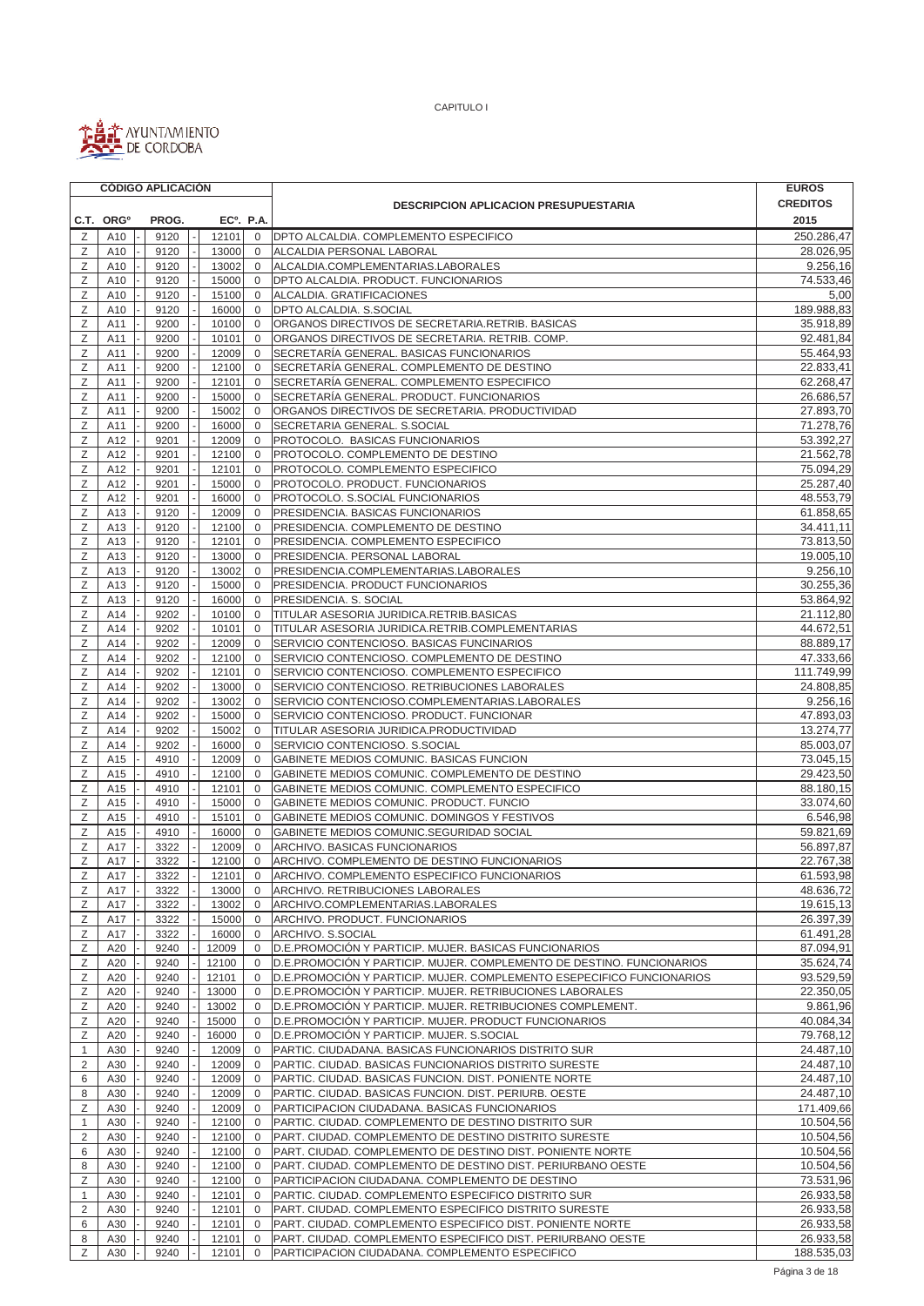CAPITULO I

AYUNTAMIENTO DE CORDOBA

| CÓDIGO APLICACIÓN | | | | | DESCRIPCION APLICACION PRESUPUESTARIA | EUROS CREDITOS |
|---|---|---|---|---|---|---|
| C.T. | ORGº | PROG. | ECº. | P.A. | | 2015 |
| Z | A10 | 9120 | 12101 | 0 | DPTO ALCALDIA. COMPLEMENTO ESPECIFICO | 250.286,47 |
| Z | A10 | 9120 | 13000 | 0 | ALCALDIA PERSONAL LABORAL | 28.026,95 |
| Z | A10 | 9120 | 13002 | 0 | ALCALDIA.COMPLEMENTARIAS.LABORALES | 9.256,16 |
| Z | A10 | 9120 | 15000 | 0 | DPTO ALCALDIA. PRODUCT. FUNCIONARIOS | 74.533,46 |
| Z | A10 | 9120 | 15100 | 0 | ALCALDIA. GRATIFICACIONES | 5,00 |
| Z | A10 | 9120 | 16000 | 0 | DPTO ALCALDIA. S.SOCIAL | 189.988,83 |
| Z | A11 | 9200 | 10100 | 0 | ORGANOS DIRECTIVOS DE SECRETARIA.RETRIB. BASICAS | 35.918,89 |
| Z | A11 | 9200 | 10101 | 0 | ORGANOS DIRECTIVOS DE SECRETARIA. RETRIB. COMP. | 92.481,84 |
| Z | A11 | 9200 | 12009 | 0 | SECRETARÍA GENERAL. BASICAS FUNCIONARIOS | 55.464,93 |
| Z | A11 | 9200 | 12100 | 0 | SECRETARÍA GENERAL. COMPLEMENTO DE DESTINO | 22.833,41 |
| Z | A11 | 9200 | 12101 | 0 | SECRETARÍA GENERAL. COMPLEMENTO ESPECIFICO | 62.268,47 |
| Z | A11 | 9200 | 15000 | 0 | SECRETARÍA GENERAL. PRODUCT. FUNCIONARIOS | 26.686,57 |
| Z | A11 | 9200 | 15002 | 0 | ORGANOS DIRECTIVOS DE SECRETARIA. PRODUCTIVIDAD | 27.893,70 |
| Z | A11 | 9200 | 16000 | 0 | SECRETARIA GENERAL. S.SOCIAL | 71.278,76 |
| Z | A12 | 9201 | 12009 | 0 | PROTOCOLO. BASICAS FUNCIONARIOS | 53.392,27 |
| Z | A12 | 9201 | 12100 | 0 | PROTOCOLO. COMPLEMENTO DE DESTINO | 21.562,78 |
| Z | A12 | 9201 | 12101 | 0 | PROTOCOLO. COMPLEMENTO ESPECIFICO | 75.094,29 |
| Z | A12 | 9201 | 15000 | 0 | PROTOCOLO. PRODUCT. FUNCIONARIOS | 25.287,40 |
| Z | A12 | 9201 | 16000 | 0 | PROTOCOLO. S.SOCIAL FUNCIONARIOS | 48.553,79 |
| Z | A13 | 9120 | 12009 | 0 | PRESIDENCIA. BASICAS FUNCIONARIOS | 61.858,65 |
| Z | A13 | 9120 | 12100 | 0 | PRESIDENCIA. COMPLEMENTO DE DESTINO | 34.411,11 |
| Z | A13 | 9120 | 12101 | 0 | PRESIDENCIA. COMPLEMENTO ESPECIFICO | 73.813,50 |
| Z | A13 | 9120 | 13000 | 0 | PRESIDENCIA. PERSONAL LABORAL | 19.005,10 |
| Z | A13 | 9120 | 13002 | 0 | PRESIDENCIA.COMPLEMENTARIAS.LABORALES | 9.256,10 |
| Z | A13 | 9120 | 15000 | 0 | PRESIDENCIA. PRODUCT FUNCIONARIOS | 30.255,36 |
| Z | A13 | 9120 | 16000 | 0 | PRESIDENCIA. S. SOCIAL | 53.864,92 |
| Z | A14 | 9202 | 10100 | 0 | TITULAR ASESORIA JURIDICA.RETRIB.BASICAS | 21.112,80 |
| Z | A14 | 9202 | 10101 | 0 | TITULAR ASESORIA JURIDICA.RETRIB.COMPLEMENTARIAS | 44.672,51 |
| Z | A14 | 9202 | 12009 | 0 | SERVICIO CONTENCIOSO. BASICAS FUNCINARIOS | 88.889,17 |
| Z | A14 | 9202 | 12100 | 0 | SERVICIO CONTENCIOSO. COMPLEMENTO DE DESTINO | 47.333,66 |
| Z | A14 | 9202 | 12101 | 0 | SERVICIO CONTENCIOSO. COMPLEMENTO ESPECIFICO | 111.749,99 |
| Z | A14 | 9202 | 13000 | 0 | SERVICIO CONTENCIOSO. RETRIBUCIONES LABORALES | 24.808,85 |
| Z | A14 | 9202 | 13002 | 0 | SERVICIO CONTENCIOSO.COMPLEMENTARIAS.LABORALES | 9.256,16 |
| Z | A14 | 9202 | 15000 | 0 | SERVICIO CONTENCIOSO. PRODUCT. FUNCIONAR | 47.893,03 |
| Z | A14 | 9202 | 15002 | 0 | TITULAR ASESORIA JURIDICA.PRODUCTIVIDAD | 13.274,77 |
| Z | A14 | 9202 | 16000 | 0 | SERVICIO CONTENCIOSO. S.SOCIAL | 85.003,07 |
| Z | A15 | 4910 | 12009 | 0 | GABINETE MEDIOS COMUNIC. BASICAS FUNCION | 73.045,15 |
| Z | A15 | 4910 | 12100 | 0 | GABINETE MEDIOS COMUNIC. COMPLEMENTO DE DESTINO | 29.423,50 |
| Z | A15 | 4910 | 12101 | 0 | GABINETE MEDIOS COMUNIC. COMPLEMENTO ESPECIFICO | 88.180,15 |
| Z | A15 | 4910 | 15000 | 0 | GABINETE MEDIOS COMUNIC. PRODUCT. FUNCIO | 33.074,60 |
| Z | A15 | 4910 | 15101 | 0 | GABINETE MEDIOS COMUNIC. DOMINGOS Y FESTIVOS | 6.546,98 |
| Z | A15 | 4910 | 16000 | 0 | GABINETE MEDIOS COMUNIC.SEGURIDAD SOCIAL | 59.821,69 |
| Z | A17 | 3322 | 12009 | 0 | ARCHIVO. BASICAS FUNCIONARIOS | 56.897,87 |
| Z | A17 | 3322 | 12100 | 0 | ARCHIVO. COMPLEMENTO DE DESTINO FUNCIONARIOS | 22.767,38 |
| Z | A17 | 3322 | 12101 | 0 | ARCHIVO. COMPLEMENTO ESPECIFICO FUNCIONARIOS | 61.593,98 |
| Z | A17 | 3322 | 13000 | 0 | ARCHIVO. RETRIBUCIONES LABORALES | 48.636,72 |
| Z | A17 | 3322 | 13002 | 0 | ARCHIVO.COMPLEMENTARIAS.LABORALES | 19.615,13 |
| Z | A17 | 3322 | 15000 | 0 | ARCHIVO. PRODUCT. FUNCIONARIOS | 26.397,39 |
| Z | A17 | 3322 | 16000 | 0 | ARCHIVO. S.SOCIAL | 61.491,28 |
| Z | A20 | 9240 | 12009 | 0 | D.E.PROMOCIÓN Y PARTICIP. MUJER. BASICAS FUNCIONARIOS | 87.094,91 |
| Z | A20 | 9240 | 12100 | 0 | D.E.PROMOCIÓN Y PARTICIP. MUJER. COMPLEMENTO DE DESTINO. FUNCIONARIOS | 35.624,74 |
| Z | A20 | 9240 | 12101 | 0 | D.E.PROMOCIÓN Y PARTICIP. MUJER. COMPLEMENTO ESEPECIFICO FUNCIONARIOS | 93.529,59 |
| Z | A20 | 9240 | 13000 | 0 | D.E.PROMOCIÓN Y PARTICIP. MUJER. RETRIBUCIONES LABORALES | 22.350,05 |
| Z | A20 | 9240 | 13002 | 0 | D.E.PROMOCIÓN Y PARTICIP. MUJER. RETRIBUCIONES COMPLEMENT. | 9.861,96 |
| Z | A20 | 9240 | 15000 | 0 | D.E.PROMOCIÓN Y PARTICIP. MUJER. PRODUCT FUNCIONARIOS | 40.084,34 |
| Z | A20 | 9240 | 16000 | 0 | D.E.PROMOCIÓN Y PARTICIP. MUJER. S.SOCIAL | 79.768,12 |
| 1 | A30 | 9240 | 12009 | 0 | PARTIC. CIUDADANA. BASICAS FUNCIONARIOS DISTRITO SUR | 24.487,10 |
| 2 | A30 | 9240 | 12009 | 0 | PARTIC. CIUDAD. BASICAS FUNCIONARIOS DISTRITO SURESTE | 24.487,10 |
| 6 | A30 | 9240 | 12009 | 0 | PARTIC. CIUDAD. BASICAS FUNCION. DIST. PONIENTE NORTE | 24.487,10 |
| 8 | A30 | 9240 | 12009 | 0 | PARTIC. CIUDAD. BASICAS FUNCION. DIST. PERIURB. OESTE | 24.487,10 |
| Z | A30 | 9240 | 12009 | 0 | PARTICIPACION CIUDADANA. BASICAS FUNCIONARIOS | 171.409,66 |
| 1 | A30 | 9240 | 12100 | 0 | PARTIC. CIUDAD. COMPLEMENTO DE DESTINO DISTRITO SUR | 10.504,56 |
| 2 | A30 | 9240 | 12100 | 0 | PART. CIUDAD. COMPLEMENTO DE DESTINO DISTRITO SURESTE | 10.504,56 |
| 6 | A30 | 9240 | 12100 | 0 | PART. CIUDAD. COMPLEMENTO DE DESTINO DIST. PONIENTE NORTE | 10.504,56 |
| 8 | A30 | 9240 | 12100 | 0 | PART. CIUDAD. COMPLEMENTO DE DESTINO DIST. PERIURBANO OESTE | 10.504,56 |
| Z | A30 | 9240 | 12100 | 0 | PARTICIPACION CIUDADANA. COMPLEMENTO DE DESTINO | 73.531,96 |
| 1 | A30 | 9240 | 12101 | 0 | PARTIC. CIUDAD. COMPLEMENTO ESPECIFICO DISTRITO SUR | 26.933,58 |
| 2 | A30 | 9240 | 12101 | 0 | PART. CIUDAD. COMPLEMENTO ESPECIFICO DISTRITO SURESTE | 26.933,58 |
| 6 | A30 | 9240 | 12101 | 0 | PART. CIUDAD. COMPLEMENTO ESPECIFICO DIST. PONIENTE NORTE | 26.933,58 |
| 8 | A30 | 9240 | 12101 | 0 | PART. CIUDAD. COMPLEMENTO ESPECIFICO DIST. PERIURBANO OESTE | 26.933,58 |
| Z | A30 | 9240 | 12101 | 0 | PARTICIPACION CIUDADANA. COMPLEMENTO ESPECIFICO | 188.535,03 |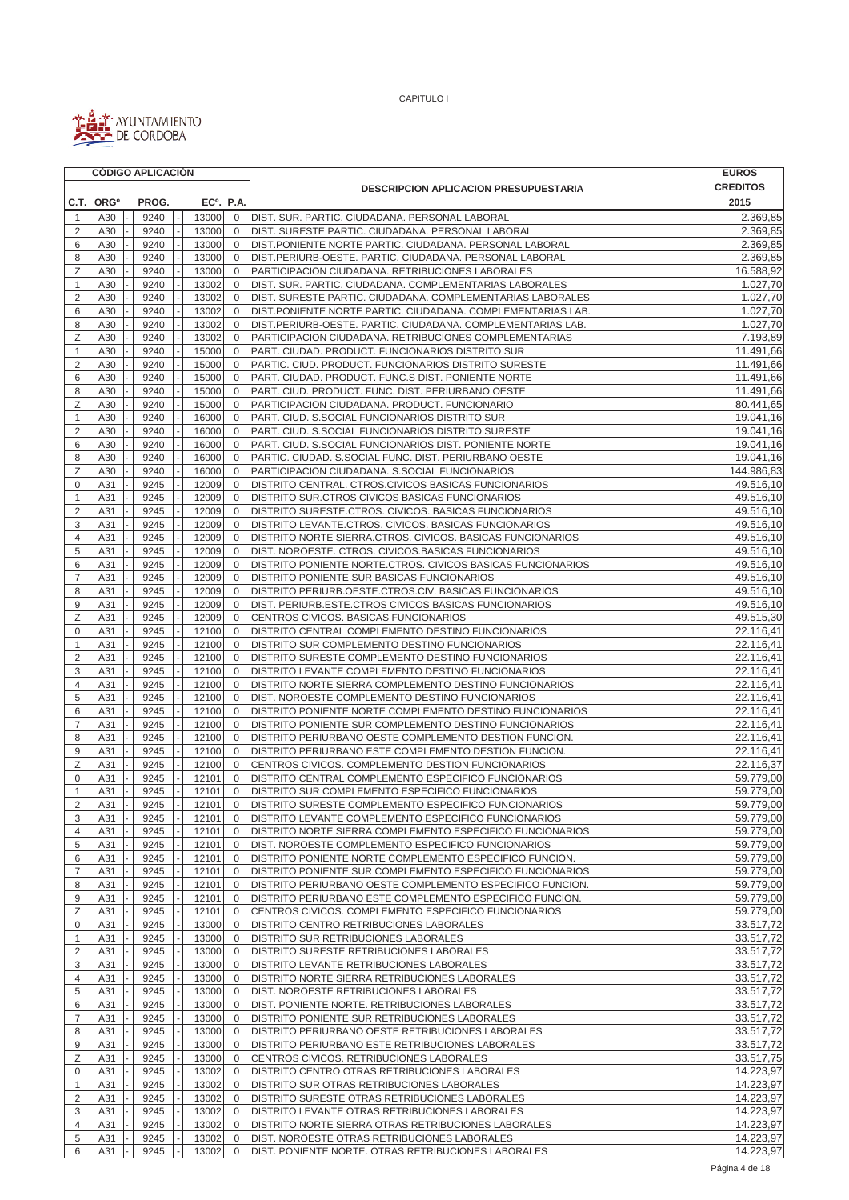CAPITULO I

AYUNTAMIENTO DE CORDOBA

| CÓDIGO APLICACIÓN | | | | | DESCRIPCION APLICACION PRESUPUESTARIA | EUROS CREDITOS |
|---|---|---|---|---|---|---|
| C.T. | ORGº | PROG. | ECº. | P.A. | | 2015 |
| 1 | A30 | 9240 | 13000 | 0 | DIST. SUR. PARTIC. CIUDADANA. PERSONAL LABORAL | 2.369,85 |
| 2 | A30 | 9240 | 13000 | 0 | DIST. SURESTE PARTIC. CIUDADANA. PERSONAL LABORAL | 2.369,85 |
| 6 | A30 | 9240 | 13000 | 0 | DIST.PONIENTE NORTE PARTIC. CIUDADANA. PERSONAL LABORAL | 2.369,85 |
| 8 | A30 | 9240 | 13000 | 0 | DIST.PERIURB-OESTE. PARTIC. CIUDADANA. PERSONAL LABORAL | 2.369,85 |
| Z | A30 | 9240 | 13000 | 0 | PARTICIPACION CIUDADANA. RETRIBUCIONES LABORALES | 16.588,92 |
| 1 | A30 | 9240 | 13002 | 0 | DIST. SUR. PARTIC. CIUDADANA. COMPLEMENTARIAS LABORALES | 1.027,70 |
| 2 | A30 | 9240 | 13002 | 0 | DIST. SURESTE PARTIC. CIUDADANA. COMPLEMENTARIAS LABORALES | 1.027,70 |
| 6 | A30 | 9240 | 13002 | 0 | DIST.PONIENTE NORTE PARTIC. CIUDADANA. COMPLEMENTARIAS LAB. | 1.027,70 |
| 8 | A30 | 9240 | 13002 | 0 | DIST.PERIURB-OESTE. PARTIC. CIUDADANA. COMPLEMENTARIAS LAB. | 1.027,70 |
| Z | A30 | 9240 | 13002 | 0 | PARTICIPACION CIUDADANA. RETRIBUCIONES COMPLEMENTARIAS | 7.193,89 |
| 1 | A30 | 9240 | 15000 | 0 | PART. CIUDAD. PRODUCT. FUNCIONARIOS DISTRITO SUR | 11.491,66 |
| 2 | A30 | 9240 | 15000 | 0 | PARTIC. CIUD. PRODUCT. FUNCIONARIOS DISTRITO SURESTE | 11.491,66 |
| 6 | A30 | 9240 | 15000 | 0 | PART. CIUDAD. PRODUCT. FUNC.S DIST. PONIENTE NORTE | 11.491,66 |
| 8 | A30 | 9240 | 15000 | 0 | PART. CIUD. PRODUCT. FUNC. DIST. PERIURBANO OESTE | 11.491,66 |
| Z | A30 | 9240 | 15000 | 0 | PARTICIPACION CIUDADANA. PRODUCT. FUNCIONARIO | 80.441,65 |
| 1 | A30 | 9240 | 16000 | 0 | PART. CIUD. S.SOCIAL FUNCIONARIOS DISTRITO SUR | 19.041,16 |
| 2 | A30 | 9240 | 16000 | 0 | PART. CIUD. S.SOCIAL FUNCIONARIOS DISTRITO SURESTE | 19.041,16 |
| 6 | A30 | 9240 | 16000 | 0 | PART. CIUD. S.SOCIAL FUNCIONARIOS DIST. PONIENTE NORTE | 19.041,16 |
| 8 | A30 | 9240 | 16000 | 0 | PARTIC. CIUDAD. S.SOCIAL FUNC. DIST. PERIURBANO OESTE | 19.041,16 |
| Z | A30 | 9240 | 16000 | 0 | PARTICIPACION CIUDADANA. S.SOCIAL FUNCIONARIOS | 144.986,83 |
| 0 | A31 | 9245 | 12009 | 0 | DISTRITO CENTRAL. CTROS.CIVICOS BASICAS FUNCIONARIOS | 49.516,10 |
| 1 | A31 | 9245 | 12009 | 0 | DISTRITO SUR.CTROS CIVICOS BASICAS FUNCIONARIOS | 49.516,10 |
| 2 | A31 | 9245 | 12009 | 0 | DISTRITO SURESTE.CTROS. CIVICOS. BASICAS FUNCIONARIOS | 49.516,10 |
| 3 | A31 | 9245 | 12009 | 0 | DISTRITO LEVANTE.CTROS. CIVICOS. BASICAS FUNCIONARIOS | 49.516,10 |
| 4 | A31 | 9245 | 12009 | 0 | DISTRITO NORTE SIERRA.CTROS. CIVICOS. BASICAS FUNCIONARIOS | 49.516,10 |
| 5 | A31 | 9245 | 12009 | 0 | DIST. NOROESTE. CTROS. CIVICOS.BASICAS FUNCIONARIOS | 49.516,10 |
| 6 | A31 | 9245 | 12009 | 0 | DISTRITO PONIENTE NORTE.CTROS. CIVICOS BASICAS FUNCIONARIOS | 49.516,10 |
| 7 | A31 | 9245 | 12009 | 0 | DISTRITO PONIENTE SUR BASICAS FUNCIONARIOS | 49.516,10 |
| 8 | A31 | 9245 | 12009 | 0 | DISTRITO PERIURB.OESTE.CTROS.CIV. BASICAS FUNCIONARIOS | 49.516,10 |
| 9 | A31 | 9245 | 12009 | 0 | DIST. PERIURB.ESTE.CTROS CIVICOS BASICAS FUNCIONARIOS | 49.516,10 |
| Z | A31 | 9245 | 12009 | 0 | CENTROS CIVICOS. BASICAS FUNCIONARIOS | 49.515,30 |
| 0 | A31 | 9245 | 12100 | 0 | DISTRITO CENTRAL COMPLEMENTO DESTINO FUNCIONARIOS | 22.116,41 |
| 1 | A31 | 9245 | 12100 | 0 | DISTRITO SUR COMPLEMENTO DESTINO FUNCIONARIOS | 22.116,41 |
| 2 | A31 | 9245 | 12100 | 0 | DISTRITO SURESTE COMPLEMENTO DESTINO FUNCIONARIOS | 22.116,41 |
| 3 | A31 | 9245 | 12100 | 0 | DISTRITO LEVANTE COMPLEMENTO DESTINO FUNCIONARIOS | 22.116,41 |
| 4 | A31 | 9245 | 12100 | 0 | DISTRITO NORTE SIERRA COMPLEMENTO DESTINO FUNCIONARIOS | 22.116,41 |
| 5 | A31 | 9245 | 12100 | 0 | DIST. NOROESTE COMPLEMENTO DESTINO FUNCIONARIOS | 22.116,41 |
| 6 | A31 | 9245 | 12100 | 0 | DISTRITO PONIENTE NORTE COMPLEMENTO DESTINO FUNCIONARIOS | 22.116,41 |
| 7 | A31 | 9245 | 12100 | 0 | DISTRITO PONIENTE SUR COMPLEMENTO DESTINO FUNCIONARIOS | 22.116,41 |
| 8 | A31 | 9245 | 12100 | 0 | DISTRITO PERIURBANO OESTE COMPLEMENTO DESTION FUNCION. | 22.116,41 |
| 9 | A31 | 9245 | 12100 | 0 | DISTRITO PERIURBANO ESTE COMPLEMENTO DESTION FUNCION. | 22.116,41 |
| Z | A31 | 9245 | 12100 | 0 | CENTROS CIVICOS. COMPLEMENTO DESTINO FUNCIONARIOS | 22.116,37 |
| 0 | A31 | 9245 | 12101 | 0 | DISTRITO CENTRAL COMPLEMENTO ESPECIFICO FUNCIONARIOS | 59.779,00 |
| 1 | A31 | 9245 | 12101 | 0 | DISTRITO SUR COMPLEMENTO ESPECIFICO FUNCIONARIOS | 59.779,00 |
| 2 | A31 | 9245 | 12101 | 0 | DISTRITO SURESTE COMPLEMENTO ESPECIFICO FUNCIONARIOS | 59.779,00 |
| 3 | A31 | 9245 | 12101 | 0 | DISTRITO LEVANTE COMPLEMENTO ESPECIFICO FUNCIONARIOS | 59.779,00 |
| 4 | A31 | 9245 | 12101 | 0 | DISTRITO NORTE SIERRA COMPLEMENTO ESPECIFICO FUNCIONARIOS | 59.779,00 |
| 5 | A31 | 9245 | 12101 | 0 | DIST. NOROESTE COMPLEMENTO ESPECIFICO FUNCIONARIOS | 59.779,00 |
| 6 | A31 | 9245 | 12101 | 0 | DISTRITO PONIENTE NORTE COMPLEMENTO ESPECIFICO FUNCION. | 59.779,00 |
| 7 | A31 | 9245 | 12101 | 0 | DISTRITO PONIENTE SUR COMPLEMENTO ESPECIFICO FUNCIONARIOS | 59.779,00 |
| 8 | A31 | 9245 | 12101 | 0 | DISTRITO PERIURBANO OESTE COMPLEMENTO ESPECIFICO FUNCION. | 59.779,00 |
| 9 | A31 | 9245 | 12101 | 0 | DISTRITO PERIURBANO ESTE COMPLEMENTO ESPECIFICO FUNCION. | 59.779,00 |
| Z | A31 | 9245 | 12101 | 0 | CENTROS CIVICOS. COMPLEMENTO ESPECIFICO FUNCIONARIOS | 59.779,00 |
| 0 | A31 | 9245 | 13000 | 0 | DISTRITO CENTRO RETRIBUCIONES LABORALES | 33.517,72 |
| 1 | A31 | 9245 | 13000 | 0 | DISTRITO SUR RETRIBUCIONES LABORALES | 33.517,72 |
| 2 | A31 | 9245 | 13000 | 0 | DISTRITO SURESTE RETRIBUCIONES LABORALES | 33.517,72 |
| 3 | A31 | 9245 | 13000 | 0 | DISTRITO LEVANTE RETRIBUCIONES LABORALES | 33.517,72 |
| 4 | A31 | 9245 | 13000 | 0 | DISTRITO NORTE SIERRA RETRIBUCIONES LABORALES | 33.517,72 |
| 5 | A31 | 9245 | 13000 | 0 | DIST. NOROESTE RETRIBUCIONES LABORALES | 33.517,72 |
| 6 | A31 | 9245 | 13000 | 0 | DIST. PONIENTE NORTE. RETRIBUCIONES LABORALES | 33.517,72 |
| 7 | A31 | 9245 | 13000 | 0 | DISTRITO PONIENTE SUR RETRIBUCIONES LABORALES | 33.517,72 |
| 8 | A31 | 9245 | 13000 | 0 | DISTRITO PERIURBANO OESTE RETRIBUCIONES LABORALES | 33.517,72 |
| 9 | A31 | 9245 | 13000 | 0 | DISTRITO PERIURBANO ESTE RETRIBUCIONES LABORALES | 33.517,72 |
| Z | A31 | 9245 | 13000 | 0 | CENTROS CIVICOS. RETRIBUCIONES LABORALES | 33.517,75 |
| 0 | A31 | 9245 | 13002 | 0 | DISTRITO CENTRO OTRAS RETRIBUCIONES LABORALES | 14.223,97 |
| 1 | A31 | 9245 | 13002 | 0 | DISTRITO SUR OTRAS RETRIBUCIONES LABORALES | 14.223,97 |
| 2 | A31 | 9245 | 13002 | 0 | DISTRITO SURESTE OTRAS RETRIBUCIONES LABORALES | 14.223,97 |
| 3 | A31 | 9245 | 13002 | 0 | DISTRITO LEVANTE OTRAS RETRIBUCIONES LABORALES | 14.223,97 |
| 4 | A31 | 9245 | 13002 | 0 | DISTRITO NORTE SIERRA OTRAS RETRIBUCIONES LABORALES | 14.223,97 |
| 5 | A31 | 9245 | 13002 | 0 | DIST. NOROESTE OTRAS RETRIBUCIONES LABORALES | 14.223,97 |
| 6 | A31 | 9245 | 13002 | 0 | DIST. PONIENTE NORTE. OTRAS RETRIBUCIONES LABORALES | 14.223,97 |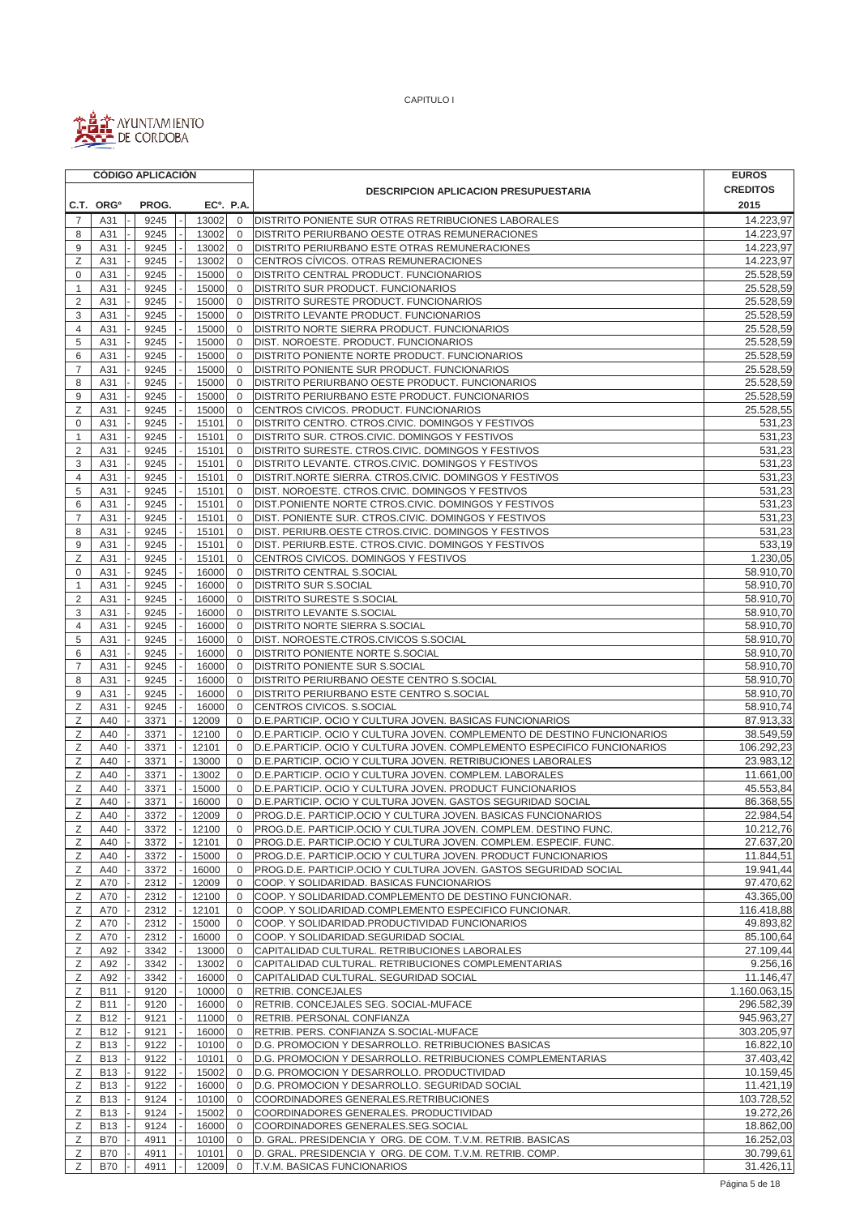CAPITULO I

AYUNTAMIENTO DE CORDOBA

| CÓDIGO APLICACIÓN | | | | | | | | | DESCRIPCION APLICACION PRESUPUESTARIA | EUROS CREDITOS |
|---|---|---|---|---|---|---|---|---|---|---|
| C.T. | ORGº | | PROG. | | ECº. | P.A. | | | | 2015 |
| 7 | A31 | - | 9245 | - | 13002 | 0 | | | DISTRITO PONIENTE SUR OTRAS RETRIBUCIONES LABORALES | 14.223,97 |
| 8 | A31 | - | 9245 | - | 13002 | 0 | | | DISTRITO PERIURBANO OESTE OTRAS REMUNERACIONES | 14.223,97 |
| 9 | A31 | - | 9245 | - | 13002 | 0 | | | DISTRITO PERIURBANO ESTE OTRAS REMUNERACIONES | 14.223,97 |
| Z | A31 | - | 9245 | - | 13002 | 0 | | | CENTROS CÍVICOS. OTRAS REMUNERACIONES | 14.223,97 |
| 0 | A31 | - | 9245 | - | 15000 | 0 | | | DISTRITO CENTRAL PRODUCT. FUNCIONARIOS | 25.528,59 |
| 1 | A31 | - | 9245 | - | 15000 | 0 | | | DISTRITO SUR PRODUCT. FUNCIONARIOS | 25.528,59 |
| 2 | A31 | - | 9245 | - | 15000 | 0 | | | DISTRITO SURESTE PRODUCT. FUNCIONARIOS | 25.528,59 |
| 3 | A31 | - | 9245 | - | 15000 | 0 | | | DISTRITO LEVANTE PRODUCT. FUNCIONARIOS | 25.528,59 |
| 4 | A31 | - | 9245 | - | 15000 | 0 | | | DISTRITO NORTE SIERRA PRODUCT. FUNCIONARIOS | 25.528,59 |
| 5 | A31 | - | 9245 | - | 15000 | 0 | | | DIST. NOROESTE. PRODUCT. FUNCIONARIOS | 25.528,59 |
| 6 | A31 | - | 9245 | - | 15000 | 0 | | | DISTRITO PONIENTE NORTE PRODUCT. FUNCIONARIOS | 25.528,59 |
| 7 | A31 | - | 9245 | - | 15000 | 0 | | | DISTRITO PONIENTE SUR PRODUCT. FUNCIONARIOS | 25.528,59 |
| 8 | A31 | - | 9245 | - | 15000 | 0 | | | DISTRITO PERIURBANO OESTE PRODUCT. FUNCIONARIOS | 25.528,59 |
| 9 | A31 | - | 9245 | - | 15000 | 0 | | | DISTRITO PERIURBANO ESTE PRODUCT. FUNCIONARIOS | 25.528,59 |
| Z | A31 | - | 9245 | - | 15000 | 0 | | | CENTROS CIVICOS. PRODUCT. FUNCIONARIOS | 25.528,55 |
| 0 | A31 | - | 9245 | - | 15101 | 0 | | | DISTRITO CENTRO. CTROS.CIVIC. DOMINGOS Y FESTIVOS | 531,23 |
| 1 | A31 | - | 9245 | - | 15101 | 0 | | | DISTRITO SUR. CTROS.CIVIC. DOMINGOS Y FESTIVOS | 531,23 |
| 2 | A31 | - | 9245 | - | 15101 | 0 | | | DISTRITO SURESTE. CTROS.CIVIC. DOMINGOS Y FESTIVOS | 531,23 |
| 3 | A31 | - | 9245 | - | 15101 | 0 | | | DISTRITO LEVANTE. CTROS.CIVIC. DOMINGOS Y FESTIVOS | 531,23 |
| 4 | A31 | - | 9245 | - | 15101 | 0 | | | DISTRIT.NORTE SIERRA. CTROS.CIVIC. DOMINGOS Y FESTIVOS | 531,23 |
| 5 | A31 | - | 9245 | - | 15101 | 0 | | | DIST. NOROESTE. CTROS.CIVIC. DOMINGOS Y FESTIVOS | 531,23 |
| 6 | A31 | - | 9245 | - | 15101 | 0 | | | DIST.PONIENTE NORTE CTROS.CIVIC. DOMINGOS Y FESTIVOS | 531,23 |
| 7 | A31 | - | 9245 | - | 15101 | 0 | | | DIST. PONIENTE SUR. CTROS.CIVIC. DOMINGOS Y FESTIVOS | 531,23 |
| 8 | A31 | - | 9245 | - | 15101 | 0 | | | DIST. PERIURB.OESTE CTROS.CIVIC. DOMINGOS Y FESTIVOS | 531,23 |
| 9 | A31 | - | 9245 | - | 15101 | 0 | | | DIST. PERIURB.ESTE. CTROS.CIVIC. DOMINGOS Y FESTIVOS | 533,19 |
| Z | A31 | - | 9245 | - | 15101 | 0 | | | CENTROS CIVICOS. DOMINGOS Y FESTIVOS | 1.230,05 |
| 0 | A31 | - | 9245 | - | 16000 | 0 | | | DISTRITO CENTRAL S.SOCIAL | 58.910,70 |
| 1 | A31 | - | 9245 | - | 16000 | 0 | | | DISTRITO SUR S.SOCIAL | 58.910,70 |
| 2 | A31 | - | 9245 | - | 16000 | 0 | | | DISTRITO SURESTE S.SOCIAL | 58.910,70 |
| 3 | A31 | - | 9245 | - | 16000 | 0 | | | DISTRITO LEVANTE S.SOCIAL | 58.910,70 |
| 4 | A31 | - | 9245 | - | 16000 | 0 | | | DISTRITO NORTE SIERRA S.SOCIAL | 58.910,70 |
| 5 | A31 | - | 9245 | - | 16000 | 0 | | | DIST. NOROESTE.CTROS.CIVICOS S.SOCIAL | 58.910,70 |
| 6 | A31 | - | 9245 | - | 16000 | 0 | | | DISTRITO PONIENTE NORTE S.SOCIAL | 58.910,70 |
| 7 | A31 | - | 9245 | - | 16000 | 0 | | | DISTRITO PONIENTE SUR S.SOCIAL | 58.910,70 |
| 8 | A31 | - | 9245 | - | 16000 | 0 | | | DISTRITO PERIURBANO OESTE CENTRO S.SOCIAL | 58.910,70 |
| 9 | A31 | - | 9245 | - | 16000 | 0 | | | DISTRITO PERIURBANO ESTE CENTRO S.SOCIAL | 58.910,70 |
| Z | A31 | - | 9245 | - | 16000 | 0 | | | CENTROS CIVICOS. S.SOCIAL | 58.910,74 |
| Z | A40 | - | 3371 | - | 12009 | 0 | | | D.E.PARTICIP. OCIO Y CULTURA JOVEN. BASICAS FUNCIONARIOS | 87.913,33 |
| Z | A40 | - | 3371 | - | 12100 | 0 | | | D.E.PARTICIP. OCIO Y CULTURA JOVEN. COMPLEMENTO DE DESTINO FUNCIONARIOS | 38.549,59 |
| Z | A40 | - | 3371 | - | 12101 | 0 | | | D.E.PARTICIP. OCIO Y CULTURA JOVEN. COMPLEMENTO ESPECIFICO FUNCIONARIOS | 106.292,23 |
| Z | A40 | - | 3371 | - | 13000 | 0 | | | D.E.PARTICIP. OCIO Y CULTURA JOVEN. RETRIBUCIONES LABORALES | 23.983,12 |
| Z | A40 | - | 3371 | - | 13002 | 0 | | | D.E.PARTICIP. OCIO Y CULTURA JOVEN. COMPLEM. LABORALES | 11.661,00 |
| Z | A40 | - | 3371 | - | 15000 | 0 | | | D.E.PARTICIP. OCIO Y CULTURA JOVEN. PRODUCT FUNCIONARIOS | 45.553,84 |
| Z | A40 | - | 3371 | - | 16000 | 0 | | | D.E.PARTICIP. OCIO Y CULTURA JOVEN. GASTOS SEGURIDAD SOCIAL | 86.368,55 |
| Z | A40 | - | 3372 | - | 12009 | 0 | | | PROG.D.E. PARTICIP.OCIO Y CULTURA JOVEN. BASICAS FUNCIONARIOS | 22.984,54 |
| Z | A40 | - | 3372 | - | 12100 | 0 | | | PROG.D.E. PARTICIP.OCIO Y CULTURA JOVEN. COMPLEM. DESTINO FUNC. | 10.212,76 |
| Z | A40 | - | 3372 | - | 12101 | 0 | | | PROG.D.E. PARTICIP.OCIO Y CULTURA JOVEN. COMPLEM. ESPECIF. FUNC. | 27.637,20 |
| Z | A40 | - | 3372 | - | 15000 | 0 | | | PROG.D.E. PARTICIP.OCIO Y CULTURA JOVEN. PRODUCT FUNCIONARIOS | 11.844,51 |
| Z | A40 | - | 3372 | - | 16000 | 0 | | | PROG.D.E. PARTICIP.OCIO Y CULTURA JOVEN. GASTOS SEGURIDAD SOCIAL | 19.941,44 |
| Z | A70 | - | 2312 | - | 12009 | 0 | | | COOP. Y SOLIDARIDAD. BASICAS FUNCIONARIOS | 97.470,62 |
| Z | A70 | - | 2312 | - | 12100 | 0 | | | COOP. Y SOLIDARIDAD.COMPLEMENTO DE DESTINO FUNCIONAR. | 43.365,00 |
| Z | A70 | - | 2312 | - | 12101 | 0 | | | COOP. Y SOLIDARIDAD.COMPLEMENTO ESPECIFICO FUNCIONAR. | 116.418,88 |
| Z | A70 | - | 2312 | - | 15000 | 0 | | | COOP. Y SOLIDARIDAD.PRODUCTIVIDAD FUNCIONARIOS | 49.893,82 |
| Z | A70 | - | 2312 | - | 16000 | 0 | | | COOP. Y SOLIDARIDAD.SEGURIDAD SOCIAL | 85.100,64 |
| Z | A92 | - | 3342 | - | 13000 | 0 | | | CAPITALIDAD CULTURAL. RETRIBUCIONES LABORALES | 27.109,44 |
| Z | A92 | - | 3342 | - | 13002 | 0 | | | CAPITALIDAD CULTURAL. RETRIBUCIONES COMPLEMENTARIAS | 9.256,16 |
| Z | A92 | - | 3342 | - | 16000 | 0 | | | CAPITALIDAD CULTURAL. SEGURIDAD SOCIAL | 11.146,47 |
| Z | B11 | - | 9120 | - | 10000 | 0 | | | RETRIB. CONCEJALES | 1.160.063,15 |
| Z | B11 | - | 9120 | - | 16000 | 0 | | | RETRIB. CONCEJALES SEG. SOCIAL-MUFACE | 296.582,39 |
| Z | B12 | - | 9121 | - | 11000 | 0 | | | RETRIB. PERSONAL CONFIANZA | 945.963,27 |
| Z | B12 | - | 9121 | - | 16000 | 0 | | | RETRIB. PERS. CONFIANZA S.SOCIAL-MUFACE | 303.205,97 |
| Z | B13 | - | 9122 | - | 10100 | 0 | | | D.G. PROMOCION Y DESARROLLO. RETRIBUCIONES BASICAS | 16.822,10 |
| Z | B13 | - | 9122 | - | 10101 | 0 | | | D.G. PROMOCION Y DESARROLLO. RETRIBUCIONES COMPLEMENTARIAS | 37.403,42 |
| Z | B13 | - | 9122 | - | 15002 | 0 | | | D.G. PROMOCION Y DESARROLLO. PRODUCTIVIDAD | 10.159,45 |
| Z | B13 | - | 9122 | - | 16000 | 0 | | | D.G. PROMOCION Y DESARROLLO. SEGURIDAD SOCIAL | 11.421,19 |
| Z | B13 | - | 9124 | - | 10100 | 0 | | | COORDINADORES GENERALES.RETRIBUCIONES | 103.728,52 |
| Z | B13 | - | 9124 | - | 15002 | 0 | | | COORDINADORES GENERALES. PRODUCTIVIDAD | 19.272,26 |
| Z | B13 | - | 9124 | - | 16000 | 0 | | | COORDINADORES GENERALES.SEG.SOCIAL | 18.862,00 |
| Z | B70 | - | 4911 | - | 10100 | 0 | | | D. GRAL. PRESIDENCIA Y ORG. DE COM. T.V.M. RETRIB. BASICAS | 16.252,03 |
| Z | B70 | - | 4911 | - | 10101 | 0 | | | D. GRAL. PRESIDENCIA Y ORG. DE COM. T.V.M. RETRIB. COMP. | 30.799,61 |
| Z | B70 | - | 4911 | - | 12009 | 0 | | | T.V.M. BASICAS FUNCIONARIOS | 31.426,11 |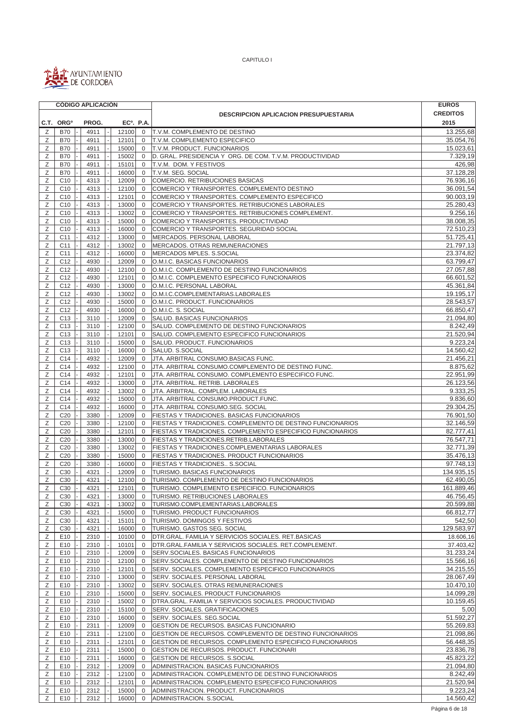CAPITULO I

AYUNTAMIENTO DE CORDOBA

| CÓDIGO APLICACIÓN | | | | | DESCRIPCION APLICACION PRESUPUESTARIA | EUROS CREDITOS |
|---|---|---|---|---|---|---|
| C.T. | ORGº | PROG. | ECº. | P.A. | | 2015 |
| Z | B70 | 4911 | 12100 | 0 | T.V.M. COMPLEMENTO DE DESTINO | 13.255,68 |
| Z | B70 | 4911 | 12101 | 0 | T.V.M. COMPLEMENTO ESPECIFICO | 35.054,76 |
| Z | B70 | 4911 | 15000 | 0 | T.V.M. PRODUCT. FUNCIONARIOS | 15.023,61 |
| Z | B70 | 4911 | 15002 | 0 | D. GRAL. PRESIDENCIA Y ORG. DE COM. T.V.M. PRODUCTIVIDAD | 7.329,19 |
| Z | B70 | 4911 | 15101 | 0 | T.V.M. DOM. Y FESTIVOS | 426,98 |
| Z | B70 | 4911 | 16000 | 0 | T.V.M. SEG. SOCIAL | 37.128,28 |
| Z | C10 | 4313 | 12009 | 0 | COMERCIO. RETRIBUCIONES BASICAS | 76.936,16 |
| Z | C10 | 4313 | 12100 | 0 | COMERCIO Y TRANSPORTES. COMPLEMENTO DESTINO | 36.091,54 |
| Z | C10 | 4313 | 12101 | 0 | COMERCIO Y TRANSPORTES. COMPLEMENTO ESPECIFICO | 90.003,19 |
| Z | C10 | 4313 | 13000 | 0 | COMERCIO Y TRANSPORTES. RETRIBUCIONES LABORALES | 25.280,43 |
| Z | C10 | 4313 | 13002 | 0 | COMERCIO Y TRANSPORTES. RETRIBUCIONES COMPLEMENT. | 9.256,16 |
| Z | C10 | 4313 | 15000 | 0 | COMERCIO Y TRANSPORTES. PRODUCTIVIDAD | 38.008,35 |
| Z | C10 | 4313 | 16000 | 0 | COMERCIO Y TRANSPORTES. SEGURIDAD SOCIAL | 72.510,23 |
| Z | C11 | 4312 | 13000 | 0 | MERCADOS. PERSONAL LABORAL | 51.725,41 |
| Z | C11 | 4312 | 13002 | 0 | MERCADOS. OTRAS REMUNERACIONES | 21.797,13 |
| Z | C11 | 4312 | 16000 | 0 | MERCADOS MPLES. S.SOCIAL | 23.374,82 |
| Z | C12 | 4930 | 12009 | 0 | O.M.I.C. BASICAS FUNCIONARIOS | 63.799,47 |
| Z | C12 | 4930 | 12100 | 0 | O.M.I.C. COMPLEMENTO DE DESTINO FUNCIONARIOS | 27.057,88 |
| Z | C12 | 4930 | 12101 | 0 | O.M.I.C. COMPLEMENTO ESPECIFICO FUNCIONARIOS | 66.601,52 |
| Z | C12 | 4930 | 13000 | 0 | O.M.I.C. PERSONAL LABORAL | 45.361,84 |
| Z | C12 | 4930 | 13002 | 0 | O.M.I.C.COMPLEMENTARIAS.LABORALES | 19.195,17 |
| Z | C12 | 4930 | 15000 | 0 | O.M.I.C. PRODUCT. FUNCIONARIOS | 28.543,57 |
| Z | C12 | 4930 | 16000 | 0 | O.M.I.C. S. SOCIAL | 66.850,47 |
| Z | C13 | 3110 | 12009 | 0 | SALUD. BASICAS FUNCIONARIOS | 21.094,80 |
| Z | C13 | 3110 | 12100 | 0 | SALUD. COMPLEMENTO DE DESTINO FUNCIONARIOS | 8.242,49 |
| Z | C13 | 3110 | 12101 | 0 | SALUD. COMPLEMENTO ESPECIFICO FUNCIONARIOS | 21.520,94 |
| Z | C13 | 3110 | 15000 | 0 | SALUD. PRODUCT. FUNCIONARIOS | 9.223,24 |
| Z | C13 | 3110 | 16000 | 0 | SALUD. S.SOCIAL | 14.560,42 |
| Z | C14 | 4932 | 12009 | 0 | JTA. ARBITRAL CONSUMO.BASICAS FUNC. | 21.456,21 |
| Z | C14 | 4932 | 12100 | 0 | JTA. ARBITRAL CONSUMO.COMPLEMENTO DE DESTINO FUNC. | 8.875,62 |
| Z | C14 | 4932 | 12101 | 0 | JTA. ARBITRAL CONSUMO. COMPLEMENTO ESPECIFICO FUNC. | 22.951,99 |
| Z | C14 | 4932 | 13000 | 0 | JTA. ARBITRAL. RETRIB. LABORALES | 26.123,56 |
| Z | C14 | 4932 | 13002 | 0 | JTA. ARBITRAL. COMPLEM. LABORALES | 9.333,25 |
| Z | C14 | 4932 | 15000 | 0 | JTA. ARBITRAL CONSUMO.PRODUCT.FUNC. | 9.836,60 |
| Z | C14 | 4932 | 16000 | 0 | JTA. ARBITRAL CONSUMO.SEG. SOCIAL | 29.304,25 |
| Z | C20 | 3380 | 12009 | 0 | FIESTAS Y TRADICIONES. BASICAS FUNCIONARIOS | 76.901,50 |
| Z | C20 | 3380 | 12100 | 0 | FIESTAS Y TRADICIONES. COMPLEMENTO DE DESTINO FUNCIONARIOS | 32.146,59 |
| Z | C20 | 3380 | 12101 | 0 | FIESTAS Y TRADICIONES. COMPLEMENTO ESPECIFICO FUNCIONARIOS | 82.777,41 |
| Z | C20 | 3380 | 13000 | 0 | FIESTAS Y TRADICIONES.RETRIB.LABORALES | 76.547,71 |
| Z | C20 | 3380 | 13002 | 0 | FIESTAS Y TRADICIONES.COMPLEMENTARIAS LABORALES | 32.771,39 |
| Z | C20 | 3380 | 15000 | 0 | FIESTAS Y TRADICIONES. PRODUCT FUNCIONARIOS | 35.476,13 |
| Z | C20 | 3380 | 16000 | 0 | FIESTAS Y TRADICIONES.. S.SOCIAL | 97.748,13 |
| Z | C30 | 4321 | 12009 | 0 | TURISMO. BASICAS FUNCIONARIOS | 134.935,15 |
| Z | C30 | 4321 | 12100 | 0 | TURISMO. COMPLEMENTO DE DESTINO FUNCIONARIOS | 62.490,05 |
| Z | C30 | 4321 | 12101 | 0 | TURISMO. COMPLEMENTO ESPECIFICO. FUNCIONARIOS | 161.889,46 |
| Z | C30 | 4321 | 13000 | 0 | TURISMO. RETRIBUCIONES LABORALES | 46.756,45 |
| Z | C30 | 4321 | 13002 | 0 | TURISMO.COMPLEMENTARIAS.LABORALES | 20.599,88 |
| Z | C30 | 4321 | 15000 | 0 | TURISMO. PRODUCT FUNCIONARIOS | 66.812,77 |
| Z | C30 | 4321 | 15101 | 0 | TURISMO. DOMINGOS Y FESTIVOS | 542,50 |
| Z | C30 | 4321 | 16000 | 0 | TURISMO. GASTOS SEG. SOCIAL | 129.583,97 |
| Z | E10 | 2310 | 10100 | 0 | DTR.GRAL. FAMILIA Y SERVICIOS SOCIALES. RET.BASICAS | 18.606,16 |
| Z | E10 | 2310 | 10101 | 0 | DTR.GRAL.FAMILIA Y SERVICIOS SOCIALES. RET.COMPLEMENT. | 37.403,42 |
| Z | E10 | 2310 | 12009 | 0 | SERV.SOCIALES. BASICAS FUNCIONARIOS | 31.233,24 |
| Z | E10 | 2310 | 12100 | 0 | SERV.SOCIALES. COMPLEMENTO DE DESTINO FUNCIONARIOS | 15.566,16 |
| Z | E10 | 2310 | 12101 | 0 | SERV. SOCIALES. COMPLEMENTO ESPECIFICO FUNCIONARIOS | 34.215,55 |
| Z | E10 | 2310 | 13000 | 0 | SERV. SOCIALES. PERSONAL LABORAL | 28.067,49 |
| Z | E10 | 2310 | 13002 | 0 | SERV. SOCIALES. OTRAS REMUNERACIONES | 10.470,10 |
| Z | E10 | 2310 | 15000 | 0 | SERV. SOCIALES. PRODUCT FUNCIONARIOS | 14.099,28 |
| Z | E10 | 2310 | 15002 | 0 | DTRA.GRAL. FAMILIA Y SERVICIOS SOCIALES. PRODUCTIVIDAD | 10.159,45 |
| Z | E10 | 2310 | 15100 | 0 | SERV. SOCIALES. GRATIFICACIONES | 5,00 |
| Z | E10 | 2310 | 16000 | 0 | SERV. SOCIALES. SEG.SOCIAL | 51.592,27 |
| Z | E10 | 2311 | 12009 | 0 | GESTION DE RECURSOS. BASICAS FUNCIONARIO | 55.269,83 |
| Z | E10 | 2311 | 12100 | 0 | GESTION DE RECURSOS. COMPLEMENTO DE DESTINO FUNCIONARIOS | 21.098,86 |
| Z | E10 | 2311 | 12101 | 0 | GESTION DE RECURSOS. COMPLEMENTO ESPECIFICO FUNCIONARIOS | 56.448,35 |
| Z | E10 | 2311 | 15000 | 0 | GESTION DE RECURSOS. PRODUCT. FUNCIONARI | 23.836,78 |
| Z | E10 | 2311 | 16000 | 0 | GESTION DE RECURSOS. S.SOCIAL | 45.823,22 |
| Z | E10 | 2312 | 12009 | 0 | ADMINISTRACION. BASICAS FUNCIONARIOS | 21.094,80 |
| Z | E10 | 2312 | 12100 | 0 | ADMINISTRACION. COMPLEMENTO DE DESTINO FUNCIONARIOS | 8.242,49 |
| Z | E10 | 2312 | 12101 | 0 | ADMINISTRACION. COMPLEMENTO ESPECIFICO FUNCIONARIOS | 21.520,94 |
| Z | E10 | 2312 | 15000 | 0 | ADMINISTRACION. PRODUCT. FUNCIONARIOS | 9.223,24 |
| Z | E10 | 2312 | 16000 | 0 | ADMINISTRACION. S.SOCIAL | 14.560,42 |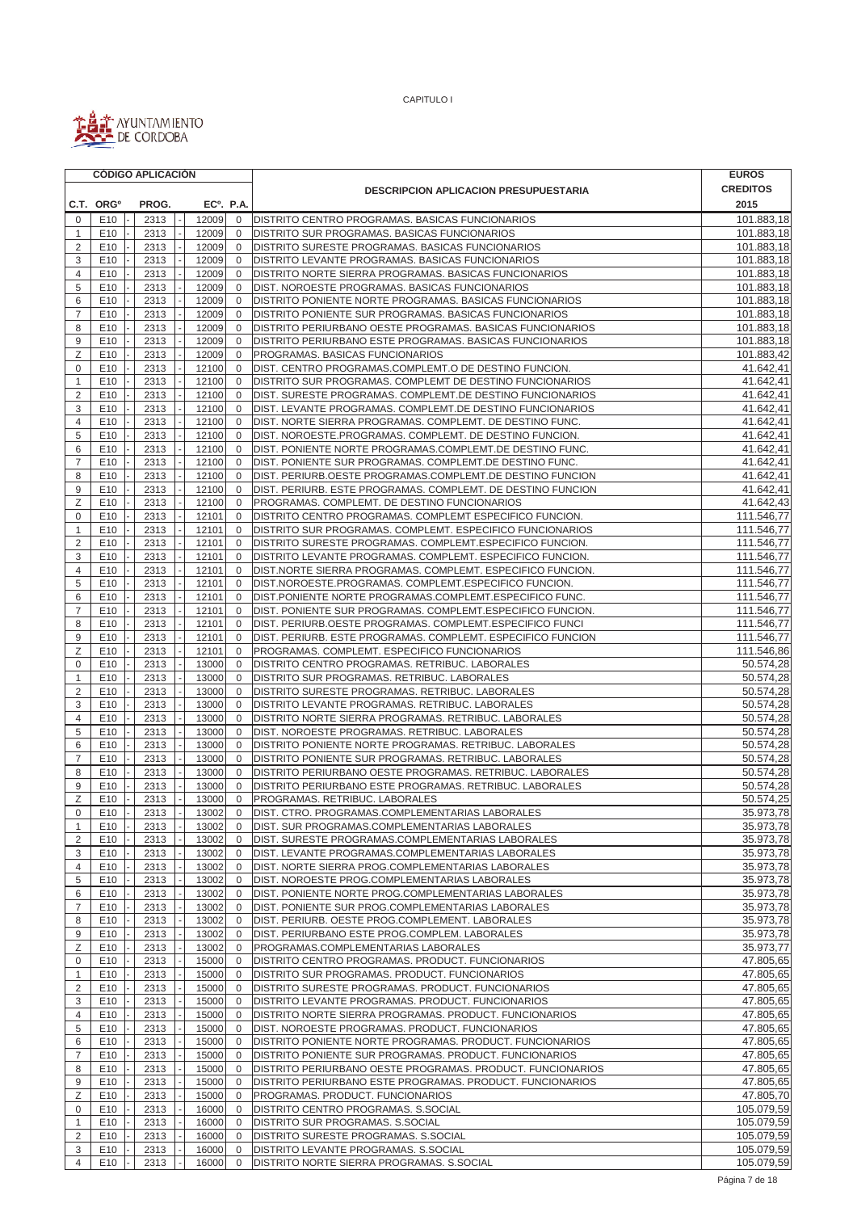CAPITULO I

AYUNTAMIENTO DE CORDOBA

| CÓDIGO APLICACIÓN | | | | | DESCRIPCION APLICACION PRESUPUESTARIA | EUROS CREDITOS |
|---|---|---|---|---|---|---|
| C.T. | ORGº | PROG. | ECº. | P.A. | | 2015 |
| 0 | E10 | 2313 | 12009 | 0 | DISTRITO CENTRO PROGRAMAS. BASICAS FUNCIONARIOS | 101.883,18 |
| 1 | E10 | 2313 | 12009 | 0 | DISTRITO SUR PROGRAMAS. BASICAS FUNCIONARIOS | 101.883,18 |
| 2 | E10 | 2313 | 12009 | 0 | DISTRITO SURESTE PROGRAMAS. BASICAS FUNCIONARIOS | 101.883,18 |
| 3 | E10 | 2313 | 12009 | 0 | DISTRITO LEVANTE PROGRAMAS. BASICAS FUNCIONARIOS | 101.883,18 |
| 4 | E10 | 2313 | 12009 | 0 | DISTRITO NORTE SIERRA PROGRAMAS. BASICAS FUNCIONARIOS | 101.883,18 |
| 5 | E10 | 2313 | 12009 | 0 | DIST. NOROESTE PROGRAMAS. BASICAS FUNCIONARIOS | 101.883,18 |
| 6 | E10 | 2313 | 12009 | 0 | DISTRITO PONIENTE NORTE PROGRAMAS. BASICAS FUNCIONARIOS | 101.883,18 |
| 7 | E10 | 2313 | 12009 | 0 | DISTRITO PONIENTE SUR PROGRAMAS. BASICAS FUNCIONARIOS | 101.883,18 |
| 8 | E10 | 2313 | 12009 | 0 | DISTRITO PERIURBANO OESTE PROGRAMAS. BASICAS FUNCIONARIOS | 101.883,18 |
| 9 | E10 | 2313 | 12009 | 0 | DISTRITO PERIURBANO ESTE PROGRAMAS. BASICAS FUNCIONARIOS | 101.883,18 |
| Z | E10 | 2313 | 12009 | 0 | PROGRAMAS. BASICAS FUNCIONARIOS | 101.883,42 |
| 0 | E10 | 2313 | 12100 | 0 | DIST. CENTRO PROGRAMAS.COMPLEMT.O DE DESTINO FUNCION. | 41.642,41 |
| 1 | E10 | 2313 | 12100 | 0 | DISTRITO SUR PROGRAMAS. COMPLEMT DE DESTINO FUNCIONARIOS | 41.642,41 |
| 2 | E10 | 2313 | 12100 | 0 | DIST. SURESTE PROGRAMAS. COMPLEMT.DE DESTINO FUNCIONARIOS | 41.642,41 |
| 3 | E10 | 2313 | 12100 | 0 | DIST. LEVANTE PROGRAMAS. COMPLEMT.DE DESTINO FUNCIONARIOS | 41.642,41 |
| 4 | E10 | 2313 | 12100 | 0 | DIST. NORTE SIERRA PROGRAMAS. COMPLEMT. DE DESTINO FUNC. | 41.642,41 |
| 5 | E10 | 2313 | 12100 | 0 | DIST. NOROESTE.PROGRAMAS. COMPLEMT. DE DESTINO FUNCION. | 41.642,41 |
| 6 | E10 | 2313 | 12100 | 0 | DIST. PONIENTE NORTE PROGRAMAS.COMPLEMT.DE DESTINO FUNC. | 41.642,41 |
| 7 | E10 | 2313 | 12100 | 0 | DIST. PONIENTE SUR PROGRAMAS. COMPLEMT.DE DESTINO FUNC. | 41.642,41 |
| 8 | E10 | 2313 | 12100 | 0 | DIST. PERIURB.OESTE PROGRAMAS.COMPLEMT.DE DESTINO FUNCION | 41.642,41 |
| 9 | E10 | 2313 | 12100 | 0 | DIST. PERIURB. ESTE PROGRAMAS. COMPLEMT. DE DESTINO FUNCION | 41.642,41 |
| Z | E10 | 2313 | 12100 | 0 | PROGRAMAS. COMPLEMT. DE DESTINO FUNCIONARIOS | 41.642,43 |
| 0 | E10 | 2313 | 12101 | 0 | DISTRITO CENTRO PROGRAMAS. COMPLEMT ESPECIFICO FUNCION. | 111.546,77 |
| 1 | E10 | 2313 | 12101 | 0 | DISTRITO SUR PROGRAMAS. COMPLEMT. ESPECIFICO FUNCIONARIOS | 111.546,77 |
| 2 | E10 | 2313 | 12101 | 0 | DISTRITO SURESTE PROGRAMAS. COMPLEMT.ESPECIFICO FUNCION. | 111.546,77 |
| 3 | E10 | 2313 | 12101 | 0 | DISTRITO LEVANTE PROGRAMAS. COMPLEMT. ESPECIFICO FUNCION. | 111.546,77 |
| 4 | E10 | 2313 | 12101 | 0 | DIST.NORTE SIERRA PROGRAMAS. COMPLEMT. ESPECIFICO FUNCION. | 111.546,77 |
| 5 | E10 | 2313 | 12101 | 0 | DIST.NOROESTE.PROGRAMAS. COMPLEMT.ESPECIFICO FUNCION. | 111.546,77 |
| 6 | E10 | 2313 | 12101 | 0 | DIST.PONIENTE NORTE PROGRAMAS.COMPLEMT.ESPECIFICO FUNC. | 111.546,77 |
| 7 | E10 | 2313 | 12101 | 0 | DIST. PONIENTE SUR PROGRAMAS. COMPLEMT.ESPECIFICO FUNCION. | 111.546,77 |
| 8 | E10 | 2313 | 12101 | 0 | DIST. PERIURB.OESTE PROGRAMAS. COMPLEMT.ESPECIFICO FUNCI | 111.546,77 |
| 9 | E10 | 2313 | 12101 | 0 | DIST. PERIURB. ESTE PROGRAMAS. COMPLEMT. ESPECIFICO FUNCION | 111.546,77 |
| Z | E10 | 2313 | 12101 | 0 | PROGRAMAS. COMPLEMT. ESPECIFICO FUNCIONARIOS | 111.546,86 |
| 0 | E10 | 2313 | 13000 | 0 | DISTRITO CENTRO PROGRAMAS. RETRIBUC. LABORALES | 50.574,28 |
| 1 | E10 | 2313 | 13000 | 0 | DISTRITO SUR PROGRAMAS. RETRIBUC. LABORALES | 50.574,28 |
| 2 | E10 | 2313 | 13000 | 0 | DISTRITO SURESTE PROGRAMAS. RETRIBUC. LABORALES | 50.574,28 |
| 3 | E10 | 2313 | 13000 | 0 | DISTRITO LEVANTE PROGRAMAS. RETRIBUC. LABORALES | 50.574,28 |
| 4 | E10 | 2313 | 13000 | 0 | DISTRITO NORTE SIERRA PROGRAMAS. RETRIBUC. LABORALES | 50.574,28 |
| 5 | E10 | 2313 | 13000 | 0 | DIST. NOROESTE PROGRAMAS. RETRIBUC. LABORALES | 50.574,28 |
| 6 | E10 | 2313 | 13000 | 0 | DISTRITO PONIENTE NORTE PROGRAMAS. RETRIBUC. LABORALES | 50.574,28 |
| 7 | E10 | 2313 | 13000 | 0 | DISTRITO PONIENTE SUR PROGRAMAS. RETRIBUC. LABORALES | 50.574,28 |
| 8 | E10 | 2313 | 13000 | 0 | DISTRITO PERIURBANO OESTE PROGRAMAS. RETRIBUC. LABORALES | 50.574,28 |
| 9 | E10 | 2313 | 13000 | 0 | DISTRITO PERIURBANO ESTE PROGRAMAS. RETRIBUC. LABORALES | 50.574,28 |
| Z | E10 | 2313 | 13000 | 0 | PROGRAMAS. RETRIBUC. LABORALES | 50.574,25 |
| 0 | E10 | 2313 | 13002 | 0 | DIST. CTRO. PROGRAMAS.COMPLEMENTARIAS LABORALES | 35.973,78 |
| 1 | E10 | 2313 | 13002 | 0 | DIST. SUR PROGRAMAS.COMPLEMENTARIAS LABORALES | 35.973,78 |
| 2 | E10 | 2313 | 13002 | 0 | DIST. SURESTE PROGRAMAS.COMPLEMENTARIAS LABORALES | 35.973,78 |
| 3 | E10 | 2313 | 13002 | 0 | DIST. LEVANTE PROGRAMAS.COMPLEMENTARIAS LABORALES | 35.973,78 |
| 4 | E10 | 2313 | 13002 | 0 | DIST. NORTE SIERRA PROG.COMPLEMENTARIAS LABORALES | 35.973,78 |
| 5 | E10 | 2313 | 13002 | 0 | DIST. NOROESTE PROG.COMPLEMENTARIAS LABORALES | 35.973,78 |
| 6 | E10 | 2313 | 13002 | 0 | DIST. PONIENTE NORTE PROG.COMPLEMENTARIAS LABORALES | 35.973,78 |
| 7 | E10 | 2313 | 13002 | 0 | DIST. PONIENTE SUR PROG.COMPLEMENTARIAS LABORALES | 35.973,78 |
| 8 | E10 | 2313 | 13002 | 0 | DIST. PERIURB. OESTE PROG.COMPLEMENT. LABORALES | 35.973,78 |
| 9 | E10 | 2313 | 13002 | 0 | DIST. PERIURBANO ESTE PROG.COMPLEM. LABORALES | 35.973,78 |
| Z | E10 | 2313 | 13002 | 0 | PROGRAMAS.COMPLEMENTARIAS LABORALES | 35.973,77 |
| 0 | E10 | 2313 | 15000 | 0 | DISTRITO CENTRO PROGRAMAS. PRODUCT. FUNCIONARIOS | 47.805,65 |
| 1 | E10 | 2313 | 15000 | 0 | DISTRITO SUR PROGRAMAS. PRODUCT. FUNCIONARIOS | 47.805,65 |
| 2 | E10 | 2313 | 15000 | 0 | DISTRITO SURESTE PROGRAMAS. PRODUCT. FUNCIONARIOS | 47.805,65 |
| 3 | E10 | 2313 | 15000 | 0 | DISTRITO LEVANTE PROGRAMAS. PRODUCT. FUNCIONARIOS | 47.805,65 |
| 4 | E10 | 2313 | 15000 | 0 | DISTRITO NORTE SIERRA PROGRAMAS. PRODUCT. FUNCIONARIOS | 47.805,65 |
| 5 | E10 | 2313 | 15000 | 0 | DIST. NOROESTE PROGRAMAS. PRODUCT. FUNCIONARIOS | 47.805,65 |
| 6 | E10 | 2313 | 15000 | 0 | DISTRITO PONIENTE NORTE PROGRAMAS. PRODUCT. FUNCIONARIOS | 47.805,65 |
| 7 | E10 | 2313 | 15000 | 0 | DISTRITO PONIENTE SUR PROGRAMAS. PRODUCT. FUNCIONARIOS | 47.805,65 |
| 8 | E10 | 2313 | 15000 | 0 | DISTRITO PERIURBANO OESTE PROGRAMAS. PRODUCT. FUNCIONARIOS | 47.805,65 |
| 9 | E10 | 2313 | 15000 | 0 | DISTRITO PERIURBANO ESTE PROGRAMAS. PRODUCT. FUNCIONARIOS | 47.805,65 |
| Z | E10 | 2313 | 15000 | 0 | PROGRAMAS. PRODUCT. FUNCIONARIOS | 47.805,70 |
| 0 | E10 | 2313 | 16000 | 0 | DISTRITO CENTRO PROGRAMAS. S.SOCIAL | 105.079,59 |
| 1 | E10 | 2313 | 16000 | 0 | DISTRITO SUR PROGRAMAS. S.SOCIAL | 105.079,59 |
| 2 | E10 | 2313 | 16000 | 0 | DISTRITO SURESTE PROGRAMAS. S.SOCIAL | 105.079,59 |
| 3 | E10 | 2313 | 16000 | 0 | DISTRITO LEVANTE PROGRAMAS. S.SOCIAL | 105.079,59 |
| 4 | E10 | 2313 | 16000 | 0 | DISTRITO NORTE SIERRA PROGRAMAS. S.SOCIAL | 105.079,59 |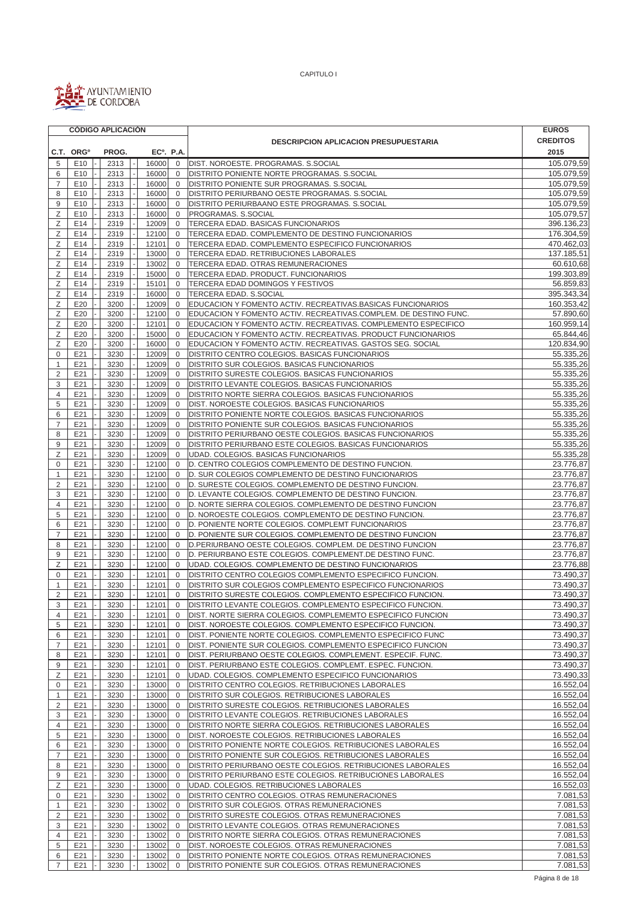CAPITULO I

AYUNTAMIENTO DE CORDOBA

| CÓDIGO APLICACIÓN | | | | | DESCRIPCION APLICACION PRESUPUESTARIA | EUROS CREDITOS |
|---|---|---|---|---|---|---|
| C.T. | ORGº | PROG. | ECº. | P.A. | | 2015 |
| 5 | E10 | 2313 | 16000 | 0 | DIST. NOROESTE. PROGRAMAS. S.SOCIAL | 105.079,59 |
| 6 | E10 | 2313 | 16000 | 0 | DISTRITO PONIENTE NORTE PROGRAMAS. S.SOCIAL | 105.079,59 |
| 7 | E10 | 2313 | 16000 | 0 | DISTRITO PONIENTE SUR PROGRAMAS. S.SOCIAL | 105.079,59 |
| 8 | E10 | 2313 | 16000 | 0 | DISTRITO PERIURBANO OESTE PROGRAMAS. S.SOCIAL | 105.079,59 |
| 9 | E10 | 2313 | 16000 | 0 | DISTRITO PERIURBAANO ESTE PROGRAMAS. S.SOCIAL | 105.079,59 |
| Z | E10 | 2313 | 16000 | 0 | PROGRAMAS. S.SOCIAL | 105.079,57 |
| Z | E14 | 2319 | 12009 | 0 | TERCERA EDAD. BASICAS FUNCIONARIOS | 396.136,23 |
| Z | E14 | 2319 | 12100 | 0 | TERCERA EDAD. COMPLEMENTO DE DESTINO FUNCIONARIOS | 176.304,59 |
| Z | E14 | 2319 | 12101 | 0 | TERCERA EDAD. COMPLEMENTO ESPECIFICO FUNCIONARIOS | 470.462,03 |
| Z | E14 | 2319 | 13000 | 0 | TERCERA EDAD. RETRIBUCIONES LABORALES | 137.185,51 |
| Z | E14 | 2319 | 13002 | 0 | TERCERA EDAD. OTRAS REMUNERACIONES | 60.610,68 |
| Z | E14 | 2319 | 15000 | 0 | TERCERA EDAD. PRODUCT. FUNCIONARIOS | 199.303,89 |
| Z | E14 | 2319 | 15101 | 0 | TERCERA EDAD DOMINGOS Y FESTIVOS | 56.859,83 |
| Z | E14 | 2319 | 16000 | 0 | TERCERA EDAD. S.SOCIAL | 395.343,34 |
| Z | E20 | 3200 | 12009 | 0 | EDUCACION Y FOMENTO ACTIV. RECREATIVAS.BASICAS FUNCIONARIOS | 160.353,42 |
| Z | E20 | 3200 | 12100 | 0 | EDUCACION Y FOMENTO ACTIV. RECREATIVAS.COMPLEM. DE DESTINO FUNC. | 57.890,60 |
| Z | E20 | 3200 | 12101 | 0 | EDUCACION Y FOMENTO ACTIV. RECREATIVAS. COMPLEMENTO ESPECIFICO | 160.959,14 |
| Z | E20 | 3200 | 15000 | 0 | EDUCACION Y FOMENTO ACTIV. RECREATIVAS. PRODUCT FUNCIONARIOS | 65.844,46 |
| Z | E20 | 3200 | 16000 | 0 | EDUCACION Y FOMENTO ACTIV. RECREATIVAS. GASTOS SEG. SOCIAL | 120.834,90 |
| 0 | E21 | 3230 | 12009 | 0 | DISTRITO CENTRO COLEGIOS. BASICAS FUNCIONARIOS | 55.335,26 |
| 1 | E21 | 3230 | 12009 | 0 | DISTRITO SUR COLEGIOS. BASICAS FUNCIONARIOS | 55.335,26 |
| 2 | E21 | 3230 | 12009 | 0 | DISTRITO SURESTE COLEGIOS. BASICAS FUNCIONARIOS | 55.335,26 |
| 3 | E21 | 3230 | 12009 | 0 | DISTRITO LEVANTE COLEGIOS. BASICAS FUNCIONARIOS | 55.335,26 |
| 4 | E21 | 3230 | 12009 | 0 | DISTRITO NORTE SIERRA COLEGIOS. BASICAS FUNCIONARIOS | 55.335,26 |
| 5 | E21 | 3230 | 12009 | 0 | DIST. NOROESTE COLEGIOS. BASICAS FUNCIONARIOS | 55.335,26 |
| 6 | E21 | 3230 | 12009 | 0 | DISTRITO PONIENTE NORTE COLEGIOS. BASICAS FUNCIONARIOS | 55.335,26 |
| 7 | E21 | 3230 | 12009 | 0 | DISTRITO PONIENTE SUR COLEGIOS. BASICAS FUNCIONARIOS | 55.335,26 |
| 8 | E21 | 3230 | 12009 | 0 | DISTRITO PERIURBANO OESTE COLEGIOS. BASICAS FUNCIONARIOS | 55.335,26 |
| 9 | E21 | 3230 | 12009 | 0 | DISTRITO PERIURBANO ESTE COLEGIOS. BASICAS FUNCIONARIOS | 55.335,26 |
| Z | E21 | 3230 | 12009 | 0 | UDAD. COLEGIOS. BASICAS FUNCIONARIOS | 55.335,28 |
| 0 | E21 | 3230 | 12100 | 0 | D. CENTRO COLEGIOS COMPLEMENTO DE DESTINO FUNCION. | 23.776,87 |
| 1 | E21 | 3230 | 12100 | 0 | D. SUR COLEGIOS COMPLEMENTO DE DESTINO FUNCIONARIOS | 23.776,87 |
| 2 | E21 | 3230 | 12100 | 0 | D. SURESTE COLEGIOS. COMPLEMENTO DE DESTINO FUNCION. | 23.776,87 |
| 3 | E21 | 3230 | 12100 | 0 | D. LEVANTE COLEGIOS. COMPLEMENTO DE DESTINO FUNCION. | 23.776,87 |
| 4 | E21 | 3230 | 12100 | 0 | D. NORTE SIERRA COLEGIOS. COMPLEMENTO DE DESTINO FUNCION | 23.776,87 |
| 5 | E21 | 3230 | 12100 | 0 | D. NOROESTE COLEGIOS. COMPLEMENTO DE DESTINO FUNCION. | 23.776,87 |
| 6 | E21 | 3230 | 12100 | 0 | D. PONIENTE NORTE COLEGIOS. COMPLEMT FUNCIONARIOS | 23.776,87 |
| 7 | E21 | 3230 | 12100 | 0 | D. PONIENTE SUR COLEGIOS. COMPLEMENTO DE DESTINO FUNCION | 23.776,87 |
| 8 | E21 | 3230 | 12100 | 0 | D.PERIURBANO OESTE COLEGIOS. COMPLEM. DE DESTINO FUNCION | 23.776,87 |
| 9 | E21 | 3230 | 12100 | 0 | D. PERIURBANO ESTE COLEGIOS. COMPLEMENT.DE DESTINO FUNC. | 23.776,87 |
| Z | E21 | 3230 | 12100 | 0 | UDAD. COLEGIOS. COMPLEMENTO DE DESTINO FUNCIONARIOS | 23.776,88 |
| 0 | E21 | 3230 | 12101 | 0 | DISTRITO CENTRO COLEGIOS COMPLEMENTO ESPECIFICO FUNCION. | 73.490,37 |
| 1 | E21 | 3230 | 12101 | 0 | DISTRITO SUR COLEGIOS COMPLEMENTO ESPECIFICO FUNCIONARIOS | 73.490,37 |
| 2 | E21 | 3230 | 12101 | 0 | DISTRITO SURESTE COLEGIOS. COMPLEMENTO ESPECIFICO FUNCION. | 73.490,37 |
| 3 | E21 | 3230 | 12101 | 0 | DISTRITO LEVANTE COLEGIOS. COMPLEMENTO ESPECIFICO FUNCION. | 73.490,37 |
| 4 | E21 | 3230 | 12101 | 0 | DIST. NORTE SIERRA COLEGIOS. COMPLEMEMTO ESPECIFICO FUNCION | 73.490,37 |
| 5 | E21 | 3230 | 12101 | 0 | DIST. NOROESTE COLEGIOS. COMPLEMENTO ESPECIFICO FUNCION. | 73.490,37 |
| 6 | E21 | 3230 | 12101 | 0 | DIST. PONIENTE NORTE COLEGIOS. COMPLEMENTO ESPECIFICO FUNC | 73.490,37 |
| 7 | E21 | 3230 | 12101 | 0 | DIST. PONIENTE SUR COLEGIOS. COMPLEMENTO ESPECIFICO FUNCION | 73.490,37 |
| 8 | E21 | 3230 | 12101 | 0 | DIST. PERIURBANO OESTE COLEGIOS. COMPLEMENT. ESPECIF. FUNC. | 73.490,37 |
| 9 | E21 | 3230 | 12101 | 0 | DIST. PERIURBANO ESTE COLEGIOS. COMPLEMT. ESPEC. FUNCION. | 73.490,37 |
| Z | E21 | 3230 | 12101 | 0 | UDAD. COLEGIOS. COMPLEMENTO ESPECIFICO FUNCIONARIOS | 73.490,33 |
| 0 | E21 | 3230 | 13000 | 0 | DISTRITO CENTRO COLEGIOS. RETRIBUCIONES LABORALES | 16.552,04 |
| 1 | E21 | 3230 | 13000 | 0 | DISTRITO SUR COLEGIOS. RETRIBUCIONES LABORALES | 16.552,04 |
| 2 | E21 | 3230 | 13000 | 0 | DISTRITO SURESTE COLEGIOS. RETRIBUCIONES LABORALES | 16.552,04 |
| 3 | E21 | 3230 | 13000 | 0 | DISTRITO LEVANTE COLEGIOS. RETRIBUCIONES LABORALES | 16.552,04 |
| 4 | E21 | 3230 | 13000 | 0 | DISTRITO NORTE SIERRA COLEGIOS. RETRIBUCIONES LABORALES | 16.552,04 |
| 5 | E21 | 3230 | 13000 | 0 | DIST. NOROESTE COLEGIOS. RETRIBUCIONES LABORALES | 16.552,04 |
| 6 | E21 | 3230 | 13000 | 0 | DISTRITO PONIENTE NORTE COLEGIOS. RETRIBUCIONES LABORALES | 16.552,04 |
| 7 | E21 | 3230 | 13000 | 0 | DISTRITO PONIENTE SUR COLEGIOS. RETRIBUCIONES LABORALES | 16.552,04 |
| 8 | E21 | 3230 | 13000 | 0 | DISTRITO PERIURBANO OESTE COLEGIOS. RETRIBUCIONES LABORALES | 16.552,04 |
| 9 | E21 | 3230 | 13000 | 0 | DISTRITO PERIURBANO ESTE COLEGIOS. RETRIBUCIONES LABORALES | 16.552,04 |
| Z | E21 | 3230 | 13000 | 0 | UDAD. COLEGIOS. RETRIBUCIONES LABORALES | 16.552,03 |
| 0 | E21 | 3230 | 13002 | 0 | DISTRITO CENTRO COLEGIOS. OTRAS REMUNERACIONES | 7.081,53 |
| 1 | E21 | 3230 | 13002 | 0 | DISTRITO SUR COLEGIOS. OTRAS REMUNERACIONES | 7.081,53 |
| 2 | E21 | 3230 | 13002 | 0 | DISTRITO SURESTE COLEGIOS. OTRAS REMUNERACIONES | 7.081,53 |
| 3 | E21 | 3230 | 13002 | 0 | DISTRITO LEVANTE COLEGIOS. OTRAS REMUNERACIONES | 7.081,53 |
| 4 | E21 | 3230 | 13002 | 0 | DISTRITO NORTE SIERRA COLEGIOS. OTRAS REMUNERACIONES | 7.081,53 |
| 5 | E21 | 3230 | 13002 | 0 | DIST. NOROESTE COLEGIOS. OTRAS REMUNERACIONES | 7.081,53 |
| 6 | E21 | 3230 | 13002 | 0 | DISTRITO PONIENTE NORTE COLEGIOS. OTRAS REMUNERACIONES | 7.081,53 |
| 7 | E21 | 3230 | 13002 | 0 | DISTRITO PONIENTE SUR COLEGIOS. OTRAS REMUNERACIONES | 7.081,53 |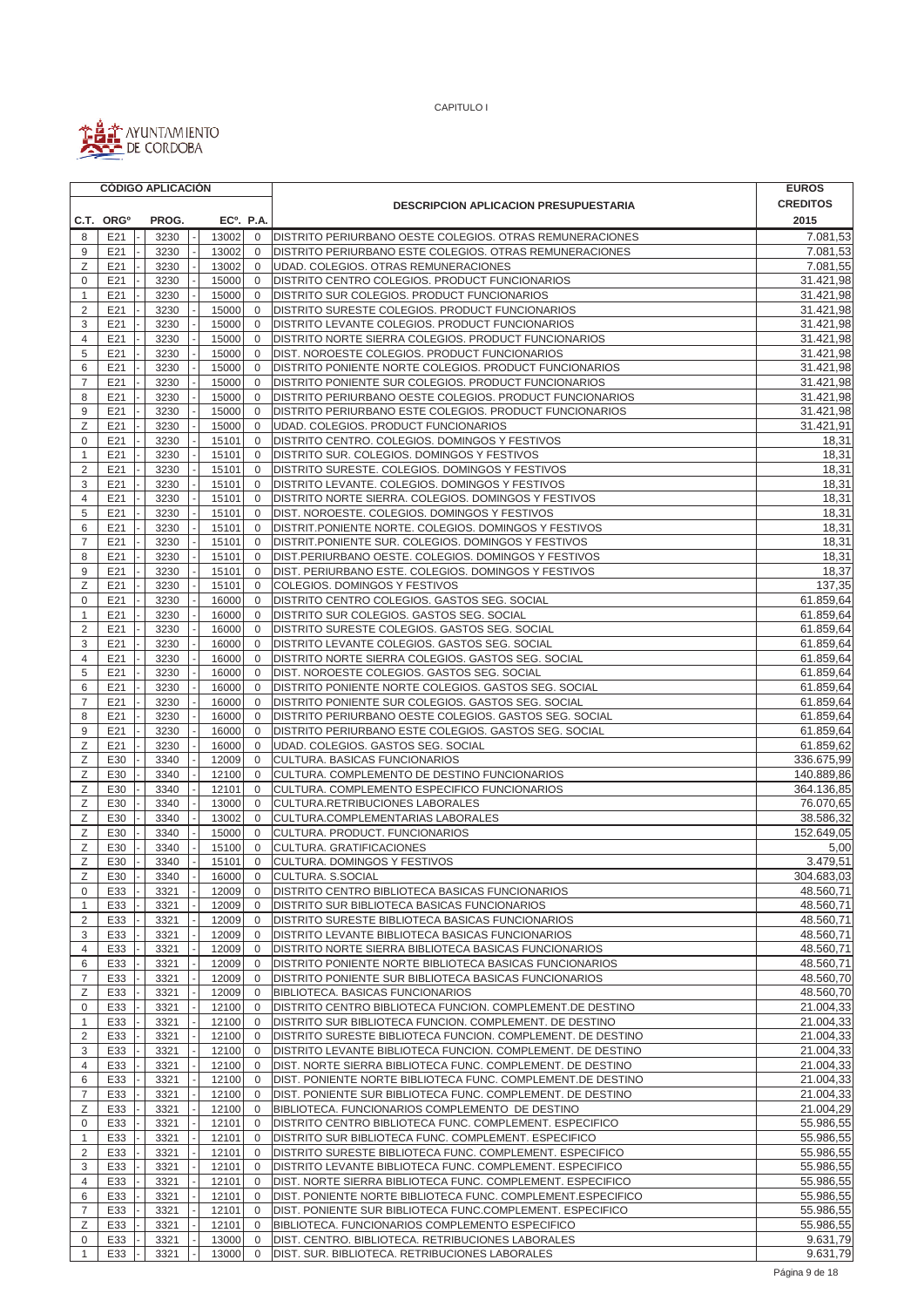CAPITULO I

| CÓDIGO APLICACIÓN | | | | | DESCRIPCION APLICACION PRESUPUESTARIA | EUROS CREDITOS |
|---|---|---|---|---|---|---|
| C.T. | ORGº | PROG. | ECº. | P.A. | | 2015 |
| 8 | E21 | 3230 | 13002 | 0 | DISTRITO PERIURBANO OESTE COLEGIOS. OTRAS REMUNERACIONES | 7.081,53 |
| 9 | E21 | 3230 | 13002 | 0 | DISTRITO PERIURBANO ESTE COLEGIOS. OTRAS REMUNERACIONES | 7.081,53 |
| Z | E21 | 3230 | 13002 | 0 | UDAD. COLEGIOS. OTRAS REMUNERACIONES | 7.081,55 |
| 0 | E21 | 3230 | 15000 | 0 | DISTRITO CENTRO COLEGIOS. PRODUCT FUNCIONARIOS | 31.421,98 |
| 1 | E21 | 3230 | 15000 | 0 | DISTRITO SUR COLEGIOS. PRODUCT FUNCIONARIOS | 31.421,98 |
| 2 | E21 | 3230 | 15000 | 0 | DISTRITO SURESTE COLEGIOS. PRODUCT FUNCIONARIOS | 31.421,98 |
| 3 | E21 | 3230 | 15000 | 0 | DISTRITO LEVANTE COLEGIOS. PRODUCT FUNCIONARIOS | 31.421,98 |
| 4 | E21 | 3230 | 15000 | 0 | DISTRITO NORTE SIERRA COLEGIOS. PRODUCT FUNCIONARIOS | 31.421,98 |
| 5 | E21 | 3230 | 15000 | 0 | DIST. NOROESTE COLEGIOS. PRODUCT FUNCIONARIOS | 31.421,98 |
| 6 | E21 | 3230 | 15000 | 0 | DISTRITO PONIENTE NORTE COLEGIOS. PRODUCT FUNCIONARIOS | 31.421,98 |
| 7 | E21 | 3230 | 15000 | 0 | DISTRITO PONIENTE SUR COLEGIOS. PRODUCT FUNCIONARIOS | 31.421,98 |
| 8 | E21 | 3230 | 15000 | 0 | DISTRITO PERIURBANO OESTE COLEGIOS. PRODUCT FUNCIONARIOS | 31.421,98 |
| 9 | E21 | 3230 | 15000 | 0 | DISTRITO PERIURBANO ESTE COLEGIOS. PRODUCT FUNCIONARIOS | 31.421,98 |
| Z | E21 | 3230 | 15000 | 0 | UDAD. COLEGIOS. PRODUCT FUNCIONARIOS | 31.421,91 |
| 0 | E21 | 3230 | 15101 | 0 | DISTRITO CENTRO. COLEGIOS. DOMINGOS Y FESTIVOS | 18,31 |
| 1 | E21 | 3230 | 15101 | 0 | DISTRITO SUR. COLEGIOS. DOMINGOS Y FESTIVOS | 18,31 |
| 2 | E21 | 3230 | 15101 | 0 | DISTRITO SURESTE. COLEGIOS. DOMINGOS Y FESTIVOS | 18,31 |
| 3 | E21 | 3230 | 15101 | 0 | DISTRITO LEVANTE. COLEGIOS. DOMINGOS Y FESTIVOS | 18,31 |
| 4 | E21 | 3230 | 15101 | 0 | DISTRITO NORTE SIERRA. COLEGIOS. DOMINGOS Y FESTIVOS | 18,31 |
| 5 | E21 | 3230 | 15101 | 0 | DIST. NOROESTE. COLEGIOS. DOMINGOS Y FESTIVOS | 18,31 |
| 6 | E21 | 3230 | 15101 | 0 | DISTRIT.PONIENTE NORTE. COLEGIOS. DOMINGOS Y FESTIVOS | 18,31 |
| 7 | E21 | 3230 | 15101 | 0 | DISTRIT.PONIENTE SUR. COLEGIOS. DOMINGOS Y FESTIVOS | 18,31 |
| 8 | E21 | 3230 | 15101 | 0 | DIST.PERIURBANO OESTE. COLEGIOS. DOMINGOS Y FESTIVOS | 18,31 |
| 9 | E21 | 3230 | 15101 | 0 | DIST. PERIURBANO ESTE. COLEGIOS. DOMINGOS Y FESTIVOS | 18,37 |
| Z | E21 | 3230 | 15101 | 0 | COLEGIOS. DOMINGOS Y FESTIVOS | 137,35 |
| 0 | E21 | 3230 | 16000 | 0 | DISTRITO CENTRO COLEGIOS. GASTOS SEG. SOCIAL | 61.859,64 |
| 1 | E21 | 3230 | 16000 | 0 | DISTRITO SUR COLEGIOS. GASTOS SEG. SOCIAL | 61.859,64 |
| 2 | E21 | 3230 | 16000 | 0 | DISTRITO SURESTE COLEGIOS. GASTOS SEG. SOCIAL | 61.859,64 |
| 3 | E21 | 3230 | 16000 | 0 | DISTRITO LEVANTE COLEGIOS. GASTOS SEG. SOCIAL | 61.859,64 |
| 4 | E21 | 3230 | 16000 | 0 | DISTRITO NORTE SIERRA COLEGIOS. GASTOS SEG. SOCIAL | 61.859,64 |
| 5 | E21 | 3230 | 16000 | 0 | DIST. NOROESTE COLEGIOS. GASTOS SEG. SOCIAL | 61.859,64 |
| 6 | E21 | 3230 | 16000 | 0 | DISTRITO PONIENTE NORTE COLEGIOS. GASTOS SEG. SOCIAL | 61.859,64 |
| 7 | E21 | 3230 | 16000 | 0 | DISTRITO PONIENTE SUR COLEGIOS. GASTOS SEG. SOCIAL | 61.859,64 |
| 8 | E21 | 3230 | 16000 | 0 | DISTRITO PERIURBANO OESTE COLEGIOS. GASTOS SEG. SOCIAL | 61.859,64 |
| 9 | E21 | 3230 | 16000 | 0 | DISTRITO PERIURBANO ESTE COLEGIOS. GASTOS SEG. SOCIAL | 61.859,64 |
| Z | E21 | 3230 | 16000 | 0 | UDAD. COLEGIOS. GASTOS SEG. SOCIAL | 61.859,62 |
| Z | E30 | 3340 | 12009 | 0 | CULTURA. BASICAS FUNCIONARIOS | 336.675,99 |
| Z | E30 | 3340 | 12100 | 0 | CULTURA. COMPLEMENTO DE DESTINO FUNCIONARIOS | 140.889,86 |
| Z | E30 | 3340 | 12101 | 0 | CULTURA. COMPLEMENTO ESPECIFICO FUNCIONARIOS | 364.136,85 |
| Z | E30 | 3340 | 13000 | 0 | CULTURA.RETRIBUCIONES LABORALES | 76.070,65 |
| Z | E30 | 3340 | 13002 | 0 | CULTURA.COMPLEMENTARIAS LABORALES | 38.586,32 |
| Z | E30 | 3340 | 15000 | 0 | CULTURA. PRODUCT. FUNCIONARIOS | 152.649,05 |
| Z | E30 | 3340 | 15100 | 0 | CULTURA. GRATIFICACIONES | 5,00 |
| Z | E30 | 3340 | 15101 | 0 | CULTURA. DOMINGOS Y FESTIVOS | 3.479,51 |
| Z | E30 | 3340 | 16000 | 0 | CULTURA. S.SOCIAL | 304.683,03 |
| 0 | E33 | 3321 | 12009 | 0 | DISTRITO CENTRO BIBLIOTECA BASICAS FUNCIONARIOS | 48.560,71 |
| 1 | E33 | 3321 | 12009 | 0 | DISTRITO SUR BIBLIOTECA BASICAS FUNCIONARIOS | 48.560,71 |
| 2 | E33 | 3321 | 12009 | 0 | DISTRITO SURESTE BIBLIOTECA BASICAS FUNCIONARIOS | 48.560,71 |
| 3 | E33 | 3321 | 12009 | 0 | DISTRITO LEVANTE BIBLIOTECA BASICAS FUNCIONARIOS | 48.560,71 |
| 4 | E33 | 3321 | 12009 | 0 | DISTRITO NORTE SIERRA BIBLIOTECA BASICAS FUNCIONARIOS | 48.560,71 |
| 6 | E33 | 3321 | 12009 | 0 | DISTRITO PONIENTE NORTE BIBLIOTECA BASICAS FUNCIONARIOS | 48.560,71 |
| 7 | E33 | 3321 | 12009 | 0 | DISTRITO PONIENTE SUR BIBLIOTECA BASICAS FUNCIONARIOS | 48.560,70 |
| Z | E33 | 3321 | 12009 | 0 | BIBLIOTECA. BASICAS FUNCIONARIOS | 48.560,70 |
| 0 | E33 | 3321 | 12100 | 0 | DISTRITO CENTRO BIBLIOTECA FUNCION. COMPLEMENT.DE DESTINO | 21.004,33 |
| 1 | E33 | 3321 | 12100 | 0 | DISTRITO SUR BIBLIOTECA FUNCION. COMPLEMENT. DE DESTINO | 21.004,33 |
| 2 | E33 | 3321 | 12100 | 0 | DISTRITO SURESTE BIBLIOTECA FUNCION. COMPLEMENT. DE DESTINO | 21.004,33 |
| 3 | E33 | 3321 | 12100 | 0 | DISTRITO LEVANTE BIBLIOTECA FUNCION. COMPLEMENT. DE DESTINO | 21.004,33 |
| 4 | E33 | 3321 | 12100 | 0 | DIST. NORTE SIERRA BIBLIOTECA FUNC. COMPLEMENT. DE DESTINO | 21.004,33 |
| 6 | E33 | 3321 | 12100 | 0 | DIST. PONIENTE NORTE BIBLIOTECA FUNC. COMPLEMENT.DE DESTINO | 21.004,33 |
| 7 | E33 | 3321 | 12100 | 0 | DIST. PONIENTE SUR BIBLIOTECA FUNC. COMPLEMENT. DE DESTINO | 21.004,33 |
| Z | E33 | 3321 | 12100 | 0 | BIBLIOTECA. FUNCIONARIOS COMPLEMENTO DE DESTINO | 21.004,29 |
| 0 | E33 | 3321 | 12101 | 0 | DISTRITO CENTRO BIBLIOTECA FUNC. COMPLEMENT. ESPECIFICO | 55.986,55 |
| 1 | E33 | 3321 | 12101 | 0 | DISTRITO SUR BIBLIOTECA FUNC. COMPLEMENT. ESPECIFICO | 55.986,55 |
| 2 | E33 | 3321 | 12101 | 0 | DISTRITO SURESTE BIBLIOTECA FUNC. COMPLEMENT. ESPECIFICO | 55.986,55 |
| 3 | E33 | 3321 | 12101 | 0 | DISTRITO LEVANTE BIBLIOTECA FUNC. COMPLEMENT. ESPECIFICO | 55.986,55 |
| 4 | E33 | 3321 | 12101 | 0 | DIST. NORTE SIERRA BIBLIOTECA FUNC. COMPLEMENT. ESPECIFICO | 55.986,55 |
| 6 | E33 | 3321 | 12101 | 0 | DIST. PONIENTE NORTE BIBLIOTECA FUNC. COMPLEMENT.ESPECIFICO | 55.986,55 |
| 7 | E33 | 3321 | 12101 | 0 | DIST. PONIENTE SUR BIBLIOTECA FUNC.COMPLEMENT. ESPECIFICO | 55.986,55 |
| Z | E33 | 3321 | 12101 | 0 | BIBLIOTECA. FUNCIONARIOS COMPLEMENTO ESPECIFICO | 55.986,55 |
| 0 | E33 | 3321 | 13000 | 0 | DIST. CENTRO. BIBLIOTECA. RETRIBUCIONES LABORALES | 9.631,79 |
| 1 | E33 | 3321 | 13000 | 0 | DIST. SUR. BIBLIOTECA. RETRIBUCIONES LABORALES | 9.631,79 |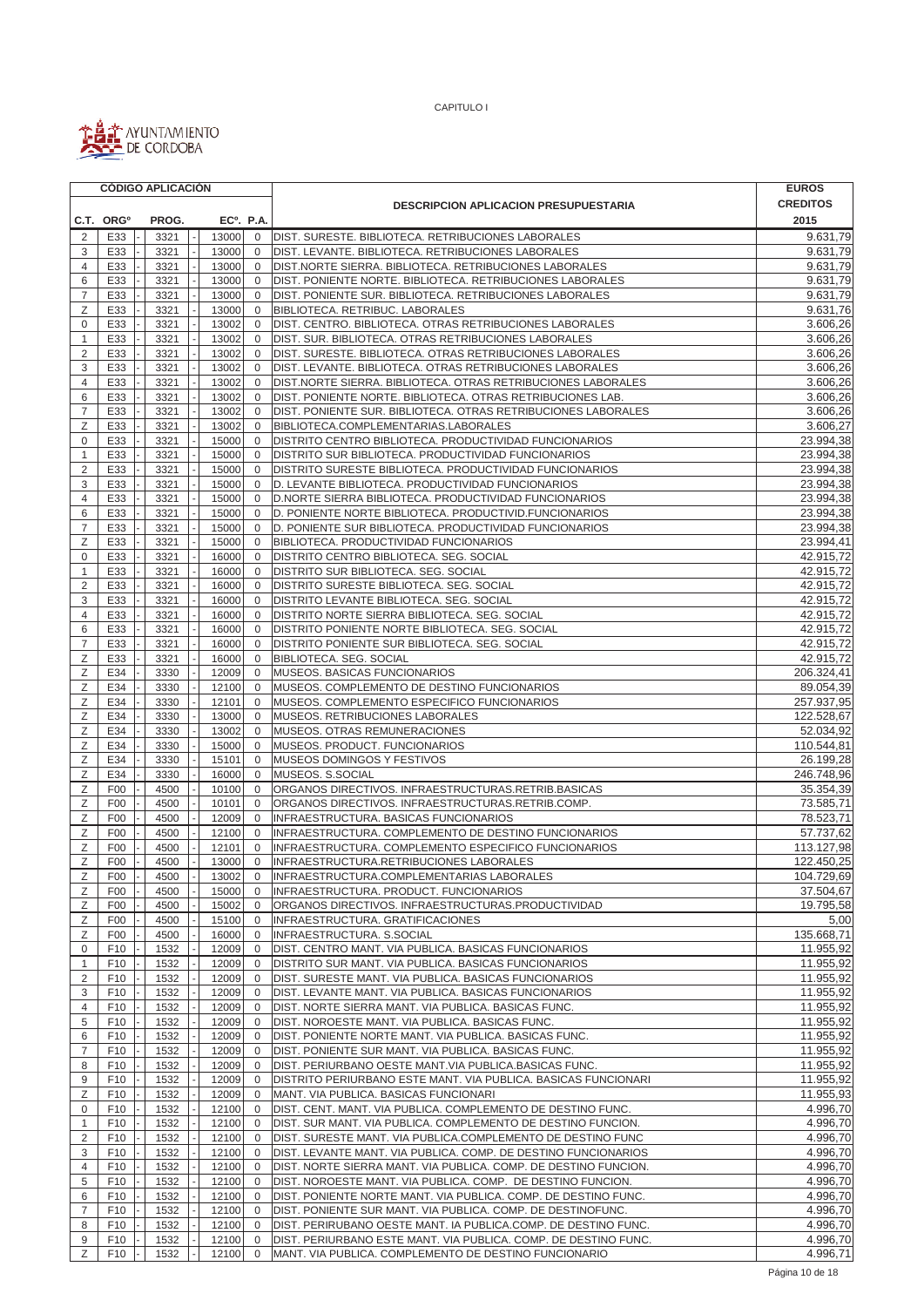CAPITULO I

AYUNTAMIENTO DE CORDOBA

| CÓDIGO APLICACIÓN | | | | | DESCRIPCION APLICACION PRESUPUESTARIA | EUROS CREDITOS 2015 |
|---|---|---|---|---|---|---|
| C.T. | ORGº | PROG. | ECº. | P.A. | | |
| 2 | E33 | 3321 | 13000 | 0 | DIST. SURESTE. BIBLIOTECA. RETRIBUCIONES LABORALES | 9.631,79 |
| 3 | E33 | 3321 | 13000 | 0 | DIST. LEVANTE. BIBLIOTECA. RETRIBUCIONES LABORALES | 9.631,79 |
| 4 | E33 | 3321 | 13000 | 0 | DIST.NORTE SIERRA. BIBLIOTECA. RETRIBUCIONES LABORALES | 9.631,79 |
| 6 | E33 | 3321 | 13000 | 0 | DIST. PONIENTE NORTE. BIBLIOTECA. RETRIBUCIONES LABORALES | 9.631,79 |
| 7 | E33 | 3321 | 13000 | 0 | DIST. PONIENTE SUR. BIBLIOTECA. RETRIBUCIONES LABORALES | 9.631,79 |
| Z | E33 | 3321 | 13000 | 0 | BIBLIOTECA. RETRIBUC. LABORALES | 9.631,76 |
| 0 | E33 | 3321 | 13002 | 0 | DIST. CENTRO. BIBLIOTECA. OTRAS RETRIBUCIONES LABORALES | 3.606,26 |
| 1 | E33 | 3321 | 13002 | 0 | DIST. SUR. BIBLIOTECA. OTRAS RETRIBUCIONES LABORALES | 3.606,26 |
| 2 | E33 | 3321 | 13002 | 0 | DIST. SURESTE. BIBLIOTECA. OTRAS RETRIBUCIONES LABORALES | 3.606,26 |
| 3 | E33 | 3321 | 13002 | 0 | DIST. LEVANTE. BIBLIOTECA. OTRAS RETRIBUCIONES LABORALES | 3.606,26 |
| 4 | E33 | 3321 | 13002 | 0 | DIST.NORTE SIERRA. BIBLIOTECA. OTRAS RETRIBUCIONES LABORALES | 3.606,26 |
| 6 | E33 | 3321 | 13002 | 0 | DIST. PONIENTE NORTE. BIBLIOTECA. OTRAS RETRIBUCIONES LAB. | 3.606,26 |
| 7 | E33 | 3321 | 13002 | 0 | DIST. PONIENTE SUR. BIBLIOTECA. OTRAS RETRIBUCIONES LABORALES | 3.606,26 |
| Z | E33 | 3321 | 13002 | 0 | BIBLIOTECA.COMPLEMENTARIAS.LABORALES | 3.606,27 |
| 0 | E33 | 3321 | 15000 | 0 | DISTRITO CENTRO BIBLIOTECA. PRODUCTIVIDAD FUNCIONARIOS | 23.994,38 |
| 1 | E33 | 3321 | 15000 | 0 | DISTRITO SUR BIBLIOTECA. PRODUCTIVIDAD FUNCIONARIOS | 23.994,38 |
| 2 | E33 | 3321 | 15000 | 0 | DISTRITO SURESTE BIBLIOTECA. PRODUCTIVIDAD FUNCIONARIOS | 23.994,38 |
| 3 | E33 | 3321 | 15000 | 0 | D. LEVANTE BIBLIOTECA. PRODUCTIVIDAD FUNCIONARIOS | 23.994,38 |
| 4 | E33 | 3321 | 15000 | 0 | D.NORTE SIERRA BIBLIOTECA. PRODUCTIVIDAD FUNCIONARIOS | 23.994,38 |
| 6 | E33 | 3321 | 15000 | 0 | D. PONIENTE NORTE BIBLIOTECA. PRODUCTIVID.FUNCIONARIOS | 23.994,38 |
| 7 | E33 | 3321 | 15000 | 0 | D. PONIENTE SUR BIBLIOTECA. PRODUCTIVIDAD FUNCIONARIOS | 23.994,38 |
| Z | E33 | 3321 | 15000 | 0 | BIBLIOTECA. PRODUCTIVIDAD FUNCIONARIOS | 23.994,41 |
| 0 | E33 | 3321 | 16000 | 0 | DISTRITO CENTRO BIBLIOTECA. SEG. SOCIAL | 42.915,72 |
| 1 | E33 | 3321 | 16000 | 0 | DISTRITO SUR BIBLIOTECA. SEG. SOCIAL | 42.915,72 |
| 2 | E33 | 3321 | 16000 | 0 | DISTRITO SURESTE BIBLIOTECA. SEG. SOCIAL | 42.915,72 |
| 3 | E33 | 3321 | 16000 | 0 | DISTRITO LEVANTE BIBLIOTECA. SEG. SOCIAL | 42.915,72 |
| 4 | E33 | 3321 | 16000 | 0 | DISTRITO NORTE SIERRA BIBLIOTECA. SEG. SOCIAL | 42.915,72 |
| 6 | E33 | 3321 | 16000 | 0 | DISTRITO PONIENTE NORTE BIBLIOTECA. SEG. SOCIAL | 42.915,72 |
| 7 | E33 | 3321 | 16000 | 0 | DISTRITO PONIENTE SUR BIBLIOTECA. SEG. SOCIAL | 42.915,72 |
| Z | E33 | 3321 | 16000 | 0 | BIBLIOTECA. SEG. SOCIAL | 42.915,72 |
| Z | E34 | 3330 | 12009 | 0 | MUSEOS. BASICAS FUNCIONARIOS | 206.324,41 |
| Z | E34 | 3330 | 12100 | 0 | MUSEOS. COMPLEMENTO DE DESTINO FUNCIONARIOS | 89.054,39 |
| Z | E34 | 3330 | 12101 | 0 | MUSEOS. COMPLEMENTO ESPECIFICO FUNCIONARIOS | 257.937,95 |
| Z | E34 | 3330 | 13000 | 0 | MUSEOS. RETRIBUCIONES LABORALES | 122.528,67 |
| Z | E34 | 3330 | 13002 | 0 | MUSEOS. OTRAS REMUNERACIONES | 52.034,92 |
| Z | E34 | 3330 | 15000 | 0 | MUSEOS. PRODUCT. FUNCIONARIOS | 110.544,81 |
| Z | E34 | 3330 | 15101 | 0 | MUSEOS DOMINGOS Y FESTIVOS | 26.199,28 |
| Z | E34 | 3330 | 16000 | 0 | MUSEOS. S.SOCIAL | 246.748,96 |
| Z | F00 | 4500 | 10100 | 0 | ORGANOS DIRECTIVOS. INFRAESTRUCTURAS.RETRIB.BASICAS | 35.354,39 |
| Z | F00 | 4500 | 10101 | 0 | ORGANOS DIRECTIVOS. INFRAESTRUCTURAS.RETRIB.COMP. | 73.585,71 |
| Z | F00 | 4500 | 12009 | 0 | INFRAESTRUCTURA. BASICAS FUNCIONARIOS | 78.523,71 |
| Z | F00 | 4500 | 12100 | 0 | INFRAESTRUCTURA. COMPLEMENTO DE DESTINO FUNCIONARIOS | 57.737,62 |
| Z | F00 | 4500 | 12101 | 0 | INFRAESTRUCTURA. COMPLEMENTO ESPECIFICO FUNCIONARIOS | 113.127,98 |
| Z | F00 | 4500 | 13000 | 0 | INFRAESTRUCTURA.RETRIBUCIONES LABORALES | 122.450,25 |
| Z | F00 | 4500 | 13002 | 0 | INFRAESTRUCTURA.COMPLEMENTARIAS LABORALES | 104.729,69 |
| Z | F00 | 4500 | 15000 | 0 | INFRAESTRUCTURA. PRODUCT. FUNCIONARIOS | 37.504,67 |
| Z | F00 | 4500 | 15002 | 0 | ORGANOS DIRECTIVOS. INFRAESTRUCTURAS.PRODUCTIVIDAD | 19.795,58 |
| Z | F00 | 4500 | 15100 | 0 | INFRAESTRUCTURA. GRATIFICACIONES | 5,00 |
| Z | F00 | 4500 | 16000 | 0 | INFRAESTRUCTURA. S.SOCIAL | 135.668,71 |
| 0 | F10 | 1532 | 12009 | 0 | DIST. CENTRO MANT. VIA PUBLICA. BASICAS FUNCIONARIOS | 11.955,92 |
| 1 | F10 | 1532 | 12009 | 0 | DISTRITO SUR MANT. VIA PUBLICA. BASICAS FUNCIONARIOS | 11.955,92 |
| 2 | F10 | 1532 | 12009 | 0 | DIST. SURESTE MANT. VIA PUBLICA. BASICAS FUNCIONARIOS | 11.955,92 |
| 3 | F10 | 1532 | 12009 | 0 | DIST. LEVANTE MANT. VIA PUBLICA. BASICAS FUNCIONARIOS | 11.955,92 |
| 4 | F10 | 1532 | 12009 | 0 | DIST. NORTE SIERRA MANT. VIA PUBLICA. BASICAS FUNC. | 11.955,92 |
| 5 | F10 | 1532 | 12009 | 0 | DIST. NOROESTE MANT. VIA PUBLICA. BASICAS FUNC. | 11.955,92 |
| 6 | F10 | 1532 | 12009 | 0 | DIST. PONIENTE NORTE MANT. VIA PUBLICA. BASICAS FUNC. | 11.955,92 |
| 7 | F10 | 1532 | 12009 | 0 | DIST. PONIENTE SUR MANT. VIA PUBLICA. BASICAS FUNC. | 11.955,92 |
| 8 | F10 | 1532 | 12009 | 0 | DIST. PERIURBANO OESTE MANT.VIA PUBLICA.BASICAS FUNC. | 11.955,92 |
| 9 | F10 | 1532 | 12009 | 0 | DISTRITO PERIURBANO ESTE MANT. VIA PUBLICA. BASICAS FUNCIONARI | 11.955,92 |
| Z | F10 | 1532 | 12009 | 0 | MANT. VIA PUBLICA. BASICAS FUNCIONARI | 11.955,93 |
| 0 | F10 | 1532 | 12100 | 0 | DIST. CENT. MANT. VIA PUBLICA. COMPLEMENTO DE DESTINO FUNC. | 4.996,70 |
| 1 | F10 | 1532 | 12100 | 0 | DIST. SUR MANT. VIA PUBLICA. COMPLEMENTO DE DESTINO FUNCION. | 4.996,70 |
| 2 | F10 | 1532 | 12100 | 0 | DIST. SURESTE MANT. VIA PUBLICA.COMPLEMENTO DE DESTINO FUNC | 4.996,70 |
| 3 | F10 | 1532 | 12100 | 0 | DIST. LEVANTE MANT. VIA PUBLICA. COMP. DE DESTINO FUNCIONARIOS | 4.996,70 |
| 4 | F10 | 1532 | 12100 | 0 | DIST. NORTE SIERRA MANT. VIA PUBLICA. COMP. DE DESTINO FUNCION. | 4.996,70 |
| 5 | F10 | 1532 | 12100 | 0 | DIST. NOROESTE MANT. VIA PUBLICA. COMP. DE DESTINO FUNCION. | 4.996,70 |
| 6 | F10 | 1532 | 12100 | 0 | DIST. PONIENTE NORTE MANT. VIA PUBLICA. COMP. DE DESTINO FUNC. | 4.996,70 |
| 7 | F10 | 1532 | 12100 | 0 | DIST. PONIENTE SUR MANT. VIA PUBLICA. COMP. DE DESTINOFUNC. | 4.996,70 |
| 8 | F10 | 1532 | 12100 | 0 | DIST. PERIURBANO OESTE MANT. IA PUBLICA.COMP. DE DESTINO FUNC. | 4.996,70 |
| 9 | F10 | 1532 | 12100 | 0 | DIST. PERIURBANO ESTE MANT. VIA PUBLICA. COMP. DE DESTINO FUNC. | 4.996,70 |
| Z | F10 | 1532 | 12100 | 0 | MANT. VIA PUBLICA. COMPLEMENTO DE DESTINO FUNCIONARIO | 4.996,71 |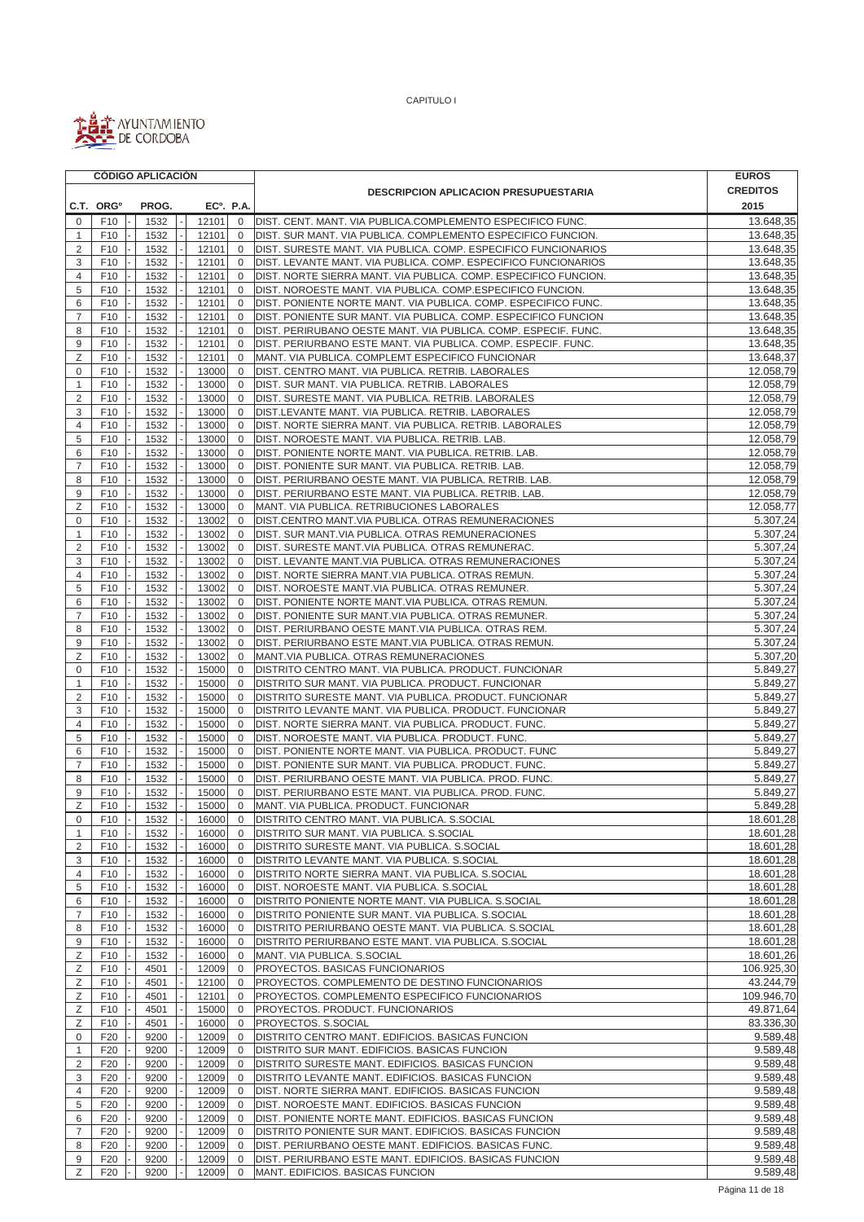CAPITULO I

AYUNTAMIENTO DE CORDOBA

| CÓDIGO APLICACIÓN | | | | | | | | DESCRIPCION APLICACION PRESUPUESTARIA | EUROS CREDITOS |
|---|---|---|---|---|---|---|---|---|---|
| C.T. | ORGº | | PROG. | | ECº. | P.A. | | | 2015 |
| 0 | F10 | - | 1532 | - | 12101 | 0 | | DIST. CENT. MANT. VIA PUBLICA.COMPLEMENTO ESPECIFICO FUNC. | 13.648,35 |
| 1 | F10 | - | 1532 | - | 12101 | 0 | | DIST. SUR MANT. VIA PUBLICA. COMPLEMENTO ESPECIFICO FUNCION. | 13.648,35 |
| 2 | F10 | - | 1532 | - | 12101 | 0 | | DIST. SURESTE MANT. VIA PUBLICA. COMP. ESPECIFICO FUNCIONARIOS | 13.648,35 |
| 3 | F10 | - | 1532 | - | 12101 | 0 | | DIST. LEVANTE MANT. VIA PUBLICA. COMP. ESPECIFICO FUNCIONARIOS | 13.648,35 |
| 4 | F10 | - | 1532 | - | 12101 | 0 | | DIST. NORTE SIERRA MANT. VIA PUBLICA. COMP. ESPECIFICO FUNCION. | 13.648,35 |
| 5 | F10 | - | 1532 | - | 12101 | 0 | | DIST. NOROESTE MANT. VIA PUBLICA. COMP.ESPECIFICO FUNCION. | 13.648,35 |
| 6 | F10 | - | 1532 | - | 12101 | 0 | | DIST. PONIENTE NORTE MANT. VIA PUBLICA. COMP. ESPECIFICO FUNC. | 13.648,35 |
| 7 | F10 | - | 1532 | - | 12101 | 0 | | DIST. PONIENTE SUR MANT. VIA PUBLICA. COMP. ESPECIFICO FUNCION | 13.648,35 |
| 8 | F10 | - | 1532 | - | 12101 | 0 | | DIST. PERIRUBANO OESTE MANT. VIA PUBLICA. COMP. ESPECIF. FUNC. | 13.648,35 |
| 9 | F10 | - | 1532 | - | 12101 | 0 | | DIST. PERIURBANO ESTE MANT. VIA PUBLICA. COMP. ESPECIF. FUNC. | 13.648,35 |
| Z | F10 | - | 1532 | - | 12101 | 0 | | MANT. VIA PUBLICA. COMPLEMT ESPECIFICO FUNCIONAR | 13.648,37 |
| 0 | F10 | - | 1532 | - | 13000 | 0 | | DIST. CENTRO MANT. VIA PUBLICA. RETRIB. LABORALES | 12.058,79 |
| 1 | F10 | - | 1532 | - | 13000 | 0 | | DIST. SUR MANT. VIA PUBLICA. RETRIB. LABORALES | 12.058,79 |
| 2 | F10 | - | 1532 | - | 13000 | 0 | | DIST. SURESTE MANT. VIA PUBLICA. RETRIB. LABORALES | 12.058,79 |
| 3 | F10 | - | 1532 | - | 13000 | 0 | | DIST.LEVANTE MANT. VIA PUBLICA. RETRIB. LABORALES | 12.058,79 |
| 4 | F10 | - | 1532 | - | 13000 | 0 | | DIST. NORTE SIERRA MANT. VIA PUBLICA. RETRIB. LABORALES | 12.058,79 |
| 5 | F10 | - | 1532 | - | 13000 | 0 | | DIST. NOROESTE MANT. VIA PUBLICA. RETRIB. LAB. | 12.058,79 |
| 6 | F10 | - | 1532 | - | 13000 | 0 | | DIST. PONIENTE NORTE MANT. VIA PUBLICA. RETRIB. LAB. | 12.058,79 |
| 7 | F10 | - | 1532 | - | 13000 | 0 | | DIST. PONIENTE SUR MANT. VIA PUBLICA. RETRIB. LAB. | 12.058,79 |
| 8 | F10 | - | 1532 | - | 13000 | 0 | | DIST. PERIURBANO OESTE MANT. VIA PUBLICA. RETRIB. LAB. | 12.058,79 |
| 9 | F10 | - | 1532 | - | 13000 | 0 | | DIST. PERIURBANO ESTE MANT. VIA PUBLICA. RETRIB. LAB. | 12.058,79 |
| Z | F10 | - | 1532 | - | 13000 | 0 | | MANT. VIA PUBLICA. RETRIBUCIONES LABORALES | 12.058,77 |
| 0 | F10 | - | 1532 | - | 13002 | 0 | | DIST.CENTRO MANT.VIA PUBLICA. OTRAS REMUNERACIONES | 5.307,24 |
| 1 | F10 | - | 1532 | - | 13002 | 0 | | DIST. SUR MANT.VIA PUBLICA. OTRAS REMUNERACIONES | 5.307,24 |
| 2 | F10 | - | 1532 | - | 13002 | 0 | | DIST. SURESTE MANT.VIA PUBLICA. OTRAS REMUNERAC. | 5.307,24 |
| 3 | F10 | - | 1532 | - | 13002 | 0 | | DIST. LEVANTE MANT.VIA PUBLICA. OTRAS REMUNERACIONES | 5.307,24 |
| 4 | F10 | - | 1532 | - | 13002 | 0 | | DIST. NORTE SIERRA MANT.VIA PUBLICA. OTRAS REMUN. | 5.307,24 |
| 5 | F10 | - | 1532 | - | 13002 | 0 | | DIST. NOROESTE MANT.VIA PUBLICA. OTRAS REMUNER. | 5.307,24 |
| 6 | F10 | - | 1532 | - | 13002 | 0 | | DIST. PONIENTE NORTE MANT.VIA PUBLICA. OTRAS REMUN. | 5.307,24 |
| 7 | F10 | - | 1532 | - | 13002 | 0 | | DIST. PONIENTE SUR MANT.VIA PUBLICA. OTRAS REMUNER. | 5.307,24 |
| 8 | F10 | - | 1532 | - | 13002 | 0 | | DIST. PERIURBANO OESTE MANT.VIA PUBLICA. OTRAS REM. | 5.307,24 |
| 9 | F10 | - | 1532 | - | 13002 | 0 | | DIST. PERIURBANO ESTE MANT.VIA PUBLICA. OTRAS REMUN. | 5.307,24 |
| Z | F10 | - | 1532 | - | 13002 | 0 | | MANT.VIA PUBLICA. OTRAS REMUNERACIONES | 5.307,20 |
| 0 | F10 | - | 1532 | - | 15000 | 0 | | DISTRITO CENTRO MANT. VIA PUBLICA. PRODUCT. FUNCIONAR | 5.849,27 |
| 1 | F10 | - | 1532 | - | 15000 | 0 | | DISTRITO SUR MANT. VIA PUBLICA. PRODUCT. FUNCIONAR | 5.849,27 |
| 2 | F10 | - | 1532 | - | 15000 | 0 | | DISTRITO SURESTE MANT. VIA PUBLICA. PRODUCT. FUNCIONAR | 5.849,27 |
| 3 | F10 | - | 1532 | - | 15000 | 0 | | DISTRITO LEVANTE MANT. VIA PUBLICA. PRODUCT. FUNCIONAR | 5.849,27 |
| 4 | F10 | - | 1532 | - | 15000 | 0 | | DIST. NORTE SIERRA MANT. VIA PUBLICA. PRODUCT. FUNC. | 5.849,27 |
| 5 | F10 | - | 1532 | - | 15000 | 0 | | DIST. NOROESTE MANT. VIA PUBLICA. PRODUCT. FUNC. | 5.849,27 |
| 6 | F10 | - | 1532 | - | 15000 | 0 | | DIST. PONIENTE NORTE MANT. VIA PUBLICA. PRODUCT. FUNC | 5.849,27 |
| 7 | F10 | - | 1532 | - | 15000 | 0 | | DIST. PONIENTE SUR MANT. VIA PUBLICA. PRODUCT. FUNC. | 5.849,27 |
| 8 | F10 | - | 1532 | - | 15000 | 0 | | DIST. PERIURBANO OESTE MANT. VIA PUBLICA. PROD. FUNC. | 5.849,27 |
| 9 | F10 | - | 1532 | - | 15000 | 0 | | DIST. PERIURBANO ESTE MANT. VIA PUBLICA. PROD. FUNC. | 5.849,27 |
| Z | F10 | - | 1532 | - | 15000 | 0 | | MANT. VIA PUBLICA. PRODUCT. FUNCIONAR | 5.849,28 |
| 0 | F10 | - | 1532 | - | 16000 | 0 | | DISTRITO CENTRO MANT. VIA PUBLICA. S.SOCIAL | 18.601,28 |
| 1 | F10 | - | 1532 | - | 16000 | 0 | | DISTRITO SUR MANT. VIA PUBLICA. S.SOCIAL | 18.601,28 |
| 2 | F10 | - | 1532 | - | 16000 | 0 | | DISTRITO SURESTE MANT. VIA PUBLICA. S.SOCIAL | 18.601,28 |
| 3 | F10 | - | 1532 | - | 16000 | 0 | | DISTRITO LEVANTE MANT. VIA PUBLICA. S.SOCIAL | 18.601,28 |
| 4 | F10 | - | 1532 | - | 16000 | 0 | | DISTRITO NORTE SIERRA MANT. VIA PUBLICA. S.SOCIAL | 18.601,28 |
| 5 | F10 | - | 1532 | - | 16000 | 0 | | DIST. NOROESTE MANT. VIA PUBLICA. S.SOCIAL | 18.601,28 |
| 6 | F10 | - | 1532 | - | 16000 | 0 | | DISTRITO PONIENTE NORTE MANT. VIA PUBLICA. S.SOCIAL | 18.601,28 |
| 7 | F10 | - | 1532 | - | 16000 | 0 | | DISTRITO PONIENTE SUR MANT. VIA PUBLICA. S.SOCIAL | 18.601,28 |
| 8 | F10 | - | 1532 | - | 16000 | 0 | | DISTRITO PERIURBANO OESTE MANT. VIA PUBLICA. S.SOCIAL | 18.601,28 |
| 9 | F10 | - | 1532 | - | 16000 | 0 | | DISTRITO PERIURBANO ESTE MANT. VIA PUBLICA. S.SOCIAL | 18.601,28 |
| Z | F10 | - | 1532 | - | 16000 | 0 | | MANT. VIA PUBLICA. S.SOCIAL | 18.601,26 |
| Z | F10 | - | 4501 | - | 12009 | 0 | | PROYECTOS. BASICAS FUNCIONARIOS | 106.925,30 |
| Z | F10 | - | 4501 | - | 12100 | 0 | | PROYECTOS. COMPLEMENTO DE DESTINO FUNCIONARIOS | 43.244,79 |
| Z | F10 | - | 4501 | - | 12101 | 0 | | PROYECTOS. COMPLEMENTO ESPECIFICO FUNCIONARIOS | 109.946,70 |
| Z | F10 | - | 4501 | - | 15000 | 0 | | PROYECTOS. PRODUCT. FUNCIONARIOS | 49.871,64 |
| Z | F10 | - | 4501 | - | 16000 | 0 | | PROYECTOS. S.SOCIAL | 83.336,30 |
| 0 | F20 | - | 9200 | - | 12009 | 0 | | DISTRITO CENTRO MANT. EDIFICIOS. BASICAS FUNCION | 9.589,48 |
| 1 | F20 | - | 9200 | - | 12009 | 0 | | DISTRITO SUR MANT. EDIFICIOS. BASICAS FUNCION | 9.589,48 |
| 2 | F20 | - | 9200 | - | 12009 | 0 | | DISTRITO SURESTE MANT. EDIFICIOS. BASICAS FUNCION | 9.589,48 |
| 3 | F20 | - | 9200 | - | 12009 | 0 | | DISTRITO LEVANTE MANT. EDIFICIOS. BASICAS FUNCION | 9.589,48 |
| 4 | F20 | - | 9200 | - | 12009 | 0 | | DIST. NORTE SIERRA MANT. EDIFICIOS. BASICAS FUNCION | 9.589,48 |
| 5 | F20 | - | 9200 | - | 12009 | 0 | | DIST. NOROESTE MANT. EDIFICIOS. BASICAS FUNCION | 9.589,48 |
| 6 | F20 | - | 9200 | - | 12009 | 0 | | DIST. PONIENTE NORTE MANT. EDIFICIOS. BASICAS FUNCION | 9.589,48 |
| 7 | F20 | - | 9200 | - | 12009 | 0 | | DISTRITO PONIENTE SUR MANT. EDIFICIOS. BASICAS FUNCION | 9.589,48 |
| 8 | F20 | - | 9200 | - | 12009 | 0 | | DIST. PERIURBANO OESTE MANT. EDIFICIOS. BASICAS FUNC. | 9.589,48 |
| 9 | F20 | - | 9200 | - | 12009 | 0 | | DIST. PERIURBANO ESTE MANT. EDIFICIOS. BASICAS FUNCION | 9.589,48 |
| Z | F20 | - | 9200 | - | 12009 | 0 | | MANT. EDIFICIOS. BASICAS FUNCION | 9.589,48 |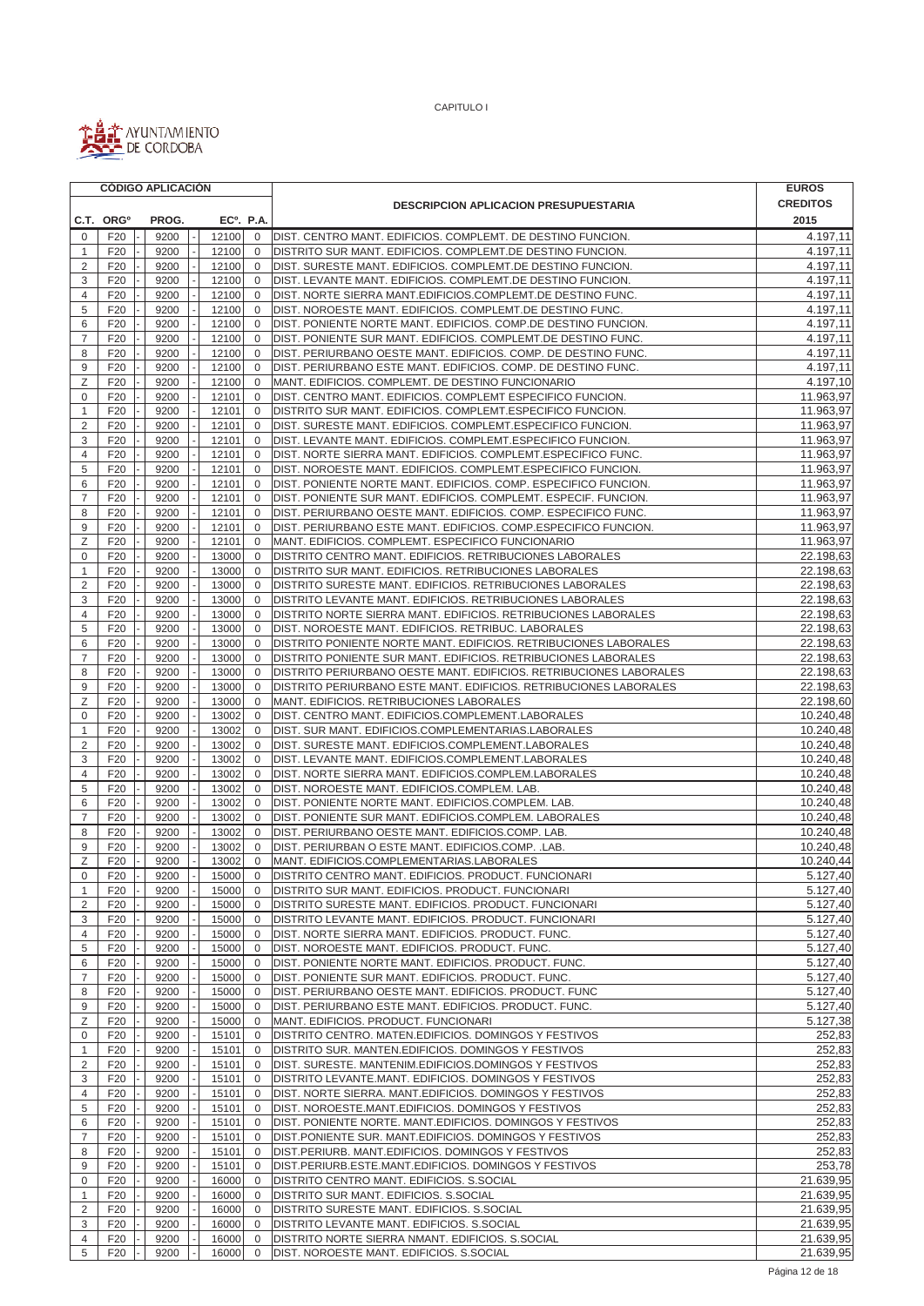CAPITULO I

AYUNTAMIENTO DE CORDOBA

| CÓDIGO APLICACIÓN | | | | | DESCRIPCION APLICACION PRESUPUESTARIA | EUROS CREDITOS 2015 |
|---|---|---|---|---|---|---|
| C.T. | ORGº | PROG. | ECº. | P.A. | | |
| 0 | F20 | 9200 | 12100 | 0 | DIST. CENTRO MANT. EDIFICIOS. COMPLEMT. DE DESTINO FUNCION. | 4.197,11 |
| 1 | F20 | 9200 | 12100 | 0 | DISTRITO SUR MANT. EDIFICIOS. COMPLEMT.DE DESTINO FUNCION. | 4.197,11 |
| 2 | F20 | 9200 | 12100 | 0 | DIST. SURESTE MANT. EDIFICIOS. COMPLEMT.DE DESTINO FUNCION. | 4.197,11 |
| 3 | F20 | 9200 | 12100 | 0 | DIST. LEVANTE MANT. EDIFICIOS. COMPLEMT.DE DESTINO FUNCION. | 4.197,11 |
| 4 | F20 | 9200 | 12100 | 0 | DIST. NORTE SIERRA MANT.EDIFICIOS.COMPLEMT.DE DESTINO FUNC. | 4.197,11 |
| 5 | F20 | 9200 | 12100 | 0 | DIST. NOROESTE MANT. EDIFICIOS. COMPLEMT.DE DESTINO FUNC. | 4.197,11 |
| 6 | F20 | 9200 | 12100 | 0 | DIST. PONIENTE NORTE MANT. EDIFICIOS. COMP.DE DESTINO FUNCION. | 4.197,11 |
| 7 | F20 | 9200 | 12100 | 0 | DIST. PONIENTE SUR MANT. EDIFICIOS. COMPLEMT.DE DESTINO FUNC. | 4.197,11 |
| 8 | F20 | 9200 | 12100 | 0 | DIST. PERIURBANO OESTE MANT. EDIFICIOS. COMP. DE DESTINO FUNC. | 4.197,11 |
| 9 | F20 | 9200 | 12100 | 0 | DIST. PERIURBANO ESTE MANT. EDIFICIOS. COMP. DE DESTINO FUNC. | 4.197,11 |
| Z | F20 | 9200 | 12100 | 0 | MANT. EDIFICIOS. COMPLEMT. DE DESTINO FUNCIONARIO | 4.197,10 |
| 0 | F20 | 9200 | 12101 | 0 | DIST. CENTRO MANT. EDIFICIOS. COMPLEMT ESPECIFICO FUNCION. | 11.963,97 |
| 1 | F20 | 9200 | 12101 | 0 | DISTRITO SUR MANT. EDIFICIOS. COMPLEMT.ESPECIFICO FUNCION. | 11.963,97 |
| 2 | F20 | 9200 | 12101 | 0 | DIST. SURESTE MANT. EDIFICIOS. COMPLEMT.ESPECIFICO FUNCION. | 11.963,97 |
| 3 | F20 | 9200 | 12101 | 0 | DIST. LEVANTE MANT. EDIFICIOS. COMPLEMT.ESPECIFICO FUNCION. | 11.963,97 |
| 4 | F20 | 9200 | 12101 | 0 | DIST. NORTE SIERRA MANT. EDIFICIOS. COMPLEMT.ESPECIFICO FUNC. | 11.963,97 |
| 5 | F20 | 9200 | 12101 | 0 | DIST. NOROESTE MANT. EDIFICIOS. COMPLEMT.ESPECIFICO FUNCION. | 11.963,97 |
| 6 | F20 | 9200 | 12101 | 0 | DIST. PONIENTE NORTE MANT. EDIFICIOS. COMP. ESPECIFICO FUNCION. | 11.963,97 |
| 7 | F20 | 9200 | 12101 | 0 | DIST. PONIENTE SUR MANT. EDIFICIOS. COMPLEMT. ESPECIF. FUNCION. | 11.963,97 |
| 8 | F20 | 9200 | 12101 | 0 | DIST. PERIURBANO OESTE MANT. EDIFICIOS. COMP. ESPECIFICO FUNC. | 11.963,97 |
| 9 | F20 | 9200 | 12101 | 0 | DIST. PERIURBANO ESTE MANT. EDIFICIOS. COMP.ESPECIFICO FUNCION. | 11.963,97 |
| Z | F20 | 9200 | 12101 | 0 | MANT. EDIFICIOS. COMPLEMT. ESPECIFICO FUNCIONARIO | 11.963,97 |
| 0 | F20 | 9200 | 13000 | 0 | DISTRITO CENTRO MANT. EDIFICIOS. RETRIBUCIONES LABORALES | 22.198,63 |
| 1 | F20 | 9200 | 13000 | 0 | DISTRITO SUR MANT. EDIFICIOS. RETRIBUCIONES LABORALES | 22.198,63 |
| 2 | F20 | 9200 | 13000 | 0 | DISTRITO SURESTE MANT. EDIFICIOS. RETRIBUCIONES LABORALES | 22.198,63 |
| 3 | F20 | 9200 | 13000 | 0 | DISTRITO LEVANTE MANT. EDIFICIOS. RETRIBUCIONES LABORALES | 22.198,63 |
| 4 | F20 | 9200 | 13000 | 0 | DISTRITO NORTE SIERRA MANT. EDIFICIOS. RETRIBUCIONES LABORALES | 22.198,63 |
| 5 | F20 | 9200 | 13000 | 0 | DIST. NOROESTE MANT. EDIFICIOS. RETRIBUC. LABORALES | 22.198,63 |
| 6 | F20 | 9200 | 13000 | 0 | DISTRITO PONIENTE NORTE MANT. EDIFICIOS. RETRIBUCIONES LABORALES | 22.198,63 |
| 7 | F20 | 9200 | 13000 | 0 | DISTRITO PONIENTE SUR MANT. EDIFICIOS. RETRIBUCIONES LABORALES | 22.198,63 |
| 8 | F20 | 9200 | 13000 | 0 | DISTRITO PERIURBANO OESTE MANT. EDIFICIOS. RETRIBUCIONES LABORALES | 22.198,63 |
| 9 | F20 | 9200 | 13000 | 0 | DISTRITO PERIURBANO ESTE MANT. EDIFICIOS. RETRIBUCIONES LABORALES | 22.198,63 |
| Z | F20 | 9200 | 13000 | 0 | MANT. EDIFICIOS. RETRIBUCIONES LABORALES | 22.198,60 |
| 0 | F20 | 9200 | 13002 | 0 | DIST. CENTRO MANT. EDIFICIOS.COMPLEMENT.LABORALES | 10.240,48 |
| 1 | F20 | 9200 | 13002 | 0 | DIST. SUR MANT. EDIFICIOS.COMPLEMENTARIAS.LABORALES | 10.240,48 |
| 2 | F20 | 9200 | 13002 | 0 | DIST. SURESTE MANT. EDIFICIOS.COMPLEMENT.LABORALES | 10.240,48 |
| 3 | F20 | 9200 | 13002 | 0 | DIST. LEVANTE MANT. EDIFICIOS.COMPLEMENT.LABORALES | 10.240,48 |
| 4 | F20 | 9200 | 13002 | 0 | DIST. NORTE SIERRA MANT. EDIFICIOS.COMPLEM.LABORALES | 10.240,48 |
| 5 | F20 | 9200 | 13002 | 0 | DIST. NOROESTE MANT. EDIFICIOS.COMPLEM. LAB. | 10.240,48 |
| 6 | F20 | 9200 | 13002 | 0 | DIST. PONIENTE NORTE MANT. EDIFICIOS.COMPLEM. LAB. | 10.240,48 |
| 7 | F20 | 9200 | 13002 | 0 | DIST. PONIENTE SUR MANT. EDIFICIOS.COMPLEM. LABORALES | 10.240,48 |
| 8 | F20 | 9200 | 13002 | 0 | DIST. PERIURBANO OESTE MANT. EDIFICIOS.COMP. LAB. | 10.240,48 |
| 9 | F20 | 9200 | 13002 | 0 | DIST. PERIURBAN O ESTE MANT. EDIFICIOS.COMP. .LAB. | 10.240,48 |
| Z | F20 | 9200 | 13002 | 0 | MANT. EDIFICIOS.COMPLEMENTARIAS.LABORALES | 10.240,44 |
| 0 | F20 | 9200 | 15000 | 0 | DISTRITO CENTRO MANT. EDIFICIOS. PRODUCT. FUNCIONARI | 5.127,40 |
| 1 | F20 | 9200 | 15000 | 0 | DISTRITO SUR MANT. EDIFICIOS. PRODUCT. FUNCIONARI | 5.127,40 |
| 2 | F20 | 9200 | 15000 | 0 | DISTRITO SURESTE MANT. EDIFICIOS. PRODUCT. FUNCIONARI | 5.127,40 |
| 3 | F20 | 9200 | 15000 | 0 | DISTRITO LEVANTE MANT. EDIFICIOS. PRODUCT. FUNCIONARI | 5.127,40 |
| 4 | F20 | 9200 | 15000 | 0 | DIST. NORTE SIERRA MANT. EDIFICIOS. PRODUCT. FUNC. | 5.127,40 |
| 5 | F20 | 9200 | 15000 | 0 | DIST. NOROESTE MANT. EDIFICIOS. PRODUCT. FUNC. | 5.127,40 |
| 6 | F20 | 9200 | 15000 | 0 | DIST. PONIENTE NORTE MANT. EDIFICIOS. PRODUCT. FUNC. | 5.127,40 |
| 7 | F20 | 9200 | 15000 | 0 | DIST. PONIENTE SUR MANT. EDIFICIOS. PRODUCT. FUNC. | 5.127,40 |
| 8 | F20 | 9200 | 15000 | 0 | DIST. PERIURBANO OESTE MANT. EDIFICIOS. PRODUCT. FUNC | 5.127,40 |
| 9 | F20 | 9200 | 15000 | 0 | DIST. PERIURBANO ESTE MANT. EDIFICIOS. PRODUCT. FUNC. | 5.127,40 |
| Z | F20 | 9200 | 15000 | 0 | MANT. EDIFICIOS. PRODUCT. FUNCIONARI | 5.127,38 |
| 0 | F20 | 9200 | 15101 | 0 | DISTRITO CENTRO. MATEN.EDIFICIOS. DOMINGOS Y FESTIVOS | 252,83 |
| 1 | F20 | 9200 | 15101 | 0 | DISTRITO SUR. MANTEN.EDIFICIOS. DOMINGOS Y FESTIVOS | 252,83 |
| 2 | F20 | 9200 | 15101 | 0 | DIST. SURESTE. MANTENIM.EDIFICIOS.DOMINGOS Y FESTIVOS | 252,83 |
| 3 | F20 | 9200 | 15101 | 0 | DISTRITO LEVANTE.MANT.EDIFICIOS. DOMINGOS Y FESTIVOS | 252,83 |
| 4 | F20 | 9200 | 15101 | 0 | DIST. NORTE SIERRA. MANT.EDIFICIOS. DOMINGOS Y FESTIVOS | 252,83 |
| 5 | F20 | 9200 | 15101 | 0 | DIST. NOROESTE.MANT.EDIFICIOS. DOMINGOS Y FESTIVOS | 252,83 |
| 6 | F20 | 9200 | 15101 | 0 | DIST. PONIENTE NORTE. MANT.EDIFICIOS. DOMINGOS Y FESTIVOS | 252,83 |
| 7 | F20 | 9200 | 15101 | 0 | DIST.PONIENTE SUR. MANT.EDIFICIOS. DOMINGOS Y FESTIVOS | 252,83 |
| 8 | F20 | 9200 | 15101 | 0 | DIST.PERIURB. MANT.EDIFICIOS. DOMINGOS Y FESTIVOS | 252,83 |
| 9 | F20 | 9200 | 15101 | 0 | DIST.PERIURB.ESTE.MANT.EDIFICIOS. DOMINGOS Y FESTIVOS | 253,78 |
| 0 | F20 | 9200 | 16000 | 0 | DISTRITO CENTRO MANT. EDIFICIOS. S.SOCIAL | 21.639,95 |
| 1 | F20 | 9200 | 16000 | 0 | DISTRITO SUR MANT. EDIFICIOS. S.SOCIAL | 21.639,95 |
| 2 | F20 | 9200 | 16000 | 0 | DISTRITO SURESTE MANT. EDIFICIOS. S.SOCIAL | 21.639,95 |
| 3 | F20 | 9200 | 16000 | 0 | DISTRITO LEVANTE MANT. EDIFICIOS. S.SOCIAL | 21.639,95 |
| 4 | F20 | 9200 | 16000 | 0 | DISTRITO NORTE SIERRA NMANT. EDIFICIOS. S.SOCIAL | 21.639,95 |
| 5 | F20 | 9200 | 16000 | 0 | DIST. NOROESTE MANT. EDIFICIOS. S.SOCIAL | 21.639,95 |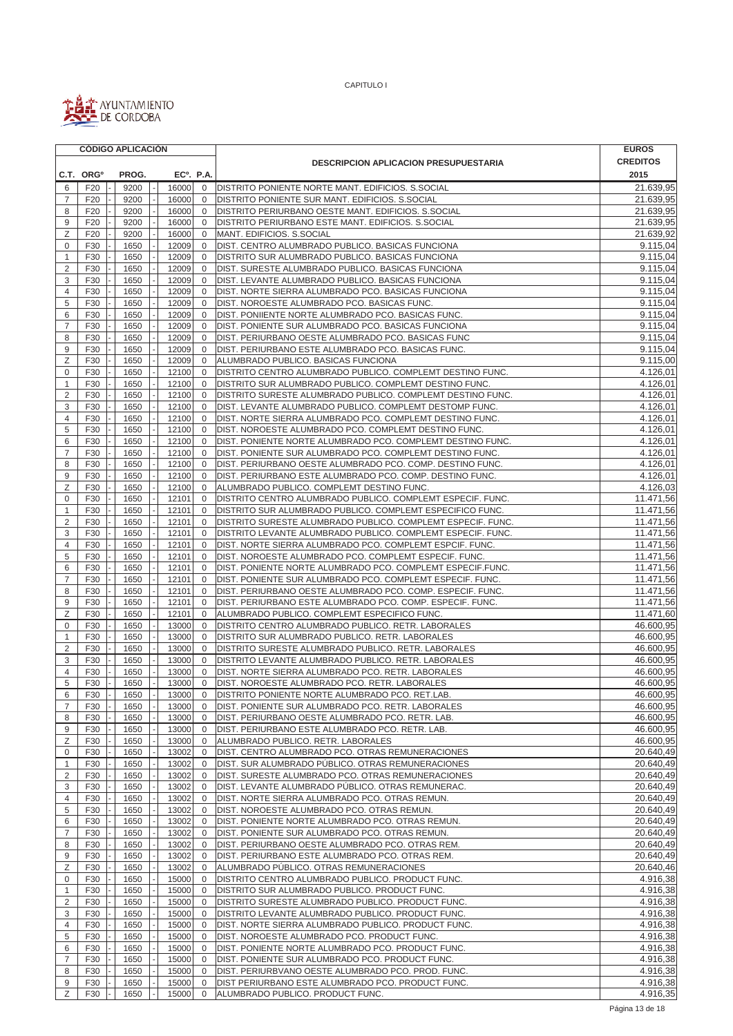CAPITULO I

AYUNTAMIENTO DE CORDOBA

| CÓDIGO APLICACIÓN | | | | | | | | DESCRIPCION APLICACION PRESUPUESTARIA | EUROS CREDITOS 2015 |
|---|---|---|---|---|---|---|---|---|---|
| C.T. | ORGº | | PROG. | | ECº. | P.A. | | | |
| 6 | F20 | - | 9200 | - | 16000 | 0 | | DISTRITO PONIENTE NORTE MANT. EDIFICIOS. S.SOCIAL | 21.639,95 |
| 7 | F20 | - | 9200 | - | 16000 | 0 | | DISTRITO PONIENTE SUR MANT. EDIFICIOS. S.SOCIAL | 21.639,95 |
| 8 | F20 | - | 9200 | - | 16000 | 0 | | DISTRITO PERIURBANO OESTE MANT. EDIFICIOS. S.SOCIAL | 21.639,95 |
| 9 | F20 | - | 9200 | - | 16000 | 0 | | DISTRITO PERIURBANO ESTE MANT. EDIFICIOS. S.SOCIAL | 21.639,95 |
| Z | F20 | - | 9200 | - | 16000 | 0 | | MANT. EDIFICIOS. S.SOCIAL | 21.639,92 |
| 0 | F30 | - | 1650 | - | 12009 | 0 | | DIST. CENTRO ALUMBRADO PUBLICO. BASICAS FUNCIONA | 9.115,04 |
| 1 | F30 | - | 1650 | - | 12009 | 0 | | DISTRITO SUR ALUMBRADO PUBLICO. BASICAS FUNCIONA | 9.115,04 |
| 2 | F30 | - | 1650 | - | 12009 | 0 | | DIST. SURESTE ALUMBRADO PUBLICO. BASICAS FUNCIONA | 9.115,04 |
| 3 | F30 | - | 1650 | - | 12009 | 0 | | DIST. LEVANTE ALUMBRADO PUBLICO. BASICAS FUNCIONA | 9.115,04 |
| 4 | F30 | - | 1650 | - | 12009 | 0 | | DIST. NORTE SIERRA ALUMBRADO PCO. BASICAS FUNCIONA | 9.115,04 |
| 5 | F30 | - | 1650 | - | 12009 | 0 | | DIST. NOROESTE ALUMBRADO PCO. BASICAS FUNC. | 9.115,04 |
| 6 | F30 | - | 1650 | - | 12009 | 0 | | DIST. PONIIENTE NORTE ALUMBRADO PCO. BASICAS FUNC. | 9.115,04 |
| 7 | F30 | - | 1650 | - | 12009 | 0 | | DIST. PONIENTE SUR ALUMBRADO PCO. BASICAS FUNCIONA | 9.115,04 |
| 8 | F30 | - | 1650 | - | 12009 | 0 | | DIST. PERIURBANO OESTE ALUMBRADO PCO. BASICAS FUNC | 9.115,04 |
| 9 | F30 | - | 1650 | - | 12009 | 0 | | DIST. PERIURBANO ESTE ALUMBRADO PCO. BASICAS FUNC. | 9.115,04 |
| Z | F30 | - | 1650 | - | 12009 | 0 | | ALUMBRADO PUBLICO. BASICAS FUNCIONA | 9.115,00 |
| 0 | F30 | - | 1650 | - | 12100 | 0 | | DISTRITO CENTRO ALUMBRADO PUBLICO. COMPLEMT DESTINO FUNC. | 4.126,01 |
| 1 | F30 | - | 1650 | - | 12100 | 0 | | DISTRITO SUR ALUMBRADO PUBLICO. COMPLEMT DESTINO FUNC. | 4.126,01 |
| 2 | F30 | - | 1650 | - | 12100 | 0 | | DISTRITO SURESTE ALUMBRADO PUBLICO. COMPLEMT DESTINO FUNC. | 4.126,01 |
| 3 | F30 | - | 1650 | - | 12100 | 0 | | DIST. LEVANTE ALUMBRADO PUBLICO. COMPLEMT DESTOMP FUNC. | 4.126,01 |
| 4 | F30 | - | 1650 | - | 12100 | 0 | | DIST. NORTE SIERRA ALUMBRADO PCO. COMPLEMT DESTINO FUNC. | 4.126,01 |
| 5 | F30 | - | 1650 | - | 12100 | 0 | | DIST. NOROESTE ALUMBRADO PCO. COMPLEMT DESTINO FUNC. | 4.126,01 |
| 6 | F30 | - | 1650 | - | 12100 | 0 | | DIST. PONIENTE NORTE ALUMBRADO PCO. COMPLEMT DESTINO FUNC. | 4.126,01 |
| 7 | F30 | - | 1650 | - | 12100 | 0 | | DIST. PONIENTE SUR ALUMBRADO PCO. COMPLEMT DESTINO FUNC. | 4.126,01 |
| 8 | F30 | - | 1650 | - | 12100 | 0 | | DIST. PERIURBANO OESTE ALUMBRADO PCO. COMP. DESTINO FUNC. | 4.126,01 |
| 9 | F30 | - | 1650 | - | 12100 | 0 | | DIST. PERIURBANO ESTE ALUMBRADO PCO. COMP. DESTINO FUNC. | 4.126,01 |
| Z | F30 | - | 1650 | - | 12100 | 0 | | ALUMBRADO PUBLICO. COMPLEMT DESTINO FUNC. | 4.126,03 |
| 0 | F30 | - | 1650 | - | 12101 | 0 | | DISTRITO CENTRO ALUMBRADO PUBLICO. COMPLEMT ESPECIF. FUNC. | 11.471,56 |
| 1 | F30 | - | 1650 | - | 12101 | 0 | | DISTRITO SUR ALUMBRADO PUBLICO. COMPLEMT ESPECIFICO FUNC. | 11.471,56 |
| 2 | F30 | - | 1650 | - | 12101 | 0 | | DISTRITO SURESTE ALUMBRADO PUBLICO. COMPLEMT ESPECIF. FUNC. | 11.471,56 |
| 3 | F30 | - | 1650 | - | 12101 | 0 | | DISTRITO LEVANTE ALUMBRADO PUBLICO. COMPLEMT ESPECIF. FUNC. | 11.471,56 |
| 4 | F30 | - | 1650 | - | 12101 | 0 | | DIST. NORTE SIERRA ALUMBRADO PCO. COMPLEMT ESPCIF. FUNC. | 11.471,56 |
| 5 | F30 | - | 1650 | - | 12101 | 0 | | DIST. NOROESTE ALUMBRADO PCO. COMPLEMT ESPECIF. FUNC. | 11.471,56 |
| 6 | F30 | - | 1650 | - | 12101 | 0 | | DIST. PONIENTE NORTE ALUMBRADO PCO. COMPLEMT ESPECIF.FUNC. | 11.471,56 |
| 7 | F30 | - | 1650 | - | 12101 | 0 | | DIST. PONIENTE SUR ALUMBRADO PCO. COMPLEMT ESPECIF. FUNC. | 11.471,56 |
| 8 | F30 | - | 1650 | - | 12101 | 0 | | DIST. PERIURBANO OESTE ALUMBRADO PCO. COMP. ESPECIF. FUNC. | 11.471,56 |
| 9 | F30 | - | 1650 | - | 12101 | 0 | | DIST. PERIURBANO ESTE ALUMBRADO PCO. COMP. ESPECIF. FUNC. | 11.471,56 |
| Z | F30 | - | 1650 | - | 12101 | 0 | | ALUMBRADO PUBLICO. COMPLEMT ESPECIFICO FUNC. | 11.471,60 |
| 0 | F30 | - | 1650 | - | 13000 | 0 | | DISTRITO CENTRO ALUMBRADO PUBLICO. RETR. LABORALES | 46.600,95 |
| 1 | F30 | - | 1650 | - | 13000 | 0 | | DISTRITO SUR ALUMBRADO PUBLICO. RETR. LABORALES | 46.600,95 |
| 2 | F30 | - | 1650 | - | 13000 | 0 | | DISTRITO SURESTE ALUMBRADO PUBLICO. RETR. LABORALES | 46.600,95 |
| 3 | F30 | - | 1650 | - | 13000 | 0 | | DISTRITO LEVANTE ALUMBRADO PUBLICO. RETR. LABORALES | 46.600,95 |
| 4 | F30 | - | 1650 | - | 13000 | 0 | | DIST. NORTE SIERRA ALUMBRADO PCO. RETR. LABORALES | 46.600,95 |
| 5 | F30 | - | 1650 | - | 13000 | 0 | | DIST. NOROESTE ALUMBRADO PCO. RETR. LABORALES | 46.600,95 |
| 6 | F30 | - | 1650 | - | 13000 | 0 | | DISTRITO PONIENTE NORTE ALUMBRADO PCO. RET.LAB. | 46.600,95 |
| 7 | F30 | - | 1650 | - | 13000 | 0 | | DIST. PONIENTE SUR ALUMBRADO PCO. RETR. LABORALES | 46.600,95 |
| 8 | F30 | - | 1650 | - | 13000 | 0 | | DIST. PERIURBANO OESTE ALUMBRADO PCO. RETR. LAB. | 46.600,95 |
| 9 | F30 | - | 1650 | - | 13000 | 0 | | DIST. PERIURBANO ESTE ALUMBRADO PCO. RETR. LAB. | 46.600,95 |
| Z | F30 | - | 1650 | - | 13000 | 0 | | ALUMBRADO PUBLICO. RETR. LABORALES | 46.600,95 |
| 0 | F30 | - | 1650 | - | 13002 | 0 | | DIST. CENTRO ALUMBRADO PCO. OTRAS REMUNERACIONES | 20.640,49 |
| 1 | F30 | - | 1650 | - | 13002 | 0 | | DIST. SUR ALUMBRADO PÚBLICO. OTRAS REMUNERACIONES | 20.640,49 |
| 2 | F30 | - | 1650 | - | 13002 | 0 | | DIST. SURESTE ALUMBRADO PCO. OTRAS REMUNERACIONES | 20.640,49 |
| 3 | F30 | - | 1650 | - | 13002 | 0 | | DIST. LEVANTE ALUMBRADO PÚBLICO. OTRAS REMUNERAC. | 20.640,49 |
| 4 | F30 | - | 1650 | - | 13002 | 0 | | DIST. NORTE SIERRA ALUMBRADO PCO. OTRAS REMUN. | 20.640,49 |
| 5 | F30 | - | 1650 | - | 13002 | 0 | | DIST. NOROESTE ALUMBRADO PCO. OTRAS REMUN. | 20.640,49 |
| 6 | F30 | - | 1650 | - | 13002 | 0 | | DIST. PONIENTE NORTE ALUMBRADO PCO. OTRAS REMUN. | 20.640,49 |
| 7 | F30 | - | 1650 | - | 13002 | 0 | | DIST. PONIENTE SUR ALUMBRADO PCO. OTRAS REMUN. | 20.640,49 |
| 8 | F30 | - | 1650 | - | 13002 | 0 | | DIST. PERIURBANO OESTE ALUMBRADO PCO. OTRAS REM. | 20.640,49 |
| 9 | F30 | - | 1650 | - | 13002 | 0 | | DIST. PERIURBANO ESTE ALUMBRADO PCO. OTRAS REM. | 20.640,49 |
| Z | F30 | - | 1650 | - | 13002 | 0 | | ALUMBRADO PÚBLICO. OTRAS REMUNERACIONES | 20.640,46 |
| 0 | F30 | - | 1650 | - | 15000 | 0 | | DISTRITO CENTRO ALUMBRADO PUBLICO. PRODUCT FUNC. | 4.916,38 |
| 1 | F30 | - | 1650 | - | 15000 | 0 | | DISTRITO SUR ALUMBRADO PUBLICO. PRODUCT FUNC. | 4.916,38 |
| 2 | F30 | - | 1650 | - | 15000 | 0 | | DISTRITO SURESTE ALUMBRADO PUBLICO. PRODUCT FUNC. | 4.916,38 |
| 3 | F30 | - | 1650 | - | 15000 | 0 | | DISTRITO LEVANTE ALUMBRADO PUBLICO. PRODUCT FUNC. | 4.916,38 |
| 4 | F30 | - | 1650 | - | 15000 | 0 | | DIST. NORTE SIERRA ALUMBRADO PUBLICO. PRODUCT FUNC. | 4.916,38 |
| 5 | F30 | - | 1650 | - | 15000 | 0 | | DIST. NOROESTE ALUMBRADO PCO. PRODUCT FUNC. | 4.916,38 |
| 6 | F30 | - | 1650 | - | 15000 | 0 | | DIST. PONIENTE NORTE ALUMBRADO PCO. PRODUCT FUNC. | 4.916,38 |
| 7 | F30 | - | 1650 | - | 15000 | 0 | | DIST. PONIENTE SUR ALUMBRADO PCO. PRODUCT FUNC. | 4.916,38 |
| 8 | F30 | - | 1650 | - | 15000 | 0 | | DIST. PERIURBVANO OESTE ALUMBRADO PCO. PROD. FUNC. | 4.916,38 |
| 9 | F30 | - | 1650 | - | 15000 | 0 | | DIST PERIURBANO ESTE ALUMBRADO PCO. PRODUCT FUNC. | 4.916,38 |
| Z | F30 | - | 1650 | - | 15000 | 0 | | ALUMBRADO PUBLICO. PRODUCT FUNC. | 4.916,35 |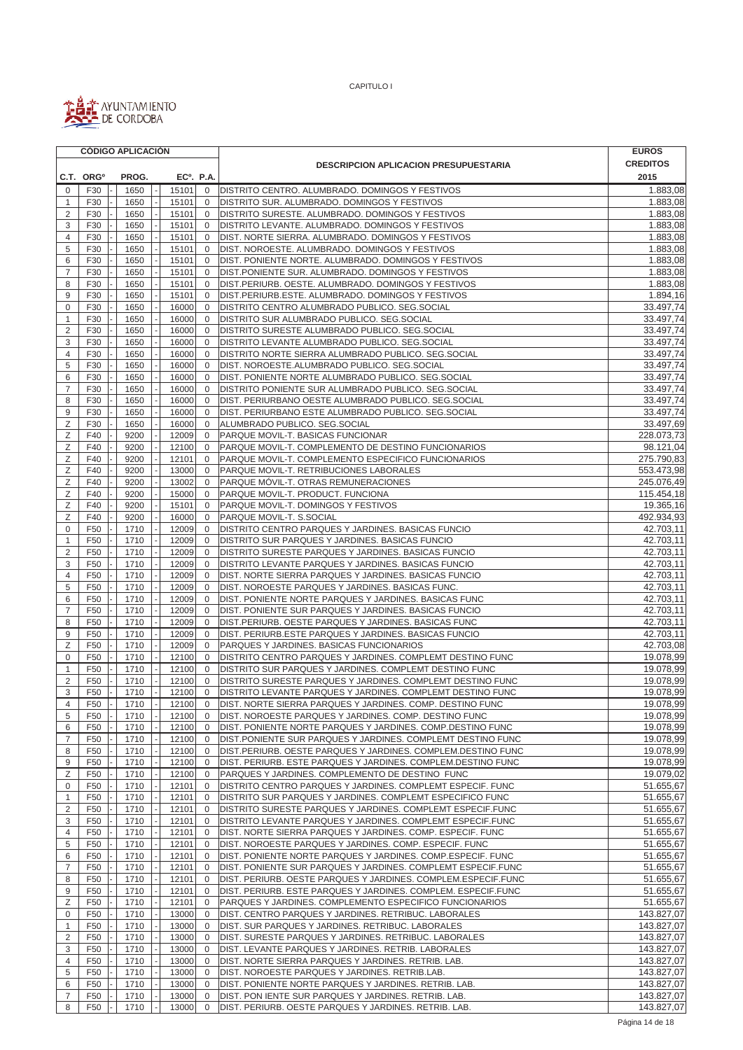CAPITULO I

AYUNTAMIENTO DE CORDOBA

| CÓDIGO APLICACIÓN | | | | | | | | DESCRIPCION APLICACION PRESUPUESTARIA | EUROS CREDITOS 2015 |
|---|---|---|---|---|---|---|---|---|---|
| C.T. | ORGº | | PROG. | | ECº. | P.A. | | | |
| 0 | F30 | - | 1650 | - | 15101 | 0 | | DISTRITO CENTRO. ALUMBRADO. DOMINGOS Y FESTIVOS | 1.883,08 |
| 1 | F30 | - | 1650 | - | 15101 | 0 | | DISTRITO SUR. ALUMBRADO. DOMINGOS Y FESTIVOS | 1.883,08 |
| 2 | F30 | - | 1650 | - | 15101 | 0 | | DISTRITO SURESTE. ALUMBRADO. DOMINGOS Y FESTIVOS | 1.883,08 |
| 3 | F30 | - | 1650 | - | 15101 | 0 | | DISTRITO LEVANTE. ALUMBRADO. DOMINGOS Y FESTIVOS | 1.883,08 |
| 4 | F30 | - | 1650 | - | 15101 | 0 | | DIST. NORTE SIERRA. ALUMBRADO. DOMINGOS Y FESTIVOS | 1.883,08 |
| 5 | F30 | - | 1650 | - | 15101 | 0 | | DIST. NOROESTE. ALUMBRADO. DOMINGOS Y FESTIVOS | 1.883,08 |
| 6 | F30 | - | 1650 | - | 15101 | 0 | | DIST. PONIENTE NORTE. ALUMBRADO. DOMINGOS Y FESTIVOS | 1.883,08 |
| 7 | F30 | - | 1650 | - | 15101 | 0 | | DIST.PONIENTE SUR. ALUMBRADO. DOMINGOS Y FESTIVOS | 1.883,08 |
| 8 | F30 | - | 1650 | - | 15101 | 0 | | DIST.PERIURB. OESTE. ALUMBRADO. DOMINGOS Y FESTIVOS | 1.883,08 |
| 9 | F30 | - | 1650 | - | 15101 | 0 | | DIST.PERIURB.ESTE. ALUMBRADO. DOMINGOS Y FESTIVOS | 1.894,16 |
| 0 | F30 | - | 1650 | - | 16000 | 0 | | DISTRITO CENTRO ALUMBRADO PUBLICO. SEG.SOCIAL | 33.497,74 |
| 1 | F30 | - | 1650 | - | 16000 | 0 | | DISTRITO SUR ALUMBRADO PUBLICO. SEG.SOCIAL | 33.497,74 |
| 2 | F30 | - | 1650 | - | 16000 | 0 | | DISTRITO SURESTE ALUMBRADO PUBLICO. SEG.SOCIAL | 33.497,74 |
| 3 | F30 | - | 1650 | - | 16000 | 0 | | DISTRITO LEVANTE ALUMBRADO PUBLICO. SEG.SOCIAL | 33.497,74 |
| 4 | F30 | - | 1650 | - | 16000 | 0 | | DISTRITO NORTE SIERRA ALUMBRADO PUBLICO. SEG.SOCIAL | 33.497,74 |
| 5 | F30 | - | 1650 | - | 16000 | 0 | | DIST. NOROESTE.ALUMBRADO PUBLICO. SEG.SOCIAL | 33.497,74 |
| 6 | F30 | - | 1650 | - | 16000 | 0 | | DIST. PONIENTE NORTE ALUMBRADO PUBLICO. SEG.SOCIAL | 33.497,74 |
| 7 | F30 | - | 1650 | - | 16000 | 0 | | DISTRITO PONIENTE SUR ALUMBRADO PUBLICO. SEG.SOCIAL | 33.497,74 |
| 8 | F30 | - | 1650 | - | 16000 | 0 | | DIST. PERIURBANO OESTE ALUMBRADO PUBLICO. SEG.SOCIAL | 33.497,74 |
| 9 | F30 | - | 1650 | - | 16000 | 0 | | DIST. PERIURBANO ESTE ALUMBRADO PUBLICO. SEG.SOCIAL | 33.497,74 |
| Z | F30 | - | 1650 | - | 16000 | 0 | | ALUMBRADO PUBLICO. SEG.SOCIAL | 33.497,69 |
| Z | F40 | - | 9200 | - | 12009 | 0 | | PARQUE MOVIL-T. BASICAS FUNCIONAR | 228.073,73 |
| Z | F40 | - | 9200 | - | 12100 | 0 | | PARQUE MOVIL-T. COMPLEMENTO DE DESTINO FUNCIONARIOS | 98.121,04 |
| Z | F40 | - | 9200 | - | 12101 | 0 | | PARQUE MOVIL-T. COMPLEMENTO ESPECIFICO FUNCIONARIOS | 275.790,83 |
| Z | F40 | - | 9200 | - | 13000 | 0 | | PARQUE MOVIL-T. RETRIBUCIONES LABORALES | 553.473,98 |
| Z | F40 | - | 9200 | - | 13002 | 0 | | PARQUE MÓVIL-T. OTRAS REMUNERACIONES | 245.076,49 |
| Z | F40 | - | 9200 | - | 15000 | 0 | | PARQUE MOVIL-T. PRODUCT. FUNCIONA | 115.454,18 |
| Z | F40 | - | 9200 | - | 15101 | 0 | | PARQUE MOVIL-T. DOMINGOS Y FESTIVOS | 19.365,16 |
| Z | F40 | - | 9200 | - | 16000 | 0 | | PARQUE MOVIL-T. S.SOCIAL | 492.934,93 |
| 0 | F50 | - | 1710 | - | 12009 | 0 | | DISTRITO CENTRO PARQUES Y JARDINES. BASICAS FUNCIO | 42.703,11 |
| 1 | F50 | - | 1710 | - | 12009 | 0 | | DISTRITO SUR PARQUES Y JARDINES. BASICAS FUNCIO | 42.703,11 |
| 2 | F50 | - | 1710 | - | 12009 | 0 | | DISTRITO SURESTE PARQUES Y JARDINES. BASICAS FUNCIO | 42.703,11 |
| 3 | F50 | - | 1710 | - | 12009 | 0 | | DISTRITO LEVANTE PARQUES Y JARDINES. BASICAS FUNCIO | 42.703,11 |
| 4 | F50 | - | 1710 | - | 12009 | 0 | | DIST. NORTE SIERRA PARQUES Y JARDINES. BASICAS FUNCIO | 42.703,11 |
| 5 | F50 | - | 1710 | - | 12009 | 0 | | DIST. NOROESTE PARQUES Y JARDINES. BASICAS FUNC. | 42.703,11 |
| 6 | F50 | - | 1710 | - | 12009 | 0 | | DIST. PONIENTE NORTE PARQUES Y JARDINES. BASICAS FUNC | 42.703,11 |
| 7 | F50 | - | 1710 | - | 12009 | 0 | | DIST. PONIENTE SUR PARQUES Y JARDINES. BASICAS FUNCIO | 42.703,11 |
| 8 | F50 | - | 1710 | - | 12009 | 0 | | DIST.PERIURB. OESTE PARQUES Y JARDINES. BASICAS FUNC | 42.703,11 |
| 9 | F50 | - | 1710 | - | 12009 | 0 | | DIST. PERIURB.ESTE PARQUES Y JARDINES. BASICAS FUNCIO | 42.703,11 |
| Z | F50 | - | 1710 | - | 12009 | 0 | | PARQUES Y JARDINES. BASICAS FUNCIONARIOS | 42.703,08 |
| 0 | F50 | - | 1710 | - | 12100 | 0 | | DISTRITO CENTRO PARQUES Y JARDINES. COMPLEMT DESTINO FUNC | 19.078,99 |
| 1 | F50 | - | 1710 | - | 12100 | 0 | | DISTRITO SUR PARQUES Y JARDINES. COMPLEMT DESTINO FUNC | 19.078,99 |
| 2 | F50 | - | 1710 | - | 12100 | 0 | | DISTRITO SURESTE PARQUES Y JARDINES. COMPLEMT DESTINO FUNC | 19.078,99 |
| 3 | F50 | - | 1710 | - | 12100 | 0 | | DISTRITO LEVANTE PARQUES Y JARDINES. COMPLEMT DESTINO FUNC | 19.078,99 |
| 4 | F50 | - | 1710 | - | 12100 | 0 | | DIST. NORTE SIERRA PARQUES Y JARDINES. COMP. DESTINO FUNC | 19.078,99 |
| 5 | F50 | - | 1710 | - | 12100 | 0 | | DIST. NOROESTE PARQUES Y JARDINES. COMP. DESTINO FUNC | 19.078,99 |
| 6 | F50 | - | 1710 | - | 12100 | 0 | | DIST. PONIENTE NORTE PARQUES Y JARDINES. COMP.DESTINO FUNC | 19.078,99 |
| 7 | F50 | - | 1710 | - | 12100 | 0 | | DIST.PONIENTE SUR PARQUES Y JARDINES. COMPLEMT DESTINO FUNC | 19.078,99 |
| 8 | F50 | - | 1710 | - | 12100 | 0 | | DIST.PERIURB. OESTE PARQUES Y JARDINES. COMPLEM.DESTINO FUNC | 19.078,99 |
| 9 | F50 | - | 1710 | - | 12100 | 0 | | DIST. PERIURB. ESTE PARQUES Y JARDINES. COMPLEM.DESTINO FUNC | 19.078,99 |
| Z | F50 | - | 1710 | - | 12100 | 0 | | PARQUES Y JARDINES. COMPLEMENTO DE DESTINO FUNC | 19.079,02 |
| 0 | F50 | - | 1710 | - | 12101 | 0 | | DISTRITO CENTRO PARQUES Y JARDINES. COMPLEMT ESPECIF. FUNC | 51.655,67 |
| 1 | F50 | - | 1710 | - | 12101 | 0 | | DISTRITO SUR PARQUES Y JARDINES. COMPLEMT ESPECIFICO FUNC | 51.655,67 |
| 2 | F50 | - | 1710 | - | 12101 | 0 | | DISTRITO SURESTE PARQUES Y JARDINES. COMPLEMT ESPECIF.FUNC | 51.655,67 |
| 3 | F50 | - | 1710 | - | 12101 | 0 | | DISTRITO LEVANTE PARQUES Y JARDINES. COMPLEMT ESPECIF.FUNC | 51.655,67 |
| 4 | F50 | - | 1710 | - | 12101 | 0 | | DIST. NORTE SIERRA PARQUES Y JARDINES. COMP. ESPECIF. FUNC | 51.655,67 |
| 5 | F50 | - | 1710 | - | 12101 | 0 | | DIST. NOROESTE PARQUES Y JARDINES. COMP. ESPECIF. FUNC | 51.655,67 |
| 6 | F50 | - | 1710 | - | 12101 | 0 | | DIST. PONIENTE NORTE PARQUES Y JARDINES. COMP.ESPECIF. FUNC | 51.655,67 |
| 7 | F50 | - | 1710 | - | 12101 | 0 | | DIST. PONIENTE SUR PARQUES Y JARDINES. COMPLEMT ESPECIF.FUNC | 51.655,67 |
| 8 | F50 | - | 1710 | - | 12101 | 0 | | DIST. PERIURB. OESTE PARQUES Y JARDINES. COMPLEM.ESPECIF.FUNC | 51.655,67 |
| 9 | F50 | - | 1710 | - | 12101 | 0 | | DIST. PERIURB. ESTE PARQUES Y JARDINES. COMPLEM. ESPECIF.FUNC | 51.655,67 |
| Z | F50 | - | 1710 | - | 12101 | 0 | | PARQUES Y JARDINES. COMPLEMENTO ESPECIFICO FUNCIONARIOS | 51.655,67 |
| 0 | F50 | - | 1710 | - | 13000 | 0 | | DIST. CENTRO PARQUES Y JARDINES. RETRIBUC. LABORALES | 143.827,07 |
| 1 | F50 | - | 1710 | - | 13000 | 0 | | DIST. SUR PARQUES Y JARDINES. RETRIBUC. LABORALES | 143.827,07 |
| 2 | F50 | - | 1710 | - | 13000 | 0 | | DIST. SURESTE PARQUES Y JARDINES. RETRIBUC. LABORALES | 143.827,07 |
| 3 | F50 | - | 1710 | - | 13000 | 0 | | DIST. LEVANTE PARQUES Y JARDINES. RETRIB. LABORALES | 143.827,07 |
| 4 | F50 | - | 1710 | - | 13000 | 0 | | DIST. NORTE SIERRA PARQUES Y JARDINES. RETRIB. LAB. | 143.827,07 |
| 5 | F50 | - | 1710 | - | 13000 | 0 | | DIST. NOROESTE PARQUES Y JARDINES. RETRIB.LAB. | 143.827,07 |
| 6 | F50 | - | 1710 | - | 13000 | 0 | | DIST. PONIENTE NORTE PARQUES Y JARDINES. RETRIB. LAB. | 143.827,07 |
| 7 | F50 | - | 1710 | - | 13000 | 0 | | DIST. PON IENTE SUR PARQUES Y JARDINES. RETRIB. LAB. | 143.827,07 |
| 8 | F50 | - | 1710 | - | 13000 | 0 | | DIST. PERIURB. OESTE PARQUES Y JARDINES. RETRIB. LAB. | 143.827,07 |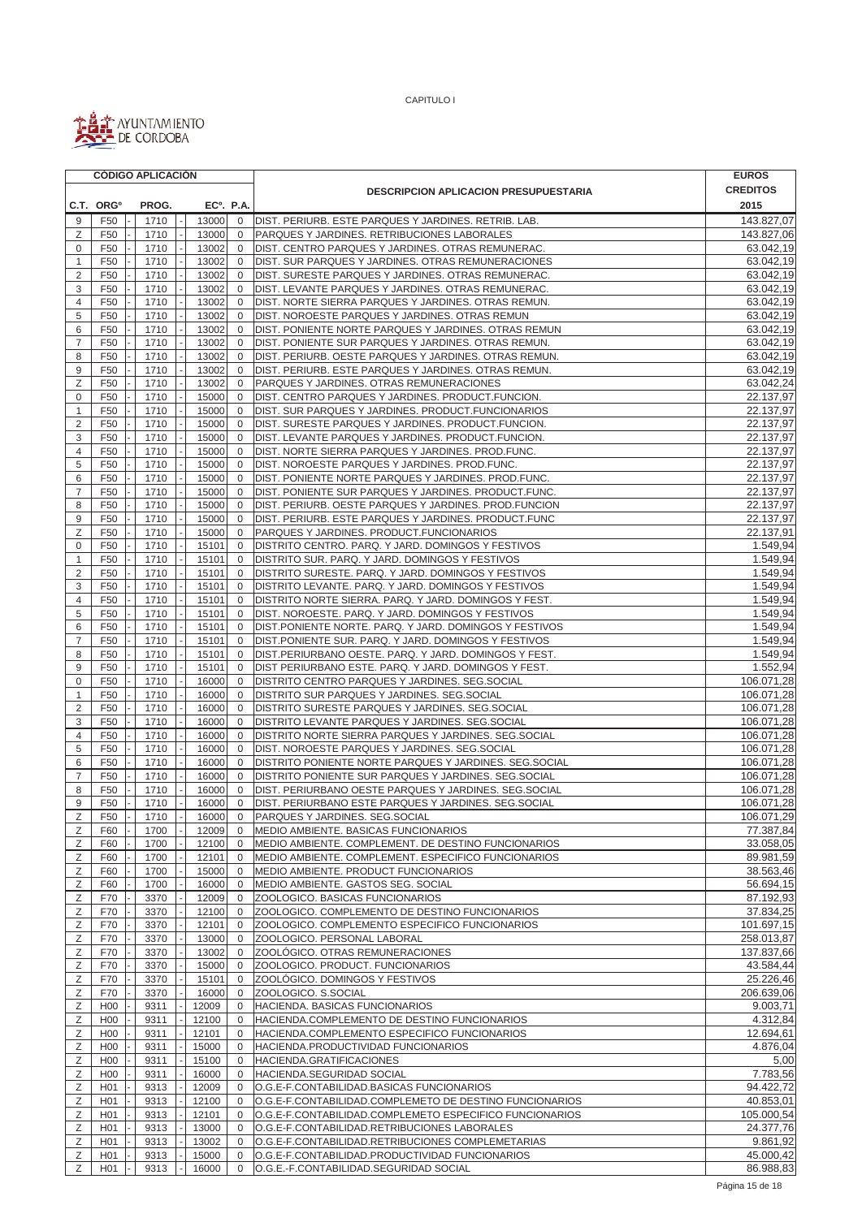CAPITULO I

AYUNTAMIENTO DE CORDOBA

| CÓDIGO APLICACIÓN | | | | | DESCRIPCION APLICACION PRESUPUESTARIA | EUROS CREDITOS |
|---|---|---|---|---|---|---|
| C.T. | ORGº | PROG. | ECº. | P.A. | | 2015 |
| 9 | F50 | 1710 | 13000 | 0 | DIST. PERIURB. ESTE PARQUES Y JARDINES. RETRIB. LAB. | 143.827,07 |
| Z | F50 | 1710 | 13000 | 0 | PARQUES Y JARDINES. RETRIBUCIONES LABORALES | 143.827,06 |
| 0 | F50 | 1710 | 13002 | 0 | DIST. CENTRO PARQUES Y JARDINES. OTRAS REMUNERAC. | 63.042,19 |
| 1 | F50 | 1710 | 13002 | 0 | DIST. SUR PARQUES Y JARDINES. OTRAS REMUNERACIONES | 63.042,19 |
| 2 | F50 | 1710 | 13002 | 0 | DIST. SURESTE PARQUES Y JARDINES. OTRAS REMUNERAC. | 63.042,19 |
| 3 | F50 | 1710 | 13002 | 0 | DIST. LEVANTE PARQUES Y JARDINES. OTRAS REMUNERAC. | 63.042,19 |
| 4 | F50 | 1710 | 13002 | 0 | DIST. NORTE SIERRA PARQUES Y JARDINES. OTRAS REMUN. | 63.042,19 |
| 5 | F50 | 1710 | 13002 | 0 | DIST. NOROESTE PARQUES Y JARDINES. OTRAS REMUN | 63.042,19 |
| 6 | F50 | 1710 | 13002 | 0 | DIST. PONIENTE NORTE PARQUES Y JARDINES. OTRAS REMUN | 63.042,19 |
| 7 | F50 | 1710 | 13002 | 0 | DIST. PONIENTE SUR PARQUES Y JARDINES. OTRAS REMUN. | 63.042,19 |
| 8 | F50 | 1710 | 13002 | 0 | DIST. PERIURB. OESTE PARQUES Y JARDINES. OTRAS REMUN. | 63.042,19 |
| 9 | F50 | 1710 | 13002 | 0 | DIST. PERIURB. ESTE PARQUES Y JARDINES. OTRAS REMUN. | 63.042,19 |
| Z | F50 | 1710 | 13002 | 0 | PARQUES Y JARDINES. OTRAS REMUNERACIONES | 63.042,24 |
| 0 | F50 | 1710 | 15000 | 0 | DIST. CENTRO PARQUES Y JARDINES. PRODUCT.FUNCION. | 22.137,97 |
| 1 | F50 | 1710 | 15000 | 0 | DIST. SUR PARQUES Y JARDINES. PRODUCT.FUNCIONARIOS | 22.137,97 |
| 2 | F50 | 1710 | 15000 | 0 | DIST. SURESTE PARQUES Y JARDINES. PRODUCT.FUNCION. | 22.137,97 |
| 3 | F50 | 1710 | 15000 | 0 | DIST. LEVANTE PARQUES Y JARDINES. PRODUCT.FUNCION. | 22.137,97 |
| 4 | F50 | 1710 | 15000 | 0 | DIST. NORTE SIERRA PARQUES Y JARDINES. PROD.FUNC. | 22.137,97 |
| 5 | F50 | 1710 | 15000 | 0 | DIST. NOROESTE PARQUES Y JARDINES. PROD.FUNC. | 22.137,97 |
| 6 | F50 | 1710 | 15000 | 0 | DIST. PONIENTE NORTE PARQUES Y JARDINES. PROD.FUNC. | 22.137,97 |
| 7 | F50 | 1710 | 15000 | 0 | DIST. PONIENTE SUR PARQUES Y JARDINES. PRODUCT.FUNC. | 22.137,97 |
| 8 | F50 | 1710 | 15000 | 0 | DIST. PERIURB. OESTE PARQUES Y JARDINES. PROD.FUNCION | 22.137,97 |
| 9 | F50 | 1710 | 15000 | 0 | DIST. PERIURB. ESTE PARQUES Y JARDINES. PRODUCT.FUNC | 22.137,97 |
| Z | F50 | 1710 | 15000 | 0 | PARQUES Y JARDINES. PRODUCT.FUNCIONARIOS | 22.137,91 |
| 0 | F50 | 1710 | 15101 | 0 | DISTRITO CENTRO. PARQ. Y JARD. DOMINGOS Y FESTIVOS | 1.549,94 |
| 1 | F50 | 1710 | 15101 | 0 | DISTRITO SUR. PARQ. Y JARD. DOMINGOS Y FESTIVOS | 1.549,94 |
| 2 | F50 | 1710 | 15101 | 0 | DISTRITO SURESTE. PARQ. Y JARD. DOMINGOS Y FESTIVOS | 1.549,94 |
| 3 | F50 | 1710 | 15101 | 0 | DISTRITO LEVANTE. PARQ. Y JARD. DOMINGOS Y FESTIVOS | 1.549,94 |
| 4 | F50 | 1710 | 15101 | 0 | DISTRITO NORTE SIERRA. PARQ. Y JARD. DOMINGOS Y FEST. | 1.549,94 |
| 5 | F50 | 1710 | 15101 | 0 | DIST. NOROESTE. PARQ. Y JARD. DOMINGOS Y FESTIVOS | 1.549,94 |
| 6 | F50 | 1710 | 15101 | 0 | DIST.PONIENTE NORTE. PARQ. Y JARD. DOMINGOS Y FESTIVOS | 1.549,94 |
| 7 | F50 | 1710 | 15101 | 0 | DIST.PONIENTE SUR. PARQ. Y JARD. DOMINGOS Y FESTIVOS | 1.549,94 |
| 8 | F50 | 1710 | 15101 | 0 | DIST.PERIURBANO OESTE. PARQ. Y JARD. DOMINGOS Y FEST. | 1.549,94 |
| 9 | F50 | 1710 | 15101 | 0 | DIST PERIURBANO ESTE. PARQ. Y JARD. DOMINGOS Y FEST. | 1.552,94 |
| 0 | F50 | 1710 | 16000 | 0 | DISTRITO CENTRO PARQUES Y JARDINES. SEG.SOCIAL | 106.071,28 |
| 1 | F50 | 1710 | 16000 | 0 | DISTRITO SUR PARQUES Y JARDINES. SEG.SOCIAL | 106.071,28 |
| 2 | F50 | 1710 | 16000 | 0 | DISTRITO SURESTE PARQUES Y JARDINES. SEG.SOCIAL | 106.071,28 |
| 3 | F50 | 1710 | 16000 | 0 | DISTRITO LEVANTE PARQUES Y JARDINES. SEG.SOCIAL | 106.071,28 |
| 4 | F50 | 1710 | 16000 | 0 | DISTRITO NORTE SIERRA PARQUES Y JARDINES. SEG.SOCIAL | 106.071,28 |
| 5 | F50 | 1710 | 16000 | 0 | DIST. NOROESTE PARQUES Y JARDINES. SEG.SOCIAL | 106.071,28 |
| 6 | F50 | 1710 | 16000 | 0 | DISTRITO PONIENTE NORTE PARQUES Y JARDINES. SEG.SOCIAL | 106.071,28 |
| 7 | F50 | 1710 | 16000 | 0 | DISTRITO PONIENTE SUR PARQUES Y JARDINES. SEG.SOCIAL | 106.071,28 |
| 8 | F50 | 1710 | 16000 | 0 | DIST. PERIURBANO OESTE PARQUES Y JARDINES. SEG.SOCIAL | 106.071,28 |
| 9 | F50 | 1710 | 16000 | 0 | DIST. PERIURBANO ESTE PARQUES Y JARDINES. SEG.SOCIAL | 106.071,28 |
| Z | F50 | 1710 | 16000 | 0 | PARQUES Y JARDINES. SEG.SOCIAL | 106.071,29 |
| Z | F60 | 1700 | 12009 | 0 | MEDIO AMBIENTE. BASICAS FUNCIONARIOS | 77.387,84 |
| Z | F60 | 1700 | 12100 | 0 | MEDIO AMBIENTE. COMPLEMENT. DE DESTINO FUNCIONARIOS | 33.058,05 |
| Z | F60 | 1700 | 12101 | 0 | MEDIO AMBIENTE. COMPLEMENT. ESPECIFICO FUNCIONARIOS | 89.981,59 |
| Z | F60 | 1700 | 15000 | 0 | MEDIO AMBIENTE. PRODUCT FUNCIONARIOS | 38.563,46 |
| Z | F60 | 1700 | 16000 | 0 | MEDIO AMBIENTE. GASTOS SEG. SOCIAL | 56.694,15 |
| Z | F70 | 3370 | 12009 | 0 | ZOOLOGICO. BASICAS FUNCIONARIOS | 87.192,93 |
| Z | F70 | 3370 | 12100 | 0 | ZOOLOGICO. COMPLEMENTO DE DESTINO FUNCIONARIOS | 37.834,25 |
| Z | F70 | 3370 | 12101 | 0 | ZOOLOGICO. COMPLEMENTO ESPECIFICO FUNCIONARIOS | 101.697,15 |
| Z | F70 | 3370 | 13000 | 0 | ZOOLOGICO. PERSONAL LABORAL | 258.013,87 |
| Z | F70 | 3370 | 13002 | 0 | ZOOLÓGICO. OTRAS REMUNERACIONES | 137.837,66 |
| Z | F70 | 3370 | 15000 | 0 | ZOOLOGICO. PRODUCT. FUNCIONARIOS | 43.584,44 |
| Z | F70 | 3370 | 15101 | 0 | ZOOLÓGICO. DOMINGOS Y FESTIVOS | 25.226,46 |
| Z | F70 | 3370 | 16000 | 0 | ZOOLOGICO. S.SOCIAL | 206.639,06 |
| Z | H00 | 9311 | 12009 | 0 | HACIENDA. BASICAS FUNCIONARIOS | 9.003,71 |
| Z | H00 | 9311 | 12100 | 0 | HACIENDA.COMPLEMENTO DE DESTINO FUNCIONARIOS | 4.312,84 |
| Z | H00 | 9311 | 12101 | 0 | HACIENDA.COMPLEMENTO ESPECIFICO FUNCIONARIOS | 12.694,61 |
| Z | H00 | 9311 | 15000 | 0 | HACIENDA.PRODUCTIVIDAD FUNCIONARIOS | 4.876,04 |
| Z | H00 | 9311 | 15100 | 0 | HACIENDA.GRATIFICACIONES | 5,00 |
| Z | H00 | 9311 | 16000 | 0 | HACIENDA.SEGURIDAD SOCIAL | 7.783,56 |
| Z | H01 | 9313 | 12009 | 0 | O.G.E-F.CONTABILIDAD.BASICAS FUNCIONARIOS | 94.422,72 |
| Z | H01 | 9313 | 12100 | 0 | O.G.E-F.CONTABILIDAD.COMPLEMETO DE DESTINO FUNCIONARIOS | 40.853,01 |
| Z | H01 | 9313 | 12101 | 0 | O.G.E-F.CONTABILIDAD.COMPLEMETO ESPECIFICO FUNCIONARIOS | 105.000,54 |
| Z | H01 | 9313 | 13000 | 0 | O.G.E-F.CONTABILIDAD.RETRIBUCIONES LABORALES | 24.377,76 |
| Z | H01 | 9313 | 13002 | 0 | O.G.E-F.CONTABILIDAD.RETRIBUCIONES COMPLEMETARIAS | 9.861,92 |
| Z | H01 | 9313 | 15000 | 0 | O.G.E-F.CONTABILIDAD.PRODUCTIVIDAD FUNCIONARIOS | 45.000,42 |
| Z | H01 | 9313 | 16000 | 0 | O.G.E.-F.CONTABILIDAD.SEGURIDAD SOCIAL | 86.988,83 |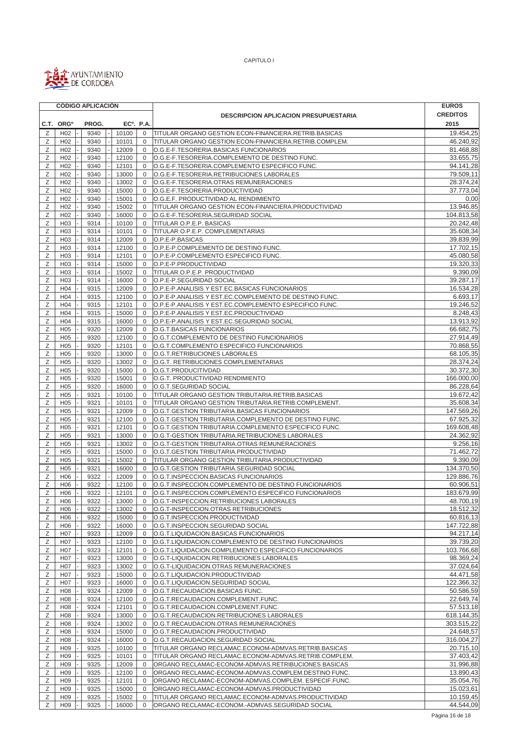CAPITULO I

AYUNTAMIENTO DE CORDOBA

| CÓDIGO APLICACIÓN | | | | | DESCRIPCION APLICACION PRESUPUESTARIA | EUROS CREDITOS |
|---|---|---|---|---|---|---|
| C.T. | ORGº | PROG. | ECº. | P.A. | | 2015 |
| Z | H02 | 9340 | 10100 | 0 | TITULAR ORGANO GESTION ECON-FINANCIERA.RETRIB.BASICAS | 19.454,25 |
| Z | H02 | 9340 | 10101 | 0 | TITULAR ORGANO GESTION ECON-FINANCIERA.RETRIB.COMPLEM. | 46.240,92 |
| Z | H02 | 9340 | 12009 | 0 | O.G.E-F.TESORERIA.BASICAS FUNCIONARIOS | 81.468,88 |
| Z | H02 | 9340 | 12100 | 0 | O.G.E-F.TESORERIA.COMPLEMENTO DE DESTINO FUNC. | 33.655,75 |
| Z | H02 | 9340 | 12101 | 0 | O.G.E-F.TESORERIA.COMPLEMENTO ESPECIFICO FUNC. | 94.141,28 |
| Z | H02 | 9340 | 13000 | 0 | O.G.E-F.TESORERIA.RETRIBUCIONES LABORALES | 79.509,11 |
| Z | H02 | 9340 | 13002 | 0 | O.G.E-F.TESORERIA.OTRAS REMUNERACIONES | 28.374,24 |
| Z | H02 | 9340 | 15000 | 0 | O.G.E-F.TESORERIA.PRODUCTIVIDAD | 37.773,04 |
| Z | H02 | 9340 | 15001 | 0 | O.G.E.F. PRODUCTIVIDAD AL RENDIMIENTO | 0,00 |
| Z | H02 | 9340 | 15002 | 0 | TITULAR ORGANO GESTION ECON-FINANCIERA.PRODUCTIVIDAD | 13.946,85 |
| Z | H02 | 9340 | 16000 | 0 | O.G.E-F.TESORERIA.SEGURIDAD SOCIAL | 104.813,58 |
| Z | H03 | 9314 | 10100 | 0 | TITULAR O.P.E.P. BASICAS | 20.242,48 |
| Z | H03 | 9314 | 10101 | 0 | TITULAR O.P.E.P. COMPLEMENTARIAS | 35.608,34 |
| Z | H03 | 9314 | 12009 | 0 | O.P.E-P.BASICAS | 39.839,99 |
| Z | H03 | 9314 | 12100 | 0 | O.P.E-P.COMPLEMENTO DE DESTINO FUNC. | 17.702,15 |
| Z | H03 | 9314 | 12101 | 0 | O.P.E-P.COMPLEMENTO ESPECIFICO FUNC. | 45.080,58 |
| Z | H03 | 9314 | 15000 | 0 | O.P.E-P.PRODUCTIVIDAD | 19.320,33 |
| Z | H03 | 9314 | 15002 | 0 | TITULAR O.P.E.P. PRODUCTIVIDAD | 9.390,09 |
| Z | H03 | 9314 | 16000 | 0 | O.P.E-P.SEGURIDAD SOCIAL | 39.287,17 |
| Z | H04 | 9315 | 12009 | 0 | O.P.E-P.ANALISIS Y EST.EC.BASICAS FUNCIONARIOS | 16.534,28 |
| Z | H04 | 9315 | 12100 | 0 | O.P.E-P.ANALISIS Y EST.EC.COMPLEMENTO DE DESTINO FUNC. | 6.693,17 |
| Z | H04 | 9315 | 12101 | 0 | O.P.E-P.ANALISIS Y EST.EC.COMPLEMENTO ESPECIFICO FUNC. | 19.246,52 |
| Z | H04 | 9315 | 15000 | 0 | O.P.E-P.ANALISIS Y EST.EC.PRODUCTIVIDAD | 8.248,43 |
| Z | H04 | 9315 | 16000 | 0 | O.P.E-P.ANALISIS Y EST.EC.SEGURIDAD SOCIAL | 13.913,92 |
| Z | H05 | 9320 | 12009 | 0 | O.G.T.BASICAS FUNCIONARIOS | 66.682,75 |
| Z | H05 | 9320 | 12100 | 0 | O.G.T.COMPLEMENTO DE DESTINO FUNCIONARIOS | 27.914,49 |
| Z | H05 | 9320 | 12101 | 0 | O.G.T.COMPLEMENTO ESPECIFICO FUNCIONARIOS | 70.868,55 |
| Z | H05 | 9320 | 13000 | 0 | O.G.T.RETRIBUCIONES LABORALES | 68.105,35 |
| Z | H05 | 9320 | 13002 | 0 | O.G.T. RETRIBUCIONES COMPLEMENTARIAS | 28.374,24 |
| Z | H05 | 9320 | 15000 | 0 | O.G.T.PRODUCITIVDAD | 30.372,30 |
| Z | H05 | 9320 | 15001 | 0 | O.G.T. PRODUCTIVIDAD RENDIMIENTO | 166.000,00 |
| Z | H05 | 9320 | 16000 | 0 | O.G.T.SEGURIDAD SOCIAL | 86.228,64 |
| Z | H05 | 9321 | 10100 | 0 | TITULAR ORGANO GESTION TRIBUTARIA.RETRIB.BASICAS | 19.672,42 |
| Z | H05 | 9321 | 10101 | 0 | TITULAR ORGANO GESTION TRIBUTARIA.RETRIB.COMPLEMENT. | 35.608,34 |
| Z | H05 | 9321 | 12009 | 0 | O.G.T.GESTION TRIBUTARIA.BASICAS FUNCIONARIOS | 147.569,26 |
| Z | H05 | 9321 | 12100 | 0 | O.G.T.GESTION TRIBUTARIA.COMPLEMENTO DE DESTINO FUNC. | 67.925,32 |
| Z | H05 | 9321 | 12101 | 0 | O.G.T.GESTION TRIBUTARIA.COMPLEMENTO ESPECIFICO FUNC. | 169.608,48 |
| Z | H05 | 9321 | 13000 | 0 | O.G.T-GESTION TRIBUTARIA.RETRIBUCIONES LABORALES | 24.362,92 |
| Z | H05 | 9321 | 13002 | 0 | O.G.T-GESTION TRIBUTARIA.OTRAS REMUNERACIONES | 9.256,16 |
| Z | H05 | 9321 | 15000 | 0 | O.G.T.GESTION TRIBUTARIA.PRODUCTIVIDAD | 71.462,72 |
| Z | H05 | 9321 | 15002 | 0 | TITULAR ORGANO GESTION TRIBUTARIA.PRODUCTIVIDAD | 9.390,09 |
| Z | H05 | 9321 | 16000 | 0 | O.G.T.GESTION TRIBUTARIA.SEGURIDAD SOCIAL | 134.370,50 |
| Z | H06 | 9322 | 12009 | 0 | O.G.T.INSPECCION.BASICAS FUNCIONARIOS | 129.886,76 |
| Z | H06 | 9322 | 12100 | 0 | O.G.T.INSPECCION.COMPLEMENTO DE DESTINO FUNCIONARIOS | 60.906,51 |
| Z | H06 | 9322 | 12101 | 0 | O.G.T.INSPECCION.COMPLEMENTO ESPECIFICO FUNCIONARIOS | 183.679,99 |
| Z | H06 | 9322 | 13000 | 0 | O.G.T-INSPECCION.RETRIBUCIONES LABORALES | 48.700,19 |
| Z | H06 | 9322 | 13002 | 0 | O.G.T-INSPECCION.OTRAS RETRIBUCIONES | 18.512,32 |
| Z | H06 | 9322 | 15000 | 0 | O.G.T.INSPECCION.PRODUCTIVIDAD | 60.816,13 |
| Z | H06 | 9322 | 16000 | 0 | O.G.T.INSPECCION.SEGURIDAD SOCIAL | 147.722,88 |
| Z | H07 | 9323 | 12009 | 0 | O.G.T.LIQUIDACION.BASICAS FUNCIONARIOS | 94.217,14 |
| Z | H07 | 9323 | 12100 | 0 | O.G.T.LIQUIDACION.COMPLEMENTO DE DESTINO FUNCIONARIOS | 39.739,20 |
| Z | H07 | 9323 | 12101 | 0 | O.G.T.LIQUIDACION.COMPLEMENTO ESPECIFICO FUNCIONARIOS | 103.766,68 |
| Z | H07 | 9323 | 13000 | 0 | O.G.T-LIQUIDACION.RETRIBUCIONES LABORALES | 98.369,24 |
| Z | H07 | 9323 | 13002 | 0 | O.G.T-LIQUIDACION.OTRAS REMUNERACIONES | 37.024,64 |
| Z | H07 | 9323 | 15000 | 0 | O.G.T.LIQUIDACION.PRODUCTIVIDAD | 44.471,58 |
| Z | H07 | 9323 | 16000 | 0 | O.G.T.LIQUIDACION.SEGURIDAD SOCIAL | 122.366,32 |
| Z | H08 | 9324 | 12009 | 0 | O.G.T.RECAUDACION.BASICAS FUNC. | 50.586,59 |
| Z | H08 | 9324 | 12100 | 0 | O.G.T.RECAUDACION.COMPLEMENT.FUNC. | 22.649,74 |
| Z | H08 | 9324 | 12101 | 0 | O.G.T.RECAUDACION.COMPLEMENT.FUNC. | 57.513,18 |
| Z | H08 | 9324 | 13000 | 0 | O.G.T.RECAUDACION.RETRIBUCIONES LABORALES | 618.144,35 |
| Z | H08 | 9324 | 13002 | 0 | O.G.T.RECAUDACION.OTRAS REMUNERACIONES | 303.515,22 |
| Z | H08 | 9324 | 15000 | 0 | O.G.T.RECAUDACION.PRODUCTIVIDAD | 24.648,57 |
| Z | H08 | 9324 | 16000 | 0 | O.G.T.RECAUDACION.SEGURIDAD SOCIAL | 316.004,27 |
| Z | H09 | 9325 | 10100 | 0 | TITULAR ORGANO RECLAMAC.ECONOM-ADMVAS.RETRIB.BASICAS | 20.715,10 |
| Z | H09 | 9325 | 10101 | 0 | TITULAR ORGANO RECLAMAC.ECONOM-ADMVAS.RETRIB.COMPLEM. | 37.403,42 |
| Z | H09 | 9325 | 12009 | 0 | ORGANO RECLAMAC-ECONOM-ADMVAS.RETRIBUCIONES BASICAS | 31.996,88 |
| Z | H09 | 9325 | 12100 | 0 | ORGANO RECLAMAC-ECONOM-ADMVAS.COMPLEM.DESTINO FUNC. | 13.890,43 |
| Z | H09 | 9325 | 12101 | 0 | ORGANO RECLAMAC-ECONOM-ADMVAS.COMPLEM. ESPECIF.FUNC. | 35.054,76 |
| Z | H09 | 9325 | 15000 | 0 | ORGANO RECLAMAC-ECONOM-ADMVAS.PRODUCTIVIDAD | 15.023,61 |
| Z | H09 | 9325 | 15002 | 0 | TITULAR ORGANO RECLAMAC.ECONOM-ADMVAS.PRODUCTIVIDAD | 10.159,45 |
| Z | H09 | 9325 | 16000 | 0 | ORGANO RECLAMAC-ECONOM.-ADMVAS.SEGURIDAD SOCIAL | 44.544,09 |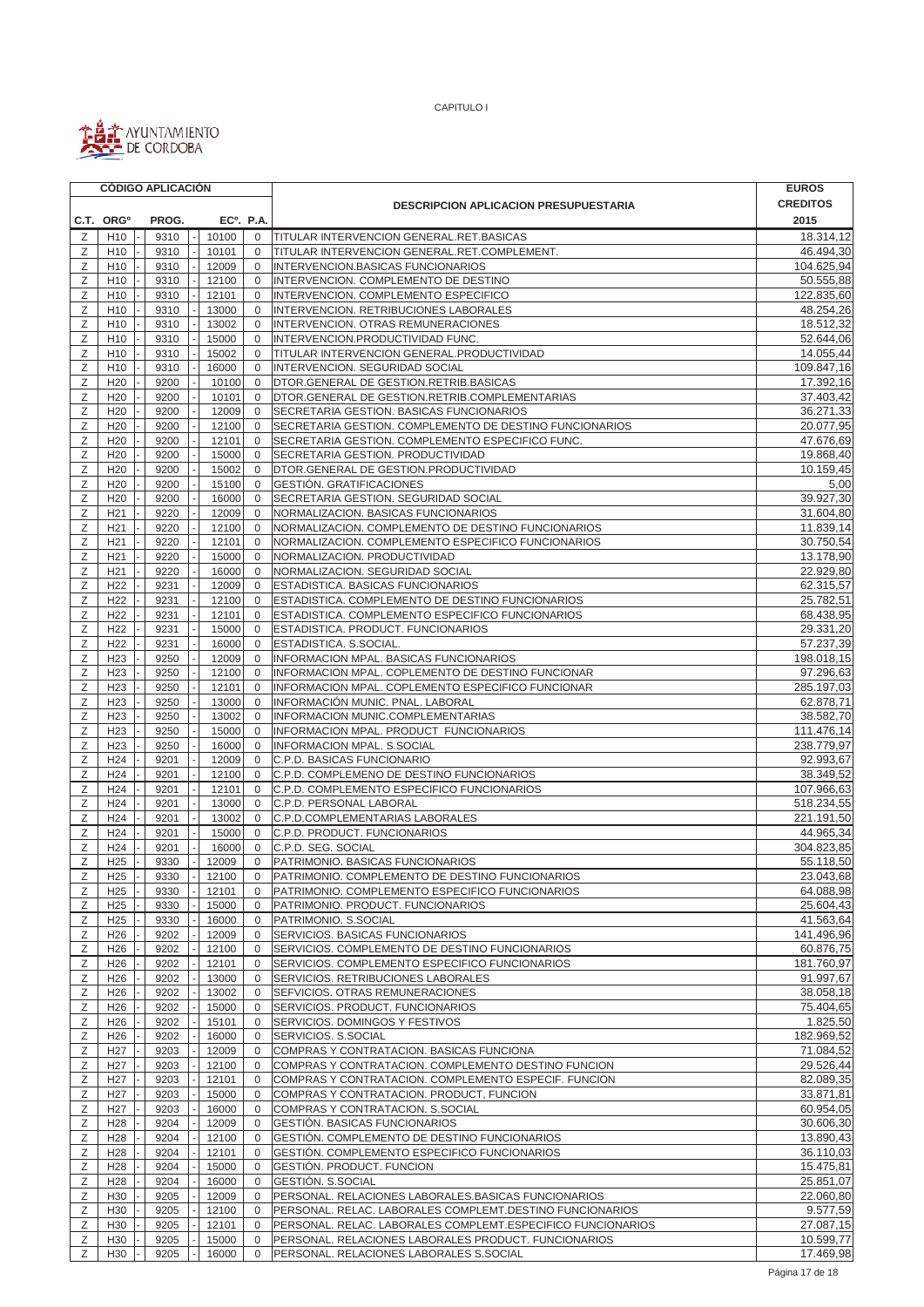CAPITULO I

AYUNTAMIENTO DE CORDOBA

| CÓDIGO APLICACIÓN | | | | | DESCRIPCION APLICACION PRESUPUESTARIA | EUROS CREDITOS |
|---|---|---|---|---|---|---|
| C.T. | ORGº | PROG. | ECº. | P.A. | | 2015 |
| Z | H10 | 9310 | 10100 | 0 | TITULAR INTERVENCION GENERAL.RET.BASICAS | 18.314,12 |
| Z | H10 | 9310 | 10101 | 0 | TITULAR INTERVENCION GENERAL.RET.COMPLEMENT. | 46.494,30 |
| Z | H10 | 9310 | 12009 | 0 | INTERVENCION.BASICAS FUNCIONARIOS | 104.625,94 |
| Z | H10 | 9310 | 12100 | 0 | INTERVENCION. COMPLEMENTO DE DESTINO | 50.555,88 |
| Z | H10 | 9310 | 12101 | 0 | INTERVENCION. COMPLEMENTO ESPECIFICO | 122.835,60 |
| Z | H10 | 9310 | 13000 | 0 | INTERVENCION. RETRIBUCIONES LABORALES | 48.254,26 |
| Z | H10 | 9310 | 13002 | 0 | INTERVENCION. OTRAS REMUNERACIONES | 18.512,32 |
| Z | H10 | 9310 | 15000 | 0 | INTERVENCION.PRODUCTIVIDAD FUNC. | 52.644,06 |
| Z | H10 | 9310 | 15002 | 0 | TITULAR INTERVENCION GENERAL.PRODUCTIVIDAD | 14.055,44 |
| Z | H10 | 9310 | 16000 | 0 | INTERVENCION. SEGURIDAD SOCIAL | 109.847,16 |
| Z | H20 | 9200 | 10100 | 0 | DTOR.GENERAL DE GESTION.RETRIB.BASICAS | 17.392,16 |
| Z | H20 | 9200 | 10101 | 0 | DTOR.GENERAL DE GESTION.RETRIB.COMPLEMENTARIAS | 37.403,42 |
| Z | H20 | 9200 | 12009 | 0 | SECRETARIA GESTION. BASICAS FUNCIONARIOS | 36.271,33 |
| Z | H20 | 9200 | 12100 | 0 | SECRETARIA GESTION. COMPLEMENTO DE DESTINO FUNCIONARIOS | 20.077,95 |
| Z | H20 | 9200 | 12101 | 0 | SECRETARIA GESTION. COMPLEMENTO ESPECIFICO FUNC. | 47.676,69 |
| Z | H20 | 9200 | 15000 | 0 | SECRETARIA GESTION. PRODUCTIVIDAD | 19.868,40 |
| Z | H20 | 9200 | 15002 | 0 | DTOR.GENERAL DE GESTION.PRODUCTIVIDAD | 10.159,45 |
| Z | H20 | 9200 | 15100 | 0 | GESTIÓN. GRATIFICACIONES | 5,00 |
| Z | H20 | 9200 | 16000 | 0 | SECRETARIA GESTION. SEGURIDAD SOCIAL | 39.927,30 |
| Z | H21 | 9220 | 12009 | 0 | NORMALIZACION. BASICAS FUNCIONARIOS | 31.604,80 |
| Z | H21 | 9220 | 12100 | 0 | NORMALIZACION. COMPLEMENTO DE DESTINO FUNCIONARIOS | 11.839,14 |
| Z | H21 | 9220 | 12101 | 0 | NORMALIZACION. COMPLEMENTO ESPECIFICO FUNCIONARIOS | 30.750,54 |
| Z | H21 | 9220 | 15000 | 0 | NORMALIZACION. PRODUCTIVIDAD | 13.178,90 |
| Z | H21 | 9220 | 16000 | 0 | NORMALIZACION. SEGURIDAD SOCIAL | 22.929,80 |
| Z | H22 | 9231 | 12009 | 0 | ESTADISTICA. BASICAS FUNCIONARIOS | 62.315,57 |
| Z | H22 | 9231 | 12100 | 0 | ESTADISTICA. COMPLEMENTO DE DESTINO FUNCIONARIOS | 25.782,51 |
| Z | H22 | 9231 | 12101 | 0 | ESTADISTICA. COMPLEMENTO ESPECIFICO FUNCIONARIOS | 68.438,95 |
| Z | H22 | 9231 | 15000 | 0 | ESTADISTICA. PRODUCT. FUNCIONARIOS | 29.331,20 |
| Z | H22 | 9231 | 16000 | 0 | ESTADISTICA. S.SOCIAL. | 57.237,39 |
| Z | H23 | 9250 | 12009 | 0 | INFORMACION MPAL. BASICAS FUNCIONARIOS | 198.018,15 |
| Z | H23 | 9250 | 12100 | 0 | INFORMACION MPAL. COPLEMENTO DE DESTINO FUNCIONAR | 97.296,63 |
| Z | H23 | 9250 | 12101 | 0 | INFORMACION MPAL. COPLEMENTO ESPECIFICO FUNCIONAR | 285.197,03 |
| Z | H23 | 9250 | 13000 | 0 | INFORMACIÓN MUNIC. PNAL. LABORAL | 62.878,71 |
| Z | H23 | 9250 | 13002 | 0 | INFORMACION MUNIC.COMPLEMENTARIAS | 38.582,70 |
| Z | H23 | 9250 | 15000 | 0 | INFORMACION MPAL. PRODUCT FUNCIONARIOS | 111.476,14 |
| Z | H23 | 9250 | 16000 | 0 | INFORMACION MPAL. S.SOCIAL | 238.779,97 |
| Z | H24 | 9201 | 12009 | 0 | C.P.D. BASICAS FUNCIONARIO | 92.993,67 |
| Z | H24 | 9201 | 12100 | 0 | C.P.D. COMPLEMENO DE DESTINO FUNCIONARIOS | 38.349,52 |
| Z | H24 | 9201 | 12101 | 0 | C.P.D. COMPLEMENTO ESPECIFICO FUNCIONARIOS | 107.966,63 |
| Z | H24 | 9201 | 13000 | 0 | C.P.D. PERSONAL LABORAL | 518.234,55 |
| Z | H24 | 9201 | 13002 | 0 | C.P.D.COMPLEMENTARIAS LABORALES | 221.191,50 |
| Z | H24 | 9201 | 15000 | 0 | C.P.D. PRODUCT. FUNCIONARIOS | 44.965,34 |
| Z | H24 | 9201 | 16000 | 0 | C.P.D. SEG. SOCIAL | 304.823,85 |
| Z | H25 | 9330 | 12009 | 0 | PATRIMONIO. BASICAS FUNCIONARIOS | 55.118,50 |
| Z | H25 | 9330 | 12100 | 0 | PATRIMONIO. COMPLEMENTO DE DESTINO FUNCIONARIOS | 23.043,68 |
| Z | H25 | 9330 | 12101 | 0 | PATRIMONIO. COMPLEMENTO ESPECIFICO FUNCIONARIOS | 64.088,98 |
| Z | H25 | 9330 | 15000 | 0 | PATRIMONIO. PRODUCT. FUNCIONARIOS | 25.604,43 |
| Z | H25 | 9330 | 16000 | 0 | PATRIMONIO. S.SOCIAL | 41.563,64 |
| Z | H26 | 9202 | 12009 | 0 | SERVICIOS. BASICAS FUNCIONARIOS | 141.496,96 |
| Z | H26 | 9202 | 12100 | 0 | SERVICIOS. COMPLEMENTO DE DESTINO FUNCIONARIOS | 60.876,75 |
| Z | H26 | 9202 | 12101 | 0 | SERVICIOS. COMPLEMENTO ESPECIFICO FUNCIONARIOS | 181.760,97 |
| Z | H26 | 9202 | 13000 | 0 | SERVICIOS. RETRIBUCIONES LABORALES | 91.997,67 |
| Z | H26 | 9202 | 13002 | 0 | SEFVICIOS. OTRAS REMUNERACIONES | 38.058,18 |
| Z | H26 | 9202 | 15000 | 0 | SERVICIOS. PRODUCT. FUNCIONARIOS | 75.404,65 |
| Z | H26 | 9202 | 15101 | 0 | SERVICIOS. DOMINGOS Y FESTIVOS | 1.825,50 |
| Z | H26 | 9202 | 16000 | 0 | SERVICIOS. S.SOCIAL | 182.969,52 |
| Z | H27 | 9203 | 12009 | 0 | COMPRAS Y CONTRATACION. BASICAS FUNCIONA | 71.084,52 |
| Z | H27 | 9203 | 12100 | 0 | COMPRAS Y CONTRATACION. COMPLEMENTO DESTINO FUNCION | 29.526,44 |
| Z | H27 | 9203 | 12101 | 0 | COMPRAS Y CONTRATACION. COMPLEMENTO ESPECIF. FUNCION | 82.089,35 |
| Z | H27 | 9203 | 15000 | 0 | COMPRAS Y CONTRATACION. PRODUCT, FUNCION | 33.871,81 |
| Z | H27 | 9203 | 16000 | 0 | COMPRAS Y CONTRATACION. S.SOCIAL | 60.954,05 |
| Z | H28 | 9204 | 12009 | 0 | GESTIÓN. BASICAS FUNCIONARIOS | 30.606,30 |
| Z | H28 | 9204 | 12100 | 0 | GESTIÓN. COMPLEMENTO DE DESTINO FUNCIONARIOS | 13.890,43 |
| Z | H28 | 9204 | 12101 | 0 | GESTIÓN. COMPLEMENTO ESPECIFICO FUNCIONARIOS | 36.110,03 |
| Z | H28 | 9204 | 15000 | 0 | GESTIÓN. PRODUCT. FUNCION | 15.475,81 |
| Z | H28 | 9204 | 16000 | 0 | GESTIÓN. S.SOCIAL | 25.851,07 |
| Z | H30 | 9205 | 12009 | 0 | PERSONAL. RELACIONES LABORALES.BASICAS FUNCIONARIOS | 22.060,80 |
| Z | H30 | 9205 | 12100 | 0 | PERSONAL. RELAC. LABORALES COMPLEMT.DESTINO FUNCIONARIOS | 9.577,59 |
| Z | H30 | 9205 | 12101 | 0 | PERSONAL. RELAC. LABORALES COMPLEMT.ESPECIFICO FUNCIONARIOS | 27.087,15 |
| Z | H30 | 9205 | 15000 | 0 | PERSONAL. RELACIONES LABORALES PRODUCT. FUNCIONARIOS | 10.599,77 |
| Z | H30 | 9205 | 16000 | 0 | PERSONAL. RELACIONES LABORALES S.SOCIAL | 17.469,98 |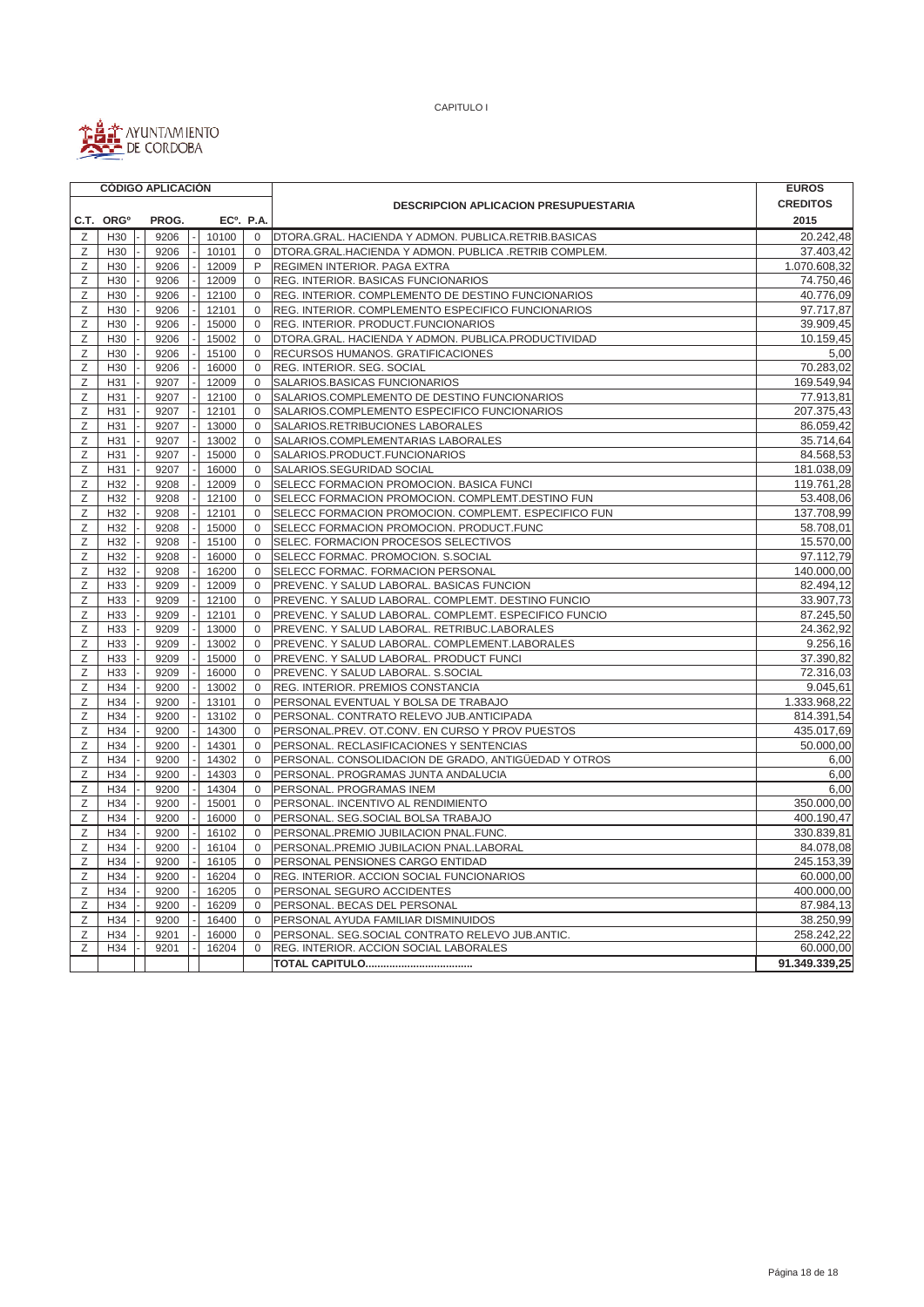CAPITULO I

AYUNTAMIENTO DE CORDOBA

| CÓDIGO APLICACIÓN | | | | | DESCRIPCION APLICACION PRESUPUESTARIA | EUROS CREDITOS |
|---|---|---|---|---|---|---|
| C.T. | ORGº | PROG. | ECº. | P.A. | | 2015 |
| Z | H30 | 9206 | 10100 | 0 | DTORA.GRAL. HACIENDA Y ADMON. PUBLICA.RETRIB.BASICAS | 20.242,48 |
| Z | H30 | 9206 | 10101 | 0 | DTORA.GRAL.HACIENDA Y ADMON. PUBLICA .RETRIB COMPLEM. | 37.403,42 |
| Z | H30 | 9206 | 12009 | P | REGIMEN INTERIOR. PAGA EXTRA | 1.070.608,32 |
| Z | H30 | 9206 | 12009 | 0 | REG. INTERIOR. BASICAS FUNCIONARIOS | 74.750,46 |
| Z | H30 | 9206 | 12100 | 0 | REG. INTERIOR. COMPLEMENTO DE DESTINO FUNCIONARIOS | 40.776,09 |
| Z | H30 | 9206 | 12101 | 0 | REG. INTERIOR. COMPLEMENTO ESPECIFICO FUNCIONARIOS | 97.717,87 |
| Z | H30 | 9206 | 15000 | 0 | REG. INTERIOR. PRODUCT.FUNCIONARIOS | 39.909,45 |
| Z | H30 | 9206 | 15002 | 0 | DTORA.GRAL. HACIENDA Y ADMON. PUBLICA.PRODUCTIVIDAD | 10.159,45 |
| Z | H30 | 9206 | 15100 | 0 | RECURSOS HUMANOS. GRATIFICACIONES | 5,00 |
| Z | H30 | 9206 | 16000 | 0 | REG. INTERIOR. SEG. SOCIAL | 70.283,02 |
| Z | H31 | 9207 | 12009 | 0 | SALARIOS.BASICAS FUNCIONARIOS | 169.549,94 |
| Z | H31 | 9207 | 12100 | 0 | SALARIOS.COMPLEMENTO DE DESTINO FUNCIONARIOS | 77.913,81 |
| Z | H31 | 9207 | 12101 | 0 | SALARIOS.COMPLEMENTO ESPECIFICO FUNCIONARIOS | 207.375,43 |
| Z | H31 | 9207 | 13000 | 0 | SALARIOS.RETRIBUCIONES LABORALES | 86.059,42 |
| Z | H31 | 9207 | 13002 | 0 | SALARIOS.COMPLEMENTARIAS LABORALES | 35.714,64 |
| Z | H31 | 9207 | 15000 | 0 | SALARIOS.PRODUCT.FUNCIONARIOS | 84.568,53 |
| Z | H31 | 9207 | 16000 | 0 | SALARIOS.SEGURIDAD SOCIAL | 181.038,09 |
| Z | H32 | 9208 | 12009 | 0 | SELECC FORMACION PROMOCION. BASICA FUNCI | 119.761,28 |
| Z | H32 | 9208 | 12100 | 0 | SELECC FORMACION PROMOCION. COMPLEMT.DESTINO FUN | 53.408,06 |
| Z | H32 | 9208 | 12101 | 0 | SELECC FORMACION PROMOCION. COMPLEMT. ESPECIFICO FUN | 137.708,99 |
| Z | H32 | 9208 | 15000 | 0 | SELECC FORMACION PROMOCION. PRODUCT.FUNC | 58.708,01 |
| Z | H32 | 9208 | 15100 | 0 | SELEC. FORMACION PROCESOS SELECTIVOS | 15.570,00 |
| Z | H32 | 9208 | 16000 | 0 | SELECC FORMAC. PROMOCION. S.SOCIAL | 97.112,79 |
| Z | H32 | 9208 | 16200 | 0 | SELECC FORMAC. FORMACION PERSONAL | 140.000,00 |
| Z | H33 | 9209 | 12009 | 0 | PREVENC. Y SALUD LABORAL. BASICAS FUNCION | 82.494,12 |
| Z | H33 | 9209 | 12100 | 0 | PREVENC. Y SALUD LABORAL. COMPLEMT. DESTINO FUNCIO | 33.907,73 |
| Z | H33 | 9209 | 12101 | 0 | PREVENC. Y SALUD LABORAL. COMPLEMT. ESPECIFICO FUNCIO | 87.245,50 |
| Z | H33 | 9209 | 13000 | 0 | PREVENC. Y SALUD LABORAL. RETRIBUC.LABORALES | 24.362,92 |
| Z | H33 | 9209 | 13002 | 0 | PREVENC. Y SALUD LABORAL. COMPLEMENT.LABORALES | 9.256,16 |
| Z | H33 | 9209 | 15000 | 0 | PREVENC. Y SALUD LABORAL. PRODUCT FUNCI | 37.390,82 |
| Z | H33 | 9209 | 16000 | 0 | PREVENC. Y SALUD LABORAL. S.SOCIAL | 72.316,03 |
| Z | H34 | 9200 | 13002 | 0 | REG. INTERIOR. PREMIOS CONSTANCIA | 9.045,61 |
| Z | H34 | 9200 | 13101 | 0 | PERSONAL EVENTUAL Y BOLSA DE TRABAJO | 1.333.968,22 |
| Z | H34 | 9200 | 13102 | 0 | PERSONAL. CONTRATO RELEVO JUB.ANTICIPADA | 814.391,54 |
| Z | H34 | 9200 | 14300 | 0 | PERSONAL.PREV. OT.CONV. EN CURSO Y PROV PUESTOS | 435.017,69 |
| Z | H34 | 9200 | 14301 | 0 | PERSONAL. RECLASIFICACIONES Y SENTENCIAS | 50.000,00 |
| Z | H34 | 9200 | 14302 | 0 | PERSONAL. CONSOLIDACION DE GRADO, ANTIGÜEDAD Y OTROS | 6,00 |
| Z | H34 | 9200 | 14303 | 0 | PERSONAL. PROGRAMAS JUNTA ANDALUCIA | 6,00 |
| Z | H34 | 9200 | 14304 | 0 | PERSONAL. PROGRAMAS INEM | 6,00 |
| Z | H34 | 9200 | 15001 | 0 | PERSONAL. INCENTIVO AL RENDIMIENTO | 350.000,00 |
| Z | H34 | 9200 | 16000 | 0 | PERSONAL. SEG.SOCIAL BOLSA TRABAJO | 400.190,47 |
| Z | H34 | 9200 | 16102 | 0 | PERSONAL.PREMIO JUBILACION PNAL.FUNC. | 330.839,81 |
| Z | H34 | 9200 | 16104 | 0 | PERSONAL.PREMIO JUBILACION PNAL.LABORAL | 84.078,08 |
| Z | H34 | 9200 | 16105 | 0 | PERSONAL PENSIONES CARGO ENTIDAD | 245.153,39 |
| Z | H34 | 9200 | 16204 | 0 | REG. INTERIOR. ACCION SOCIAL FUNCIONARIOS | 60.000,00 |
| Z | H34 | 9200 | 16205 | 0 | PERSONAL SEGURO ACCIDENTES | 400.000,00 |
| Z | H34 | 9200 | 16209 | 0 | PERSONAL. BECAS DEL PERSONAL | 87.984,13 |
| Z | H34 | 9200 | 16400 | 0 | PERSONAL AYUDA FAMILIAR DISMINUIDOS | 38.250,99 |
| Z | H34 | 9201 | 16000 | 0 | PERSONAL. SEG.SOCIAL CONTRATO RELEVO JUB.ANTIC. | 258.242,22 |
| Z | H34 | 9201 | 16204 | 0 | REG. INTERIOR. ACCION SOCIAL LABORALES | 60.000,00 |
| | | | | | **TOTAL CAPITULO....................................** | **91.349.339,25** |